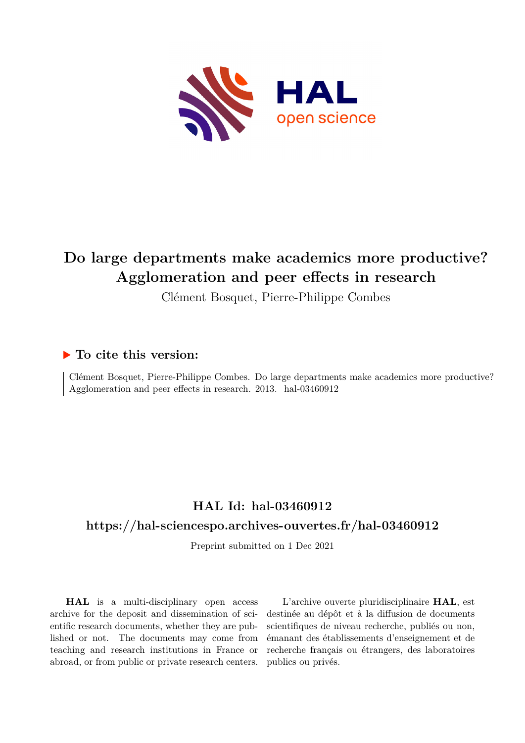# Do large departments make academics more productive? Agglomeration and peer effects in research

Clément Bosquet, Pierre-Philippe Combes

## ▶ To cite this version:

Clément Bosquet, Pierre-Philippe Combes. Do large departments make academics more productive? Agglomeration and peer effects in research. 2013. hal-03460912

## HAL Id: hal-03460912

## https://hal-sciencespo.archives-ouvertes.fr/hal-03460912

Preprint submitted on 1 Dec 2021

**HAL** is a multi-disciplinary open access archive for the deposit and dissemination of scientific research documents, whether they are published or not. The documents may come from teaching and research institutions in France or abroad, or from public or private research centers.

L'archive ouverte pluridisciplinaire **HAL**, est destinée au dépôt et à la diffusion de documents scientifiques de niveau recherche, publiés ou non, émanant des établissements d'enseignement et de recherche français ou étrangers, des laboratoires publics ou privés.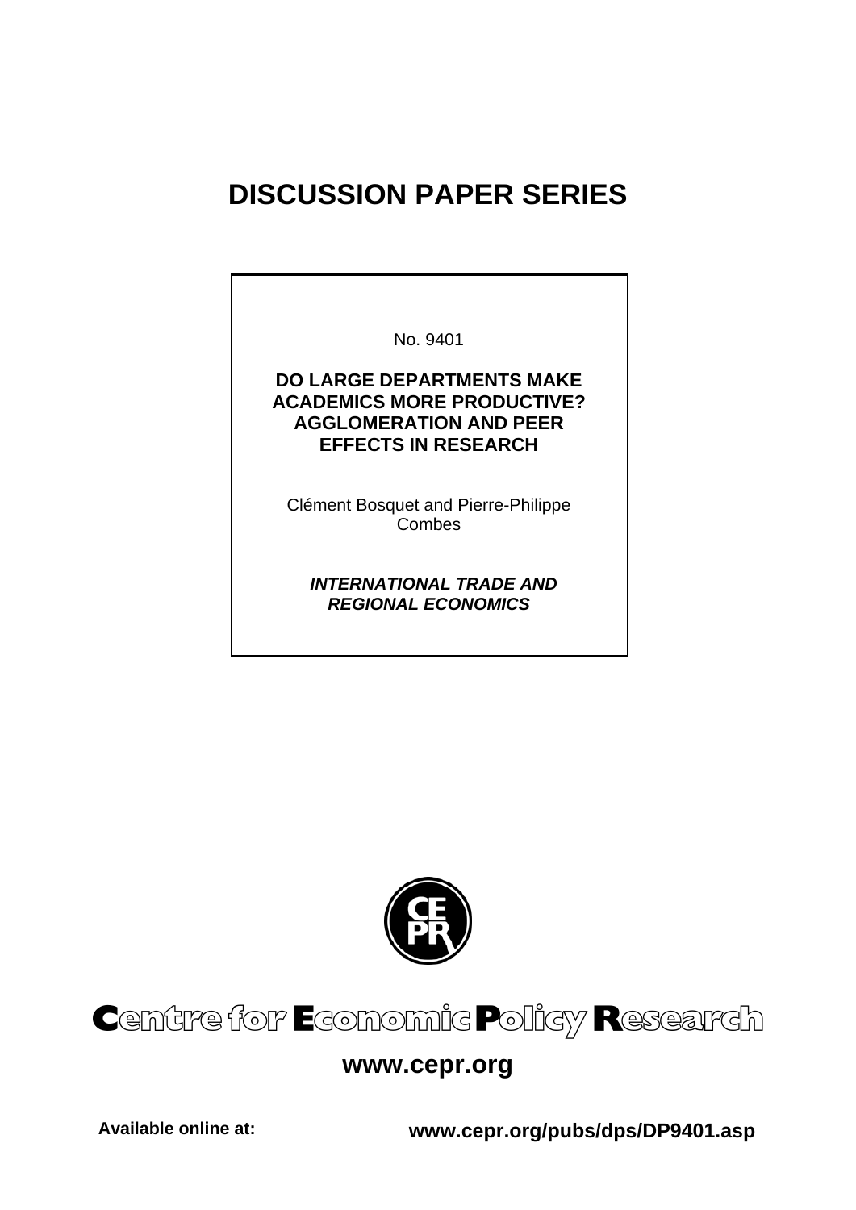# DISCUSSION PAPER SERIES

No. 9401

**DO LARGE DEPARTMENTS MAKE ACADEMICS MORE PRODUCTIVE? AGGLOMERATION AND PEER EFFECTS IN RESEARCH**

Clément Bosquet and Pierre-Philippe Combes

***INTERNATIONAL TRADE AND REGIONAL ECONOMICS***

**Centre for Economic Policy Research**

**www.cepr.org**

**Available online at:** **www.cepr.org/pubs/dps/DP9401.asp**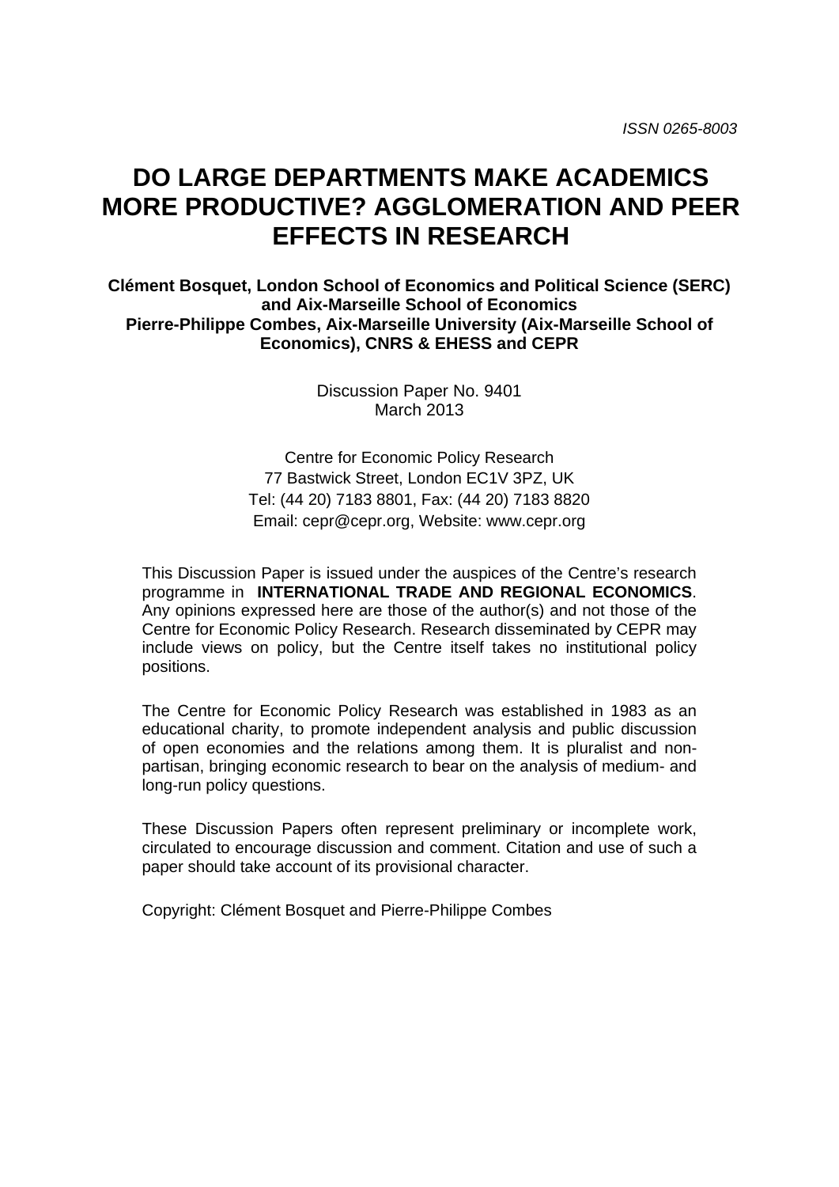*ISSN 0265-8003*

# DO LARGE DEPARTMENTS MAKE ACADEMICS MORE PRODUCTIVE? AGGLOMERATION AND PEER EFFECTS IN RESEARCH

**Clément Bosquet, London School of Economics and Political Science (SERC) and Aix-Marseille School of Economics**
**Pierre-Philippe Combes, Aix-Marseille University (Aix-Marseille School of Economics), CNRS & EHESS and CEPR**

Discussion Paper No. 9401
March 2013

Centre for Economic Policy Research
77 Bastwick Street, London EC1V 3PZ, UK
Tel: (44 20) 7183 8801, Fax: (44 20) 7183 8820
Email: cepr@cepr.org, Website: www.cepr.org

This Discussion Paper is issued under the auspices of the Centre's research programme in **INTERNATIONAL TRADE AND REGIONAL ECONOMICS**. Any opinions expressed here are those of the author(s) and not those of the Centre for Economic Policy Research. Research disseminated by CEPR may include views on policy, but the Centre itself takes no institutional policy positions.

The Centre for Economic Policy Research was established in 1983 as an educational charity, to promote independent analysis and public discussion of open economies and the relations among them. It is pluralist and non-partisan, bringing economic research to bear on the analysis of medium- and long-run policy questions.

These Discussion Papers often represent preliminary or incomplete work, circulated to encourage discussion and comment. Citation and use of such a paper should take account of its provisional character.

Copyright: Clément Bosquet and Pierre-Philippe Combes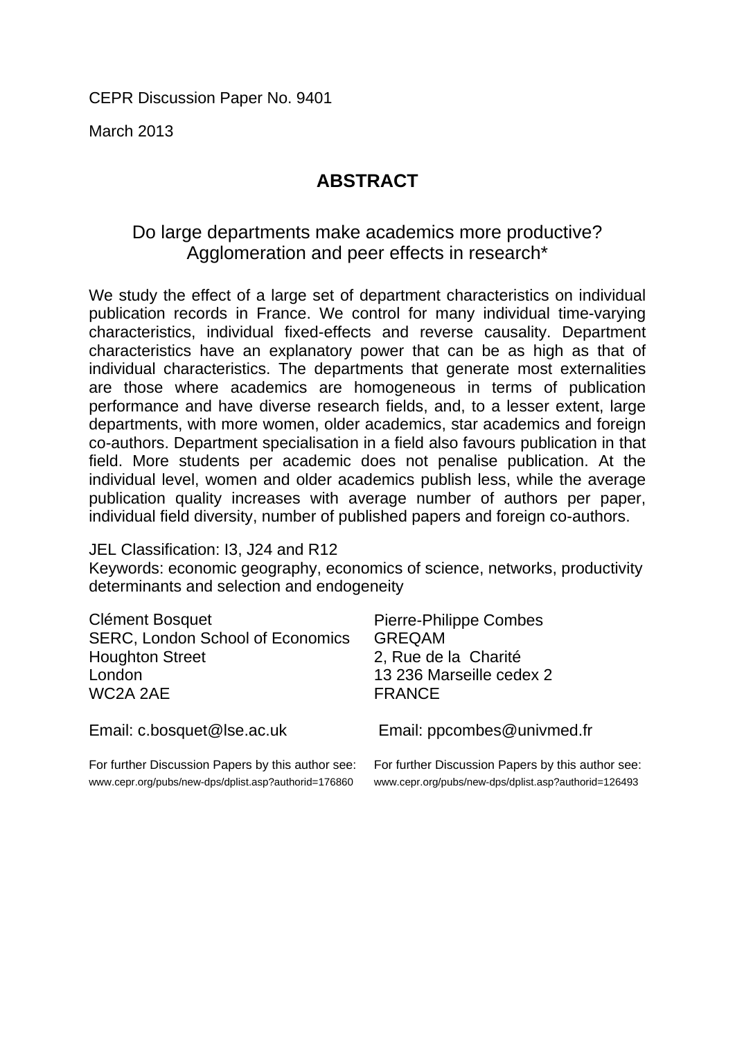CEPR Discussion Paper No. 9401

March 2013

## ABSTRACT

### Do large departments make academics more productive? Agglomeration and peer effects in research*

We study the effect of a large set of department characteristics on individual publication records in France. We control for many individual time-varying characteristics, individual fixed-effects and reverse causality. Department characteristics have an explanatory power that can be as high as that of individual characteristics. The departments that generate most externalities are those where academics are homogeneous in terms of publication performance and have diverse research fields, and, to a lesser extent, large departments, with more women, older academics, star academics and foreign co-authors. Department specialisation in a field also favours publication in that field. More students per academic does not penalise publication. At the individual level, women and older academics publish less, while the average publication quality increases with average number of authors per paper, individual field diversity, number of published papers and foreign co-authors.

JEL Classification: I3, J24 and R12

Keywords: economic geography, economics of science, networks, productivity determinants and selection and endogeneity

Clément Bosquet
SERC, London School of Economics
Houghton Street
London
WC2A 2AE

Email: c.bosquet@lse.ac.uk

For further Discussion Papers by this author see:
www.cepr.org/pubs/new-dps/dplist.asp?authorid=176860

Pierre-Philippe Combes
GREQAM
2, Rue de la Charité
13 236 Marseille cedex 2
FRANCE

Email: ppcombes@univmed.fr

For further Discussion Papers by this author see:
www.cepr.org/pubs/new-dps/dplist.asp?authorid=126493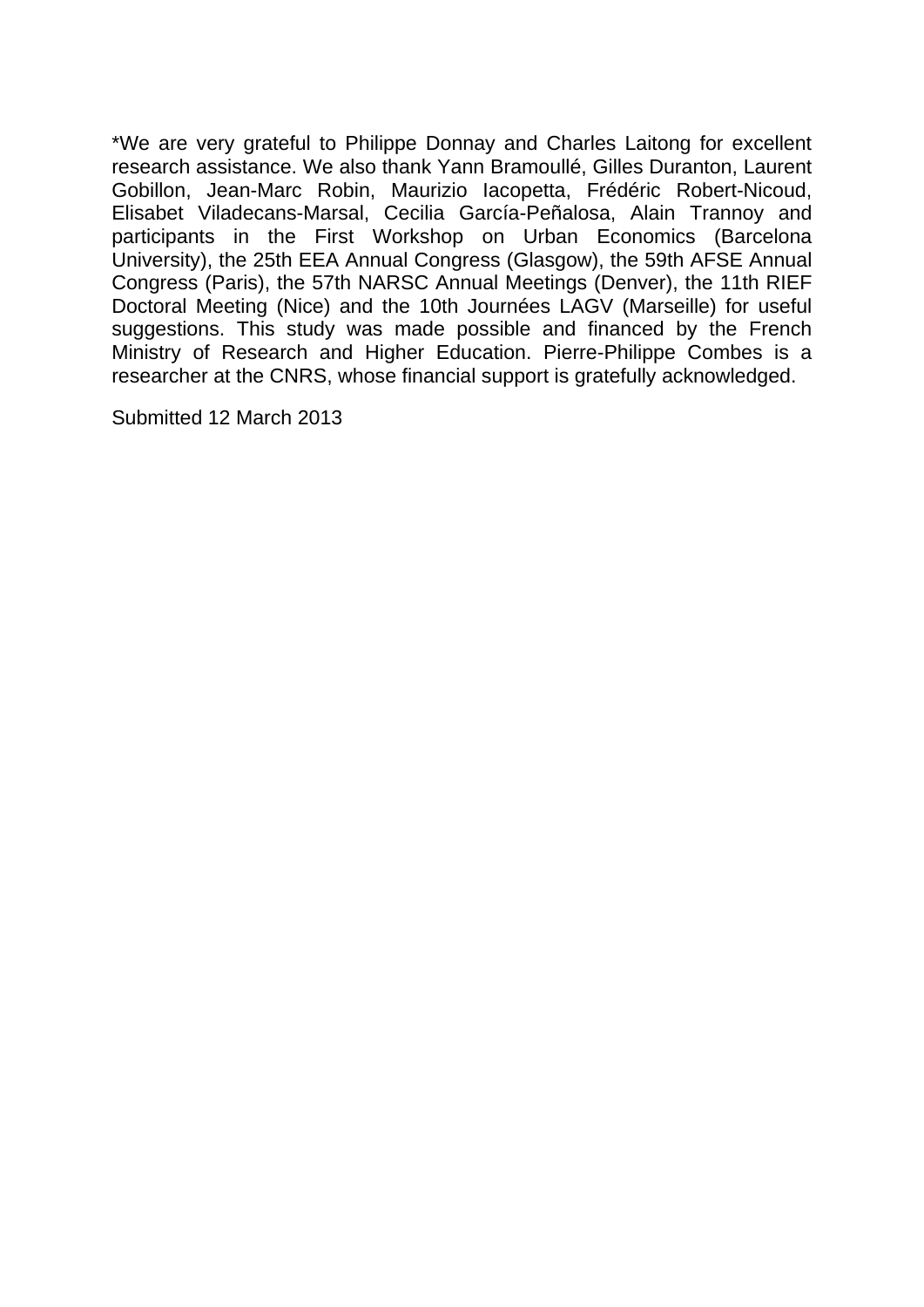*We are very grateful to Philippe Donnay and Charles Laitong for excellent research assistance. We also thank Yann Bramoullé, Gilles Duranton, Laurent Gobillon, Jean-Marc Robin, Maurizio Iacopetta, Frédéric Robert-Nicoud, Elisabet Viladecans-Marsal, Cecilia García-Peñalosa, Alain Trannoy and participants in the First Workshop on Urban Economics (Barcelona University), the 25th EEA Annual Congress (Glasgow), the 59th AFSE Annual Congress (Paris), the 57th NARSC Annual Meetings (Denver), the 11th RIEF Doctoral Meeting (Nice) and the 10th Journées LAGV (Marseille) for useful suggestions. This study was made possible and financed by the French Ministry of Research and Higher Education. Pierre-Philippe Combes is a researcher at the CNRS, whose financial support is gratefully acknowledged.

Submitted 12 March 2013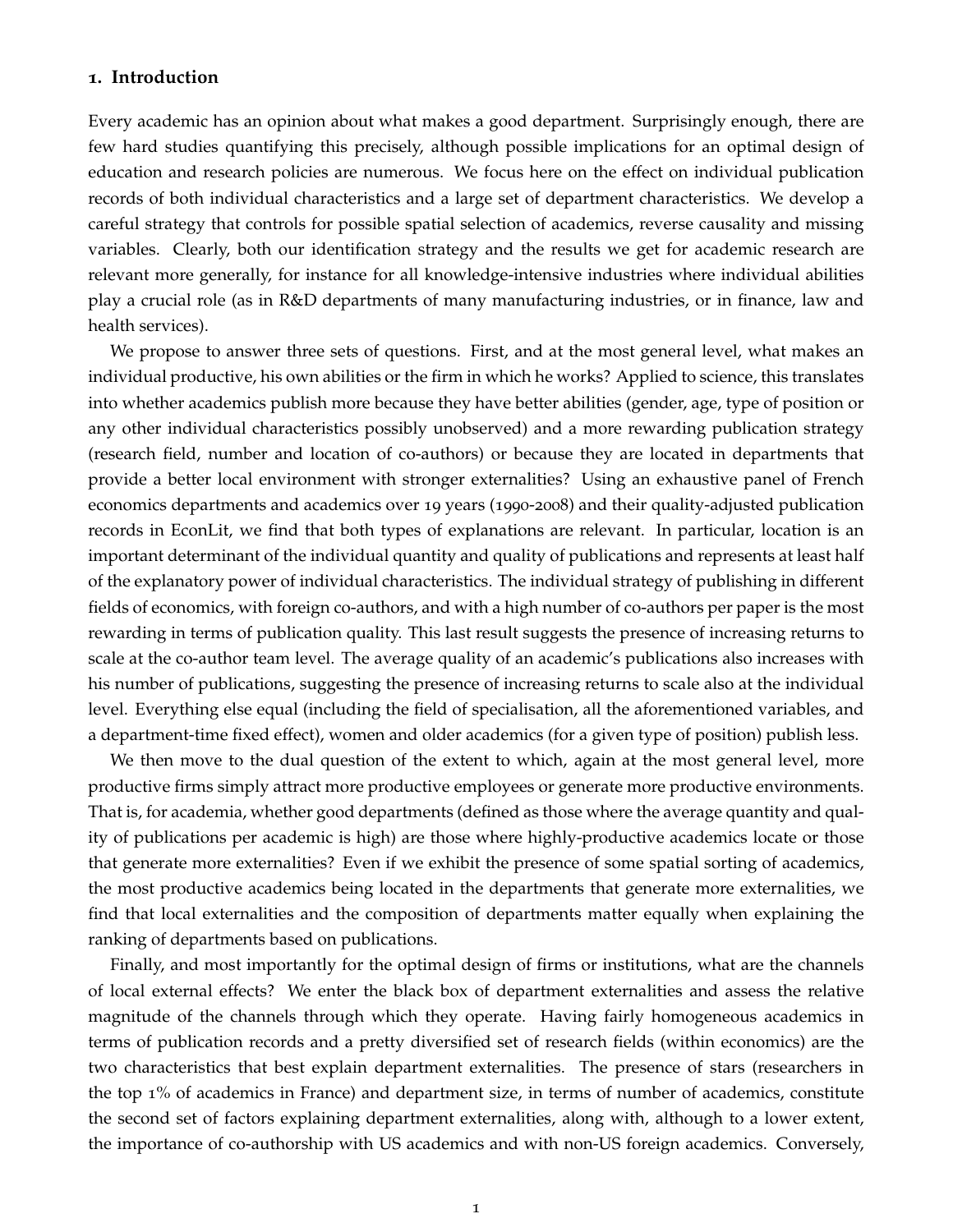## 1. Introduction

Every academic has an opinion about what makes a good department. Surprisingly enough, there are few hard studies quantifying this precisely, although possible implications for an optimal design of education and research policies are numerous. We focus here on the effect on individual publication records of both individual characteristics and a large set of department characteristics. We develop a careful strategy that controls for possible spatial selection of academics, reverse causality and missing variables. Clearly, both our identification strategy and the results we get for academic research are relevant more generally, for instance for all knowledge-intensive industries where individual abilities play a crucial role (as in R&D departments of many manufacturing industries, or in finance, law and health services).

We propose to answer three sets of questions. First, and at the most general level, what makes an individual productive, his own abilities or the firm in which he works? Applied to science, this translates into whether academics publish more because they have better abilities (gender, age, type of position or any other individual characteristics possibly unobserved) and a more rewarding publication strategy (research field, number and location of co-authors) or because they are located in departments that provide a better local environment with stronger externalities? Using an exhaustive panel of French economics departments and academics over 19 years (1990-2008) and their quality-adjusted publication records in EconLit, we find that both types of explanations are relevant. In particular, location is an important determinant of the individual quantity and quality of publications and represents at least half of the explanatory power of individual characteristics. The individual strategy of publishing in different fields of economics, with foreign co-authors, and with a high number of co-authors per paper is the most rewarding in terms of publication quality. This last result suggests the presence of increasing returns to scale at the co-author team level. The average quality of an academic's publications also increases with his number of publications, suggesting the presence of increasing returns to scale also at the individual level. Everything else equal (including the field of specialisation, all the aforementioned variables, and a department-time fixed effect), women and older academics (for a given type of position) publish less.

We then move to the dual question of the extent to which, again at the most general level, more productive firms simply attract more productive employees or generate more productive environments. That is, for academia, whether good departments (defined as those where the average quantity and quality of publications per academic is high) are those where highly-productive academics locate or those that generate more externalities? Even if we exhibit the presence of some spatial sorting of academics, the most productive academics being located in the departments that generate more externalities, we find that local externalities and the composition of departments matter equally when explaining the ranking of departments based on publications.

Finally, and most importantly for the optimal design of firms or institutions, what are the channels of local external effects? We enter the black box of department externalities and assess the relative magnitude of the channels through which they operate. Having fairly homogeneous academics in terms of publication records and a pretty diversified set of research fields (within economics) are the two characteristics that best explain department externalities. The presence of stars (researchers in the top 1% of academics in France) and department size, in terms of number of academics, constitute the second set of factors explaining department externalities, along with, although to a lower extent, the importance of co-authorship with US academics and with non-US foreign academics. Conversely,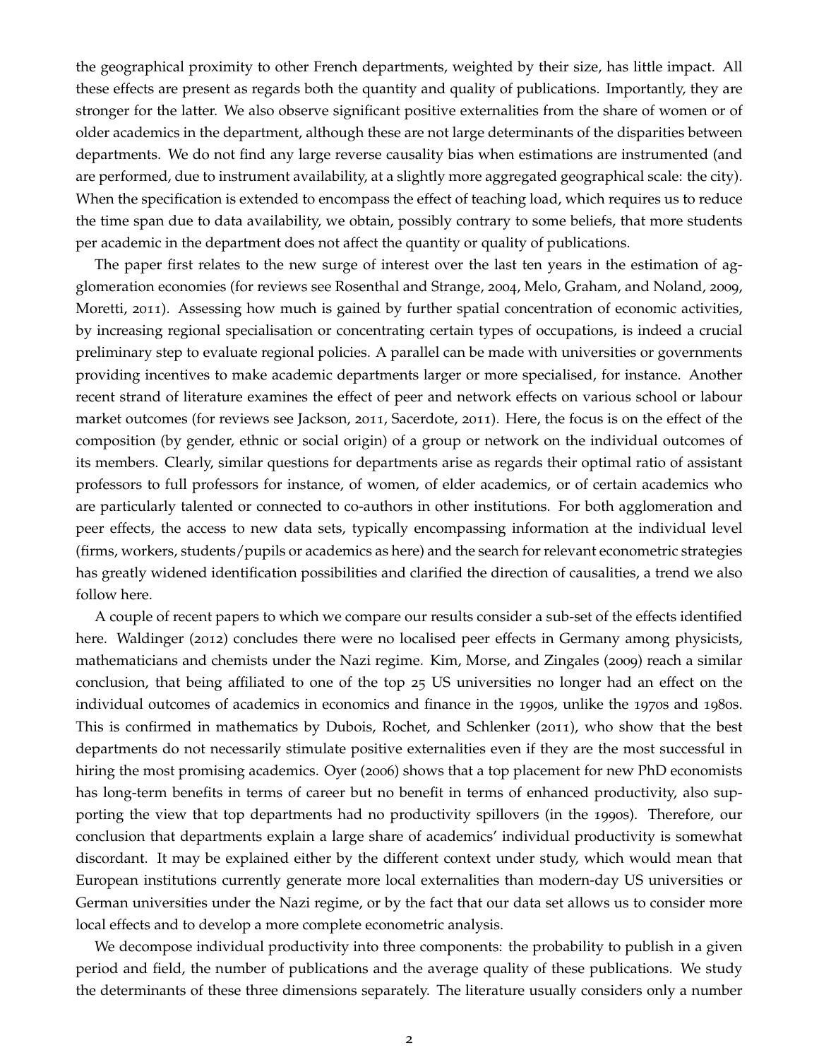the geographical proximity to other French departments, weighted by their size, has little impact. All these effects are present as regards both the quantity and quality of publications. Importantly, they are stronger for the latter. We also observe significant positive externalities from the share of women or of older academics in the department, although these are not large determinants of the disparities between departments. We do not find any large reverse causality bias when estimations are instrumented (and are performed, due to instrument availability, at a slightly more aggregated geographical scale: the city). When the specification is extended to encompass the effect of teaching load, which requires us to reduce the time span due to data availability, we obtain, possibly contrary to some beliefs, that more students per academic in the department does not affect the quantity or quality of publications.

The paper first relates to the new surge of interest over the last ten years in the estimation of agglomeration economies (for reviews see Rosenthal and Strange, 2004, Melo, Graham, and Noland, 2009, Moretti, 2011). Assessing how much is gained by further spatial concentration of economic activities, by increasing regional specialisation or concentrating certain types of occupations, is indeed a crucial preliminary step to evaluate regional policies. A parallel can be made with universities or governments providing incentives to make academic departments larger or more specialised, for instance. Another recent strand of literature examines the effect of peer and network effects on various school or labour market outcomes (for reviews see Jackson, 2011, Sacerdote, 2011). Here, the focus is on the effect of the composition (by gender, ethnic or social origin) of a group or network on the individual outcomes of its members. Clearly, similar questions for departments arise as regards their optimal ratio of assistant professors to full professors for instance, of women, of elder academics, or of certain academics who are particularly talented or connected to co-authors in other institutions. For both agglomeration and peer effects, the access to new data sets, typically encompassing information at the individual level (firms, workers, students/pupils or academics as here) and the search for relevant econometric strategies has greatly widened identification possibilities and clarified the direction of causalities, a trend we also follow here.

A couple of recent papers to which we compare our results consider a sub-set of the effects identified here. Waldinger (2012) concludes there were no localised peer effects in Germany among physicists, mathematicians and chemists under the Nazi regime. Kim, Morse, and Zingales (2009) reach a similar conclusion, that being affiliated to one of the top 25 US universities no longer had an effect on the individual outcomes of academics in economics and finance in the 1990s, unlike the 1970s and 1980s. This is confirmed in mathematics by Dubois, Rochet, and Schlenker (2011), who show that the best departments do not necessarily stimulate positive externalities even if they are the most successful in hiring the most promising academics. Oyer (2006) shows that a top placement for new PhD economists has long-term benefits in terms of career but no benefit in terms of enhanced productivity, also supporting the view that top departments had no productivity spillovers (in the 1990s). Therefore, our conclusion that departments explain a large share of academics' individual productivity is somewhat discordant. It may be explained either by the different context under study, which would mean that European institutions currently generate more local externalities than modern-day US universities or German universities under the Nazi regime, or by the fact that our data set allows us to consider more local effects and to develop a more complete econometric analysis.

We decompose individual productivity into three components: the probability to publish in a given period and field, the number of publications and the average quality of these publications. We study the determinants of these three dimensions separately. The literature usually considers only a number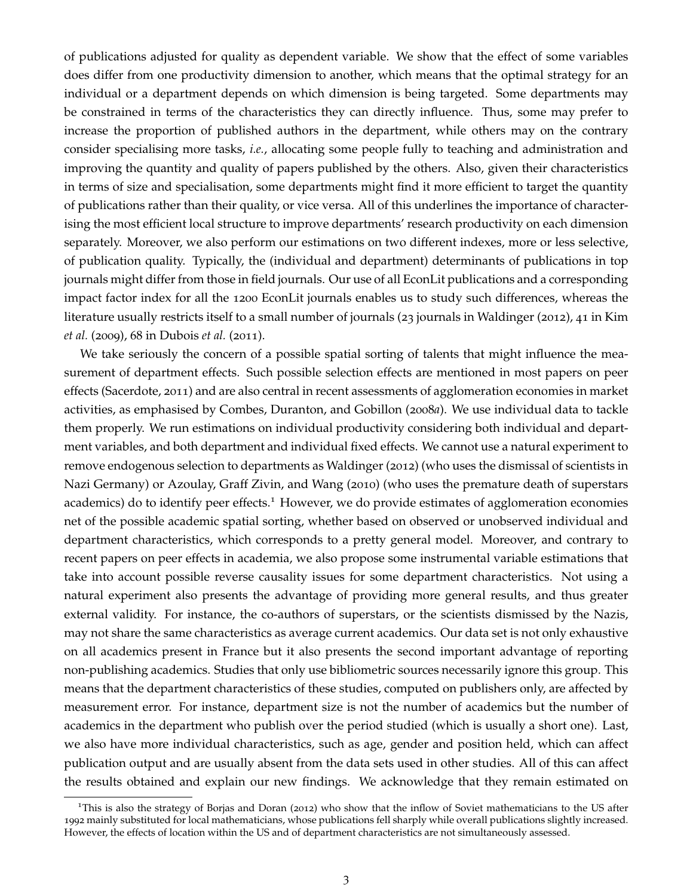of publications adjusted for quality as dependent variable. We show that the effect of some variables does differ from one productivity dimension to another, which means that the optimal strategy for an individual or a department depends on which dimension is being targeted. Some departments may be constrained in terms of the characteristics they can directly influence. Thus, some may prefer to increase the proportion of published authors in the department, while others may on the contrary consider specialising more tasks, *i.e.*, allocating some people fully to teaching and administration and improving the quantity and quality of papers published by the others. Also, given their characteristics in terms of size and specialisation, some departments might find it more efficient to target the quantity of publications rather than their quality, or vice versa. All of this underlines the importance of characterising the most efficient local structure to improve departments' research productivity on each dimension separately. Moreover, we also perform our estimations on two different indexes, more or less selective, of publication quality. Typically, the (individual and department) determinants of publications in top journals might differ from those in field journals. Our use of all EconLit publications and a corresponding impact factor index for all the 1200 EconLit journals enables us to study such differences, whereas the literature usually restricts itself to a small number of journals (23 journals in Waldinger (2012), 41 in Kim *et al.* (2009), 68 in Dubois *et al.* (2011).

We take seriously the concern of a possible spatial sorting of talents that might influence the measurement of department effects. Such possible selection effects are mentioned in most papers on peer effects (Sacerdote, 2011) and are also central in recent assessments of agglomeration economies in market activities, as emphasised by Combes, Duranton, and Gobillon (2008*a*). We use individual data to tackle them properly. We run estimations on individual productivity considering both individual and department variables, and both department and individual fixed effects. We cannot use a natural experiment to remove endogenous selection to departments as Waldinger (2012) (who uses the dismissal of scientists in Nazi Germany) or Azoulay, Graff Zivin, and Wang (2010) (who uses the premature death of superstars academics) do to identify peer effects.[1] However, we do provide estimates of agglomeration economies net of the possible academic spatial sorting, whether based on observed or unobserved individual and department characteristics, which corresponds to a pretty general model. Moreover, and contrary to recent papers on peer effects in academia, we also propose some instrumental variable estimations that take into account possible reverse causality issues for some department characteristics. Not using a natural experiment also presents the advantage of providing more general results, and thus greater external validity. For instance, the co-authors of superstars, or the scientists dismissed by the Nazis, may not share the same characteristics as average current academics. Our data set is not only exhaustive on all academics present in France but it also presents the second important advantage of reporting non-publishing academics. Studies that only use bibliometric sources necessarily ignore this group. This means that the department characteristics of these studies, computed on publishers only, are affected by measurement error. For instance, department size is not the number of academics but the number of academics in the department who publish over the period studied (which is usually a short one). Last, we also have more individual characteristics, such as age, gender and position held, which can affect publication output and are usually absent from the data sets used in other studies. All of this can affect the results obtained and explain our new findings. We acknowledge that they remain estimated on

[1] This is also the strategy of Borjas and Doran (2012) who show that the inflow of Soviet mathematicians to the US after 1992 mainly substituted for local mathematicians, whose publications fell sharply while overall publications slightly increased. However, the effects of location within the US and of department characteristics are not simultaneously assessed.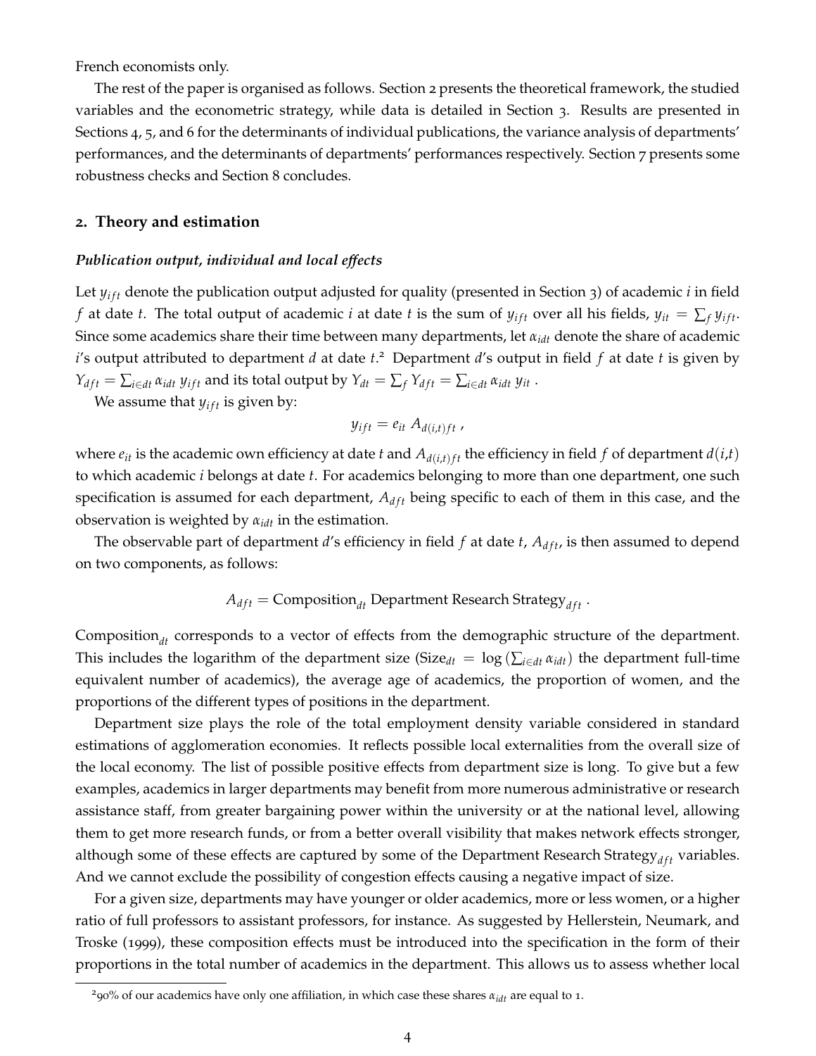French economists only.

The rest of the paper is organised as follows. Section 2 presents the theoretical framework, the studied variables and the econometric strategy, while data is detailed in Section 3. Results are presented in Sections 4, 5, and 6 for the determinants of individual publications, the variance analysis of departments' performances, and the determinants of departments' performances respectively. Section 7 presents some robustness checks and Section 8 concludes.

## 2. Theory and estimation

### *Publication output, individual and local effects*

Let $y_{ift}$ denote the publication output adjusted for quality (presented in Section 3) of academic $i$ in field $f$ at date $t$. The total output of academic $i$ at date $t$ is the sum of $y_{ift}$ over all his fields, $y_{it} = \sum_f y_{ift}$. Since some academics share their time between many departments, let $\alpha_{idt}$ denote the share of academic $i$'s output attributed to department $d$ at date $t$.[2] Department $d$'s output in field $f$ at date $t$ is given by $Y_{dft} = \sum_{i \in dt} \alpha_{idt}\, y_{ift}$ and its total output by $Y_{dt} = \sum_f Y_{dft} = \sum_{i \in dt} \alpha_{idt}\, y_{it}$ .

We assume that $y_{ift}$ is given by:

$$y_{ift} = e_{it}\, A_{d(i,t)ft} \,,$$

where $e_{it}$ is the academic own efficiency at date $t$ and $A_{d(i,t)ft}$ the efficiency in field $f$ of department $d(i,t)$ to which academic $i$ belongs at date $t$. For academics belonging to more than one department, one such specification is assumed for each department, $A_{dft}$ being specific to each of them in this case, and the observation is weighted by $\alpha_{idt}$ in the estimation.

The observable part of department $d$'s efficiency in field $f$ at date $t$, $A_{dft}$, is then assumed to depend on two components, as follows:

$$A_{dft} = \text{Composition}_{dt}\ \text{Department Research Strategy}_{dft} \,.$$

$\text{Composition}_{dt}$ corresponds to a vector of effects from the demographic structure of the department. This includes the logarithm of the department size ($\text{Size}_{dt} = \log\left(\sum_{i \in dt} \alpha_{idt}\right)$ the department full-time equivalent number of academics), the average age of academics, the proportion of women, and the proportions of the different types of positions in the department.

Department size plays the role of the total employment density variable considered in standard estimations of agglomeration economies. It reflects possible local externalities from the overall size of the local economy. The list of possible positive effects from department size is long. To give but a few examples, academics in larger departments may benefit from more numerous administrative or research assistance staff, from greater bargaining power within the university or at the national level, allowing them to get more research funds, or from a better overall visibility that makes network effects stronger, although some of these effects are captured by some of the Department Research $\text{Strategy}_{dft}$ variables. And we cannot exclude the possibility of congestion effects causing a negative impact of size.

For a given size, departments may have younger or older academics, more or less women, or a higher ratio of full professors to assistant professors, for instance. As suggested by Hellerstein, Neumark, and Troske (1999), these composition effects must be introduced into the specification in the form of their proportions in the total number of academics in the department. This allows us to assess whether local

[2] 90% of our academics have only one affiliation, in which case these shares $\alpha_{idt}$ are equal to 1.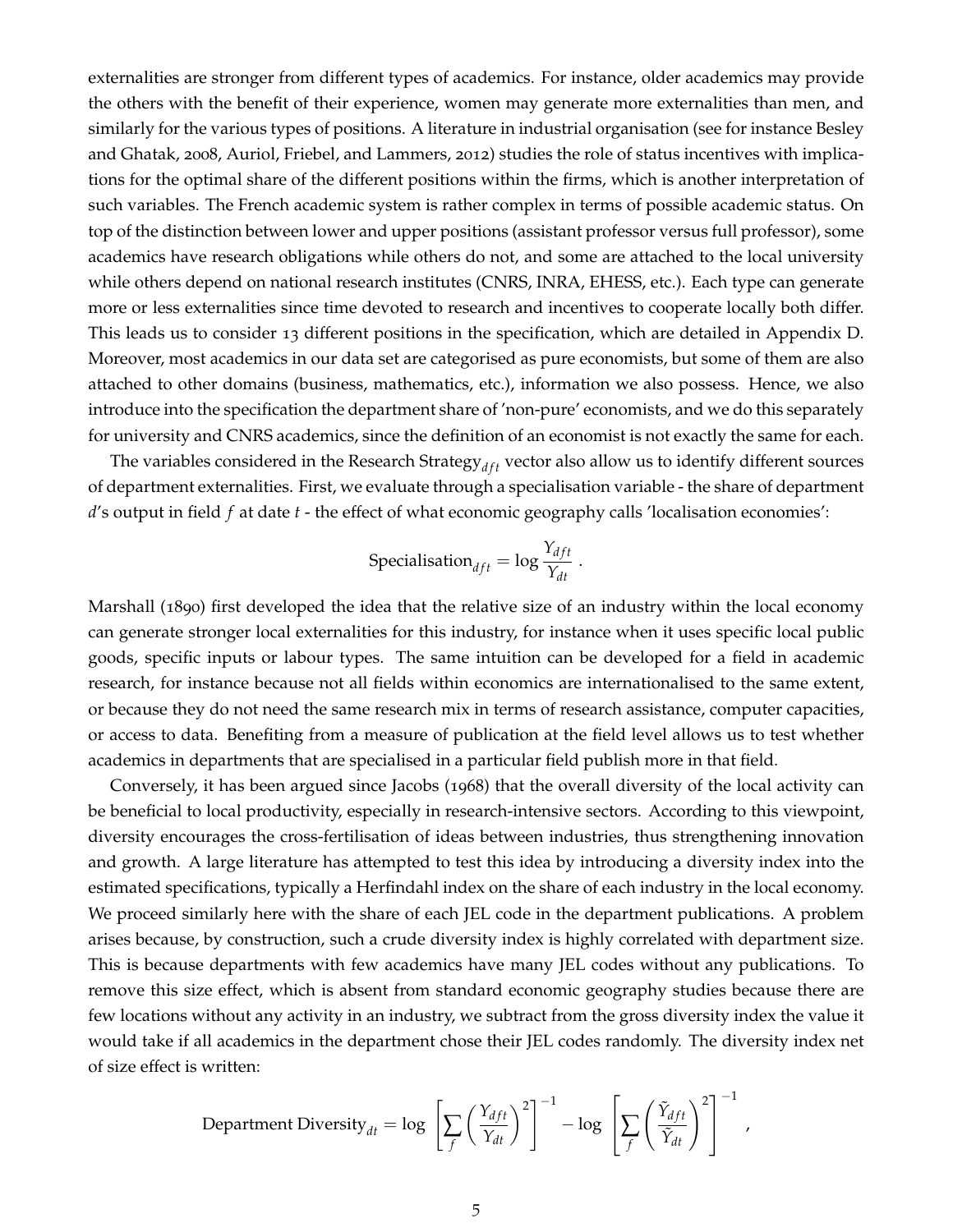externalities are stronger from different types of academics. For instance, older academics may provide the others with the benefit of their experience, women may generate more externalities than men, and similarly for the various types of positions. A literature in industrial organisation (see for instance Besley and Ghatak, 2008, Auriol, Friebel, and Lammers, 2012) studies the role of status incentives with implications for the optimal share of the different positions within the firms, which is another interpretation of such variables. The French academic system is rather complex in terms of possible academic status. On top of the distinction between lower and upper positions (assistant professor versus full professor), some academics have research obligations while others do not, and some are attached to the local university while others depend on national research institutes (CNRS, INRA, EHESS, etc.). Each type can generate more or less externalities since time devoted to research and incentives to cooperate locally both differ. This leads us to consider 13 different positions in the specification, which are detailed in Appendix D. Moreover, most academics in our data set are categorised as pure economists, but some of them are also attached to other domains (business, mathematics, etc.), information we also possess. Hence, we also introduce into the specification the department share of 'non-pure' economists, and we do this separately for university and CNRS academics, since the definition of an economist is not exactly the same for each.

The variables considered in the Research Strategy$_{dft}$ vector also allow us to identify different sources of department externalities. First, we evaluate through a specialisation variable - the share of department $d$'s output in field $f$ at date $t$ - the effect of what economic geography calls 'localisation economies':

$$\text{Specialisation}_{dft} = \log \frac{Y_{dft}}{Y_{dt}} \ .$$

Marshall (1890) first developed the idea that the relative size of an industry within the local economy can generate stronger local externalities for this industry, for instance when it uses specific local public goods, specific inputs or labour types. The same intuition can be developed for a field in academic research, for instance because not all fields within economics are internationalised to the same extent, or because they do not need the same research mix in terms of research assistance, computer capacities, or access to data. Benefiting from a measure of publication at the field level allows us to test whether academics in departments that are specialised in a particular field publish more in that field.

Conversely, it has been argued since Jacobs (1968) that the overall diversity of the local activity can be beneficial to local productivity, especially in research-intensive sectors. According to this viewpoint, diversity encourages the cross-fertilisation of ideas between industries, thus strengthening innovation and growth. A large literature has attempted to test this idea by introducing a diversity index into the estimated specifications, typically a Herfindahl index on the share of each industry in the local economy. We proceed similarly here with the share of each JEL code in the department publications. A problem arises because, by construction, such a crude diversity index is highly correlated with department size. This is because departments with few academics have many JEL codes without any publications. To remove this size effect, which is absent from standard economic geography studies because there are few locations without any activity in an industry, we subtract from the gross diversity index the value it would take if all academics in the department chose their JEL codes randomly. The diversity index net of size effect is written:

$$\text{Department Diversity}_{dt} = \log \left[ \sum_f \left( \frac{Y_{dft}}{Y_{dt}} \right)^2 \right]^{-1} - \log \left[ \sum_f \left( \frac{\tilde{Y}_{dft}}{\tilde{Y}_{dt}} \right)^2 \right]^{-1} ,$$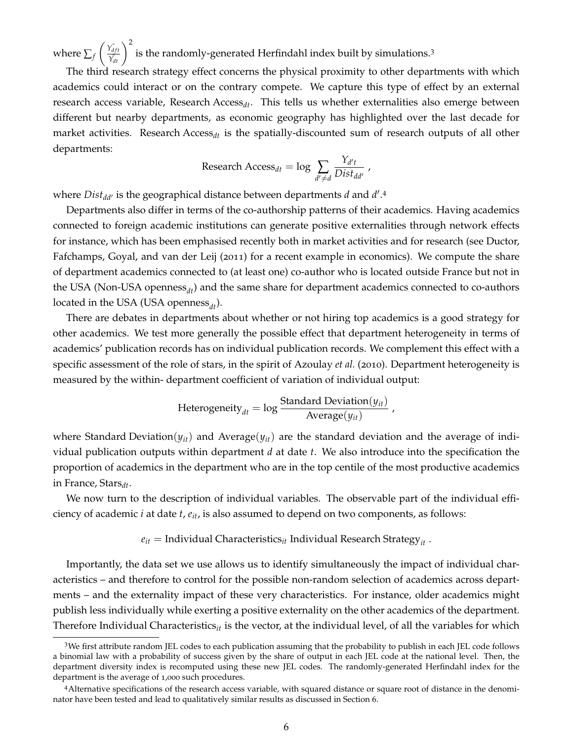where $\sum_f \left(\frac{\tilde{Y}_{dft}}{\tilde{Y}_{dt}}\right)^2$ is the randomly-generated Herfindahl index built by simulations.[3]

The third research strategy effect concerns the physical proximity to other departments with which academics could interact or on the contrary compete. We capture this type of effect by an external research access variable, Research Access$_{dt}$. This tells us whether externalities also emerge between different but nearby departments, as economic geography has highlighted over the last decade for market activities. Research Access$_{dt}$ is the spatially-discounted sum of research outputs of all other departments:

$$\text{Research Access}_{dt} = \log \sum_{d' \neq d} \frac{Y_{d't}}{Dist_{dd'}} ,$$

where $Dist_{dd'}$ is the geographical distance between departments $d$ and $d'$.[4]

Departments also differ in terms of the co-authorship patterns of their academics. Having academics connected to foreign academic institutions can generate positive externalities through network effects for instance, which has been emphasised recently both in market activities and for research (see Ductor, Fafchamps, Goyal, and van der Leij (2011) for a recent example in economics). We compute the share of department academics connected to (at least one) co-author who is located outside France but not in the USA (Non-USA openness$_{dt}$) and the same share for department academics connected to co-authors located in the USA (USA openness$_{dt}$).

There are debates in departments about whether or not hiring top academics is a good strategy for other academics. We test more generally the possible effect that department heterogeneity in terms of academics' publication records has on individual publication records. We complement this effect with a specific assessment of the role of stars, in the spirit of Azoulay *et al.* (2010). Department heterogeneity is measured by the within- department coefficient of variation of individual output:

$$\text{Heterogeneity}_{dt} = \log \frac{\text{Standard Deviation}(y_{it})}{\text{Average}(y_{it})} ,$$

where Standard Deviation$(y_{it})$ and Average$(y_{it})$ are the standard deviation and the average of individual publication outputs within department $d$ at date $t$. We also introduce into the specification the proportion of academics in the department who are in the top centile of the most productive academics in France, Stars$_{dt}$.

We now turn to the description of individual variables. The observable part of the individual efficiency of academic $i$ at date $t$, $e_{it}$, is also assumed to depend on two components, as follows:

$$e_{it} = \text{Individual Characteristics}_{it} \ \text{Individual Research Strategy}_{it} .$$

Importantly, the data set we use allows us to identify simultaneously the impact of individual characteristics – and therefore to control for the possible non-random selection of academics across departments – and the externality impact of these very characteristics. For instance, older academics might publish less individually while exerting a positive externality on the other academics of the department. Therefore Individual Characteristics$_{it}$ is the vector, at the individual level, of all the variables for which

[3] We first attribute random JEL codes to each publication assuming that the probability to publish in each JEL code follows a binomial law with a probability of success given by the share of output in each JEL code at the national level. Then, the department diversity index is recomputed using these new JEL codes. The randomly-generated Herfindahl index for the department is the average of 1,000 such procedures.

[4] Alternative specifications of the research access variable, with squared distance or square root of distance in the denominator have been tested and lead to qualitatively similar results as discussed in Section 6.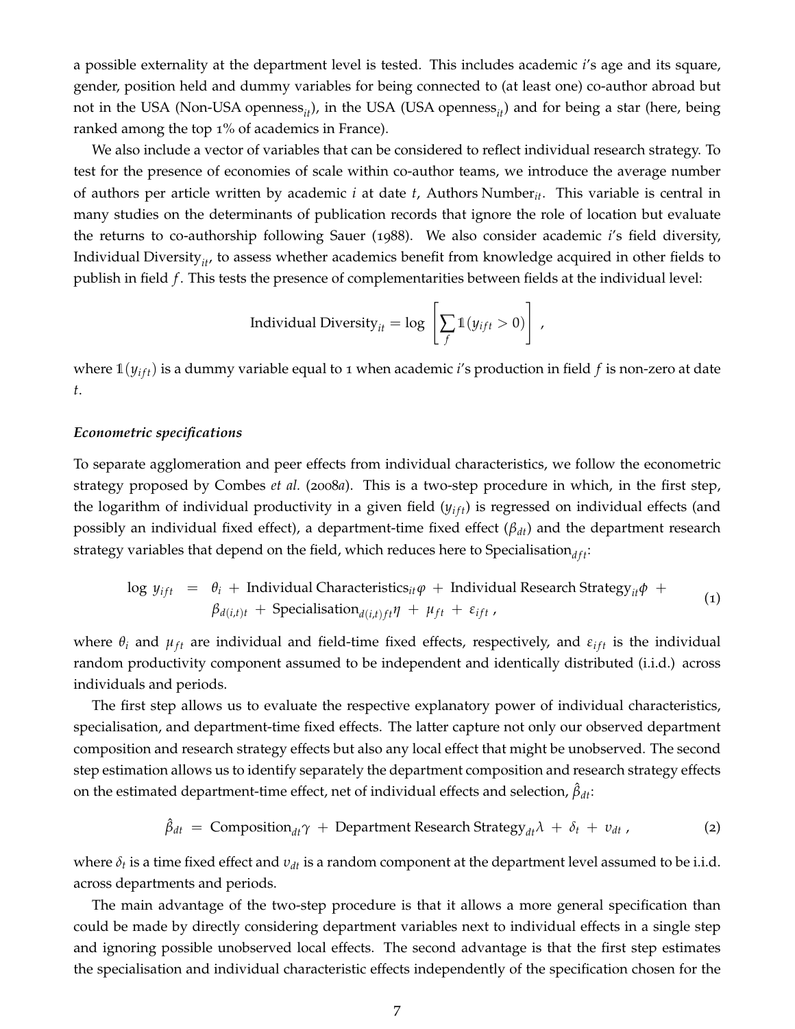a possible externality at the department level is tested. This includes academic $i$'s age and its square, gender, position held and dummy variables for being connected to (at least one) co-author abroad but not in the USA (Non-USA openness$_{it}$), in the USA (USA openness$_{it}$) and for being a star (here, being ranked among the top 1% of academics in France).

We also include a vector of variables that can be considered to reflect individual research strategy. To test for the presence of economies of scale within co-author teams, we introduce the average number of authors per article written by academic $i$ at date $t$, Authors Number$_{it}$. This variable is central in many studies on the determinants of publication records that ignore the role of location but evaluate the returns to co-authorship following Sauer (1988). We also consider academic $i$'s field diversity, Individual Diversity$_{it}$, to assess whether academics benefit from knowledge acquired in other fields to publish in field $f$. This tests the presence of complementarities between fields at the individual level:

$$\text{Individual Diversity}_{it} = \log \left[ \sum_{f} \mathbb{1}(y_{ift} > 0) \right] ,$$

where $\mathbb{1}(y_{ift})$ is a dummy variable equal to 1 when academic $i$'s production in field $f$ is non-zero at date $t$.

***Econometric specifications***

To separate agglomeration and peer effects from individual characteristics, we follow the econometric strategy proposed by Combes *et al.* (2008*a*). This is a two-step procedure in which, in the first step, the logarithm of individual productivity in a given field ($y_{ift}$) is regressed on individual effects (and possibly an individual fixed effect), a department-time fixed effect ($\beta_{dt}$) and the department research strategy variables that depend on the field, which reduces here to Specialisation$_{dft}$:

$$\begin{aligned} \log\, y_{ift} \;\; &= \;\; \theta_i \, + \, \text{Individual Characteristics}_{it}\varphi \, + \, \text{Individual Research Strategy}_{it}\phi \, + \\ & \quad\;\; \beta_{d(i,t)t} \, + \, \text{Specialisation}_{d(i,t)ft}\eta \, + \, \mu_{ft} \, + \, \varepsilon_{ift} \, , \end{aligned} \tag{1}$$

where $\theta_i$ and $\mu_{ft}$ are individual and field-time fixed effects, respectively, and $\varepsilon_{ift}$ is the individual random productivity component assumed to be independent and identically distributed (i.i.d.) across individuals and periods.

The first step allows us to evaluate the respective explanatory power of individual characteristics, specialisation, and department-time fixed effects. The latter capture not only our observed department composition and research strategy effects but also any local effect that might be unobserved. The second step estimation allows us to identify separately the department composition and research strategy effects on the estimated department-time effect, net of individual effects and selection, $\hat{\beta}_{dt}$:

$$\hat{\beta}_{dt} \; = \; \text{Composition}_{dt}\gamma \, + \, \text{Department Research Strategy}_{dt}\lambda \, + \, \delta_t \, + \, v_{dt} \, , \tag{2}$$

where $\delta_t$ is a time fixed effect and $v_{dt}$ is a random component at the department level assumed to be i.i.d. across departments and periods.

The main advantage of the two-step procedure is that it allows a more general specification than could be made by directly considering department variables next to individual effects in a single step and ignoring possible unobserved local effects. The second advantage is that the first step estimates the specialisation and individual characteristic effects independently of the specification chosen for the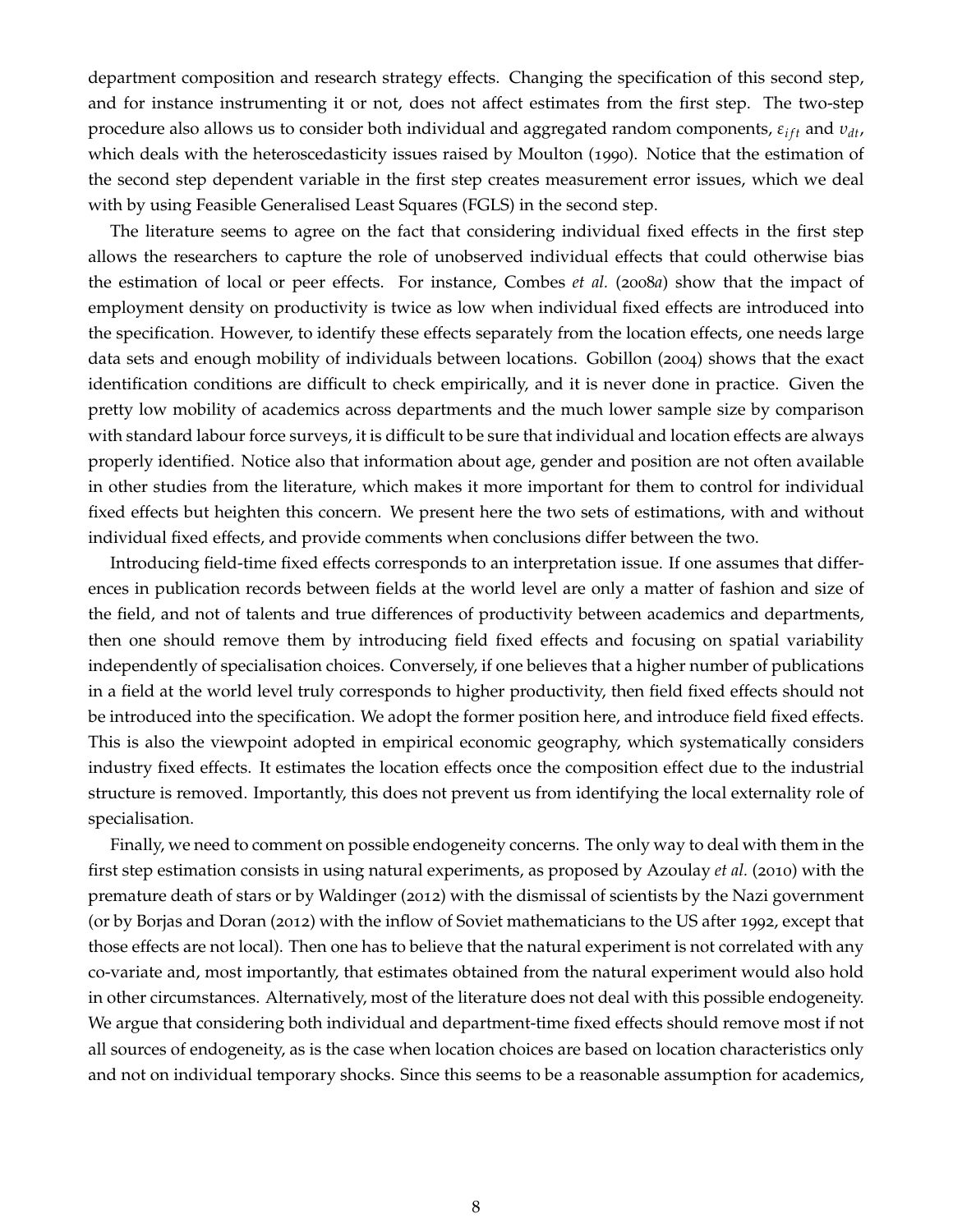department composition and research strategy effects. Changing the specification of this second step, and for instance instrumenting it or not, does not affect estimates from the first step. The two-step procedure also allows us to consider both individual and aggregated random components, $\varepsilon_{ift}$ and $v_{dt}$, which deals with the heteroscedasticity issues raised by Moulton (1990). Notice that the estimation of the second step dependent variable in the first step creates measurement error issues, which we deal with by using Feasible Generalised Least Squares (FGLS) in the second step.

The literature seems to agree on the fact that considering individual fixed effects in the first step allows the researchers to capture the role of unobserved individual effects that could otherwise bias the estimation of local or peer effects. For instance, Combes *et al.* (2008*a*) show that the impact of employment density on productivity is twice as low when individual fixed effects are introduced into the specification. However, to identify these effects separately from the location effects, one needs large data sets and enough mobility of individuals between locations. Gobillon (2004) shows that the exact identification conditions are difficult to check empirically, and it is never done in practice. Given the pretty low mobility of academics across departments and the much lower sample size by comparison with standard labour force surveys, it is difficult to be sure that individual and location effects are always properly identified. Notice also that information about age, gender and position are not often available in other studies from the literature, which makes it more important for them to control for individual fixed effects but heighten this concern. We present here the two sets of estimations, with and without individual fixed effects, and provide comments when conclusions differ between the two.

Introducing field-time fixed effects corresponds to an interpretation issue. If one assumes that differences in publication records between fields at the world level are only a matter of fashion and size of the field, and not of talents and true differences of productivity between academics and departments, then one should remove them by introducing field fixed effects and focusing on spatial variability independently of specialisation choices. Conversely, if one believes that a higher number of publications in a field at the world level truly corresponds to higher productivity, then field fixed effects should not be introduced into the specification. We adopt the former position here, and introduce field fixed effects. This is also the viewpoint adopted in empirical economic geography, which systematically considers industry fixed effects. It estimates the location effects once the composition effect due to the industrial structure is removed. Importantly, this does not prevent us from identifying the local externality role of specialisation.

Finally, we need to comment on possible endogeneity concerns. The only way to deal with them in the first step estimation consists in using natural experiments, as proposed by Azoulay *et al.* (2010) with the premature death of stars or by Waldinger (2012) with the dismissal of scientists by the Nazi government (or by Borjas and Doran (2012) with the inflow of Soviet mathematicians to the US after 1992, except that those effects are not local). Then one has to believe that the natural experiment is not correlated with any co-variate and, most importantly, that estimates obtained from the natural experiment would also hold in other circumstances. Alternatively, most of the literature does not deal with this possible endogeneity. We argue that considering both individual and department-time fixed effects should remove most if not all sources of endogeneity, as is the case when location choices are based on location characteristics only and not on individual temporary shocks. Since this seems to be a reasonable assumption for academics,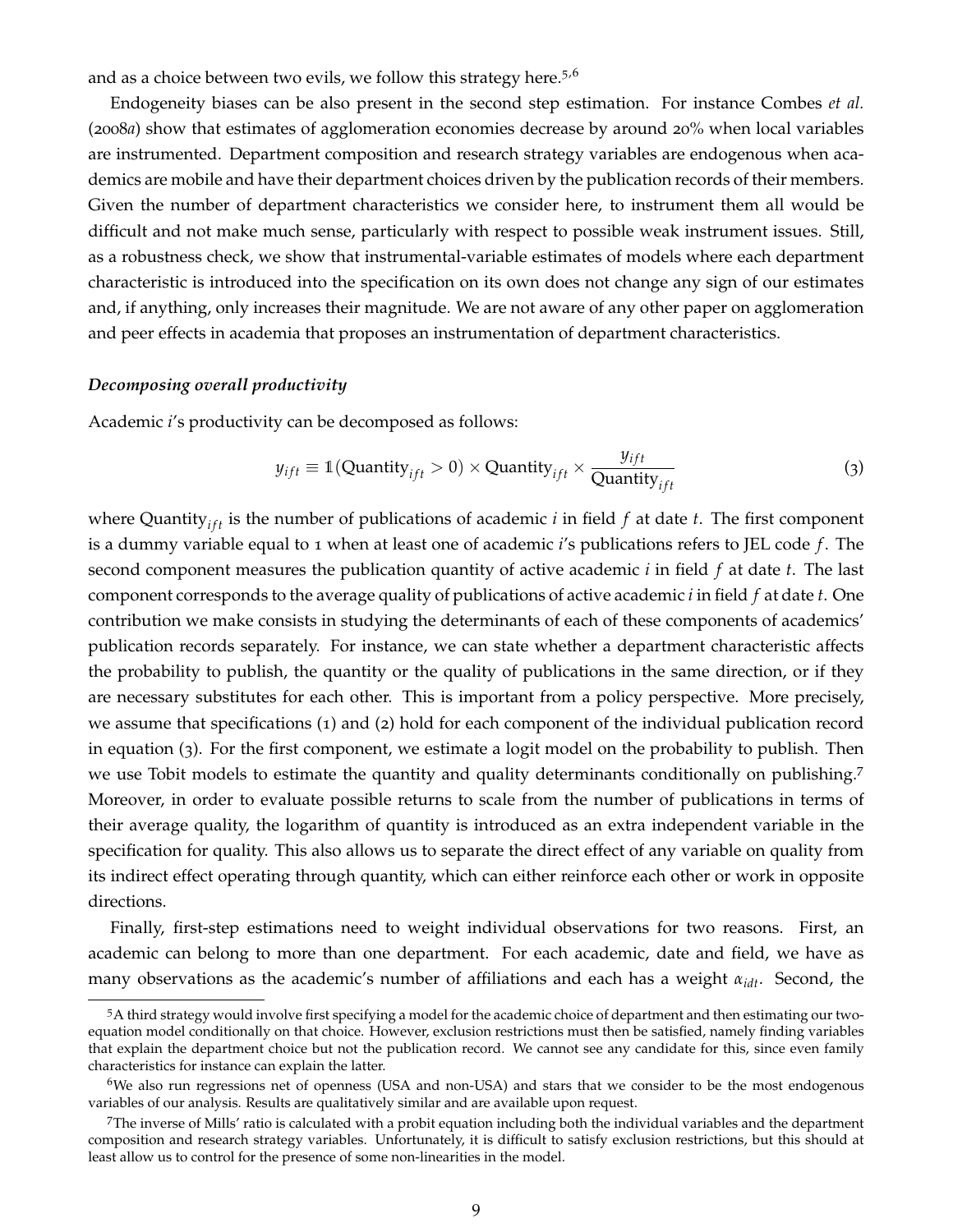and as a choice between two evils, we follow this strategy here.[5,6]

Endogeneity biases can be also present in the second step estimation. For instance Combes *et al.* (2008*a*) show that estimates of agglomeration economies decrease by around 20% when local variables are instrumented. Department composition and research strategy variables are endogenous when academics are mobile and have their department choices driven by the publication records of their members. Given the number of department characteristics we consider here, to instrument them all would be difficult and not make much sense, particularly with respect to possible weak instrument issues. Still, as a robustness check, we show that instrumental-variable estimates of models where each department characteristic is introduced into the specification on its own does not change any sign of our estimates and, if anything, only increases their magnitude. We are not aware of any other paper on agglomeration and peer effects in academia that proposes an instrumentation of department characteristics.

***Decomposing overall productivity***

Academic $i$'s productivity can be decomposed as follows:

$$y_{ift} \equiv \mathbb{1}(\text{Quantity}_{ift} > 0) \times \text{Quantity}_{ift} \times \frac{y_{ift}}{\text{Quantity}_{ift}} \tag{3}$$

where $\text{Quantity}_{ift}$ is the number of publications of academic $i$ in field $f$ at date $t$. The first component is a dummy variable equal to 1 when at least one of academic $i$'s publications refers to JEL code $f$. The second component measures the publication quantity of active academic $i$ in field $f$ at date $t$. The last component corresponds to the average quality of publications of active academic $i$ in field $f$ at date $t$. One contribution we make consists in studying the determinants of each of these components of academics' publication records separately. For instance, we can state whether a department characteristic affects the probability to publish, the quantity or the quality of publications in the same direction, or if they are necessary substitutes for each other. This is important from a policy perspective. More precisely, we assume that specifications (1) and (2) hold for each component of the individual publication record in equation (3). For the first component, we estimate a logit model on the probability to publish. Then we use Tobit models to estimate the quantity and quality determinants conditionally on publishing.[7] Moreover, in order to evaluate possible returns to scale from the number of publications in terms of their average quality, the logarithm of quantity is introduced as an extra independent variable in the specification for quality. This also allows us to separate the direct effect of any variable on quality from its indirect effect operating through quantity, which can either reinforce each other or work in opposite directions.

Finally, first-step estimations need to weight individual observations for two reasons. First, an academic can belong to more than one department. For each academic, date and field, we have as many observations as the academic's number of affiliations and each has a weight $\alpha_{idt}$. Second, the

[5] A third strategy would involve first specifying a model for the academic choice of department and then estimating our two-equation model conditionally on that choice. However, exclusion restrictions must then be satisfied, namely finding variables that explain the department choice but not the publication record. We cannot see any candidate for this, since even family characteristics for instance can explain the latter.

[6] We also run regressions net of openness (USA and non-USA) and stars that we consider to be the most endogenous variables of our analysis. Results are qualitatively similar and are available upon request.

[7] The inverse of Mills' ratio is calculated with a probit equation including both the individual variables and the department composition and research strategy variables. Unfortunately, it is difficult to satisfy exclusion restrictions, but this should at least allow us to control for the presence of some non-linearities in the model.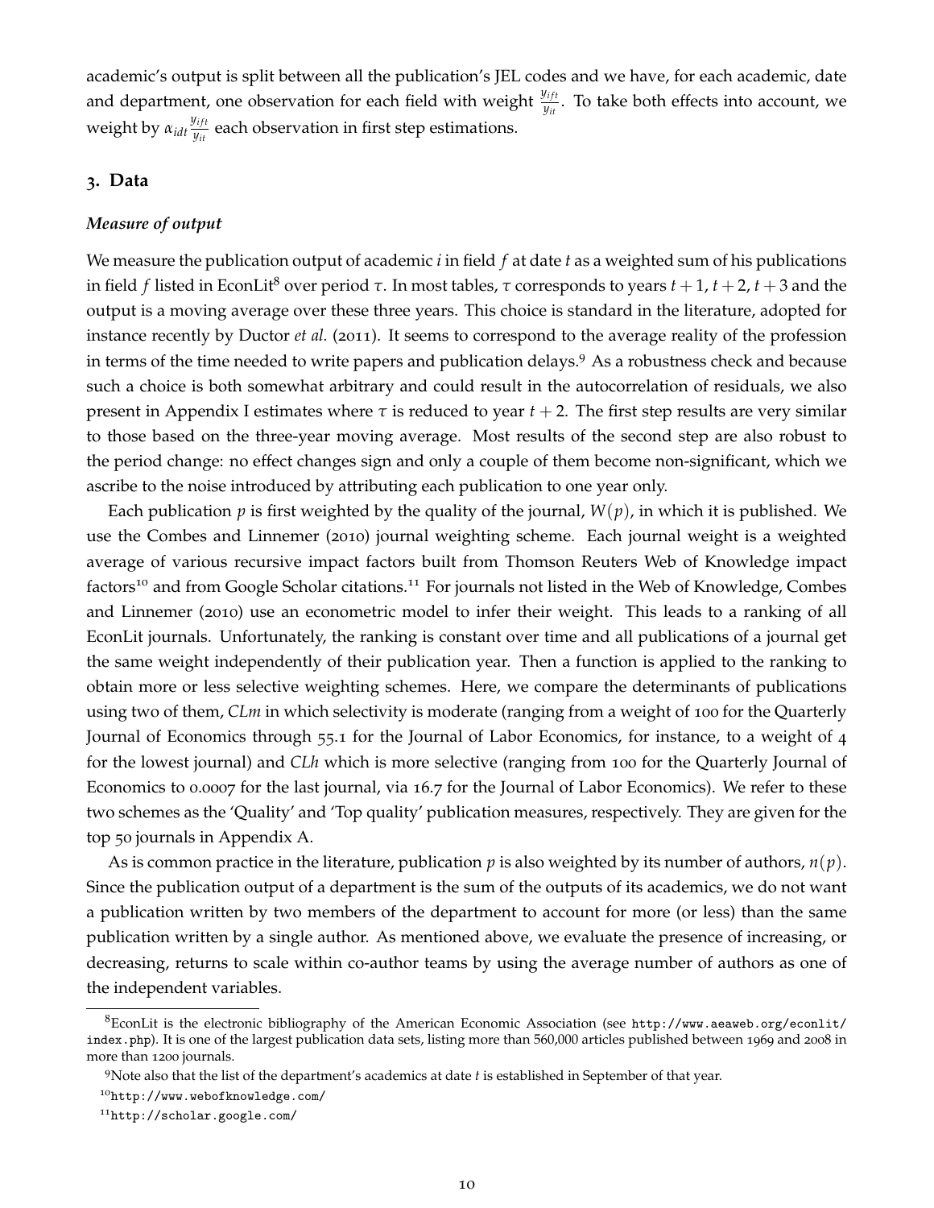academic's output is split between all the publication's JEL codes and we have, for each academic, date and department, one observation for each field with weight $\frac{y_{ift}}{y_{it}}$. To take both effects into account, we weight by $\alpha_{idt}\frac{y_{ift}}{y_{it}}$ each observation in first step estimations.

## 3. Data

### *Measure of output*

We measure the publication output of academic $i$ in field $f$ at date $t$ as a weighted sum of his publications in field $f$ listed in EconLit[8] over period $\tau$. In most tables, $\tau$ corresponds to years $t+1$, $t+2$, $t+3$ and the output is a moving average over these three years. This choice is standard in the literature, adopted for instance recently by Ductor *et al.* (2011). It seems to correspond to the average reality of the profession in terms of the time needed to write papers and publication delays.[9] As a robustness check and because such a choice is both somewhat arbitrary and could result in the autocorrelation of residuals, we also present in Appendix I estimates where $\tau$ is reduced to year $t+2$. The first step results are very similar to those based on the three-year moving average. Most results of the second step are also robust to the period change: no effect changes sign and only a couple of them become non-significant, which we ascribe to the noise introduced by attributing each publication to one year only.

Each publication $p$ is first weighted by the quality of the journal, $W(p)$, in which it is published. We use the Combes and Linnemer (2010) journal weighting scheme. Each journal weight is a weighted average of various recursive impact factors built from Thomson Reuters Web of Knowledge impact factors[10] and from Google Scholar citations.[11] For journals not listed in the Web of Knowledge, Combes and Linnemer (2010) use an econometric model to infer their weight. This leads to a ranking of all EconLit journals. Unfortunately, the ranking is constant over time and all publications of a journal get the same weight independently of their publication year. Then a function is applied to the ranking to obtain more or less selective weighting schemes. Here, we compare the determinants of publications using two of them, *CLm* in which selectivity is moderate (ranging from a weight of 100 for the Quarterly Journal of Economics through 55.1 for the Journal of Labor Economics, for instance, to a weight of 4 for the lowest journal) and *CLh* which is more selective (ranging from 100 for the Quarterly Journal of Economics to 0.0007 for the last journal, via 16.7 for the Journal of Labor Economics). We refer to these two schemes as the 'Quality' and 'Top quality' publication measures, respectively. They are given for the top 50 journals in Appendix A.

As is common practice in the literature, publication $p$ is also weighted by its number of authors, $n(p)$. Since the publication output of a department is the sum of the outputs of its academics, we do not want a publication written by two members of the department to account for more (or less) than the same publication written by a single author. As mentioned above, we evaluate the presence of increasing, or decreasing, returns to scale within co-author teams by using the average number of authors as one of the independent variables.

---

[8] EconLit is the electronic bibliography of the American Economic Association (see http://www.aeaweb.org/econlit/index.php). It is one of the largest publication data sets, listing more than 560,000 articles published between 1969 and 2008 in more than 1200 journals.

[9] Note also that the list of the department's academics at date $t$ is established in September of that year.

[10] http://www.webofknowledge.com/

[11] http://scholar.google.com/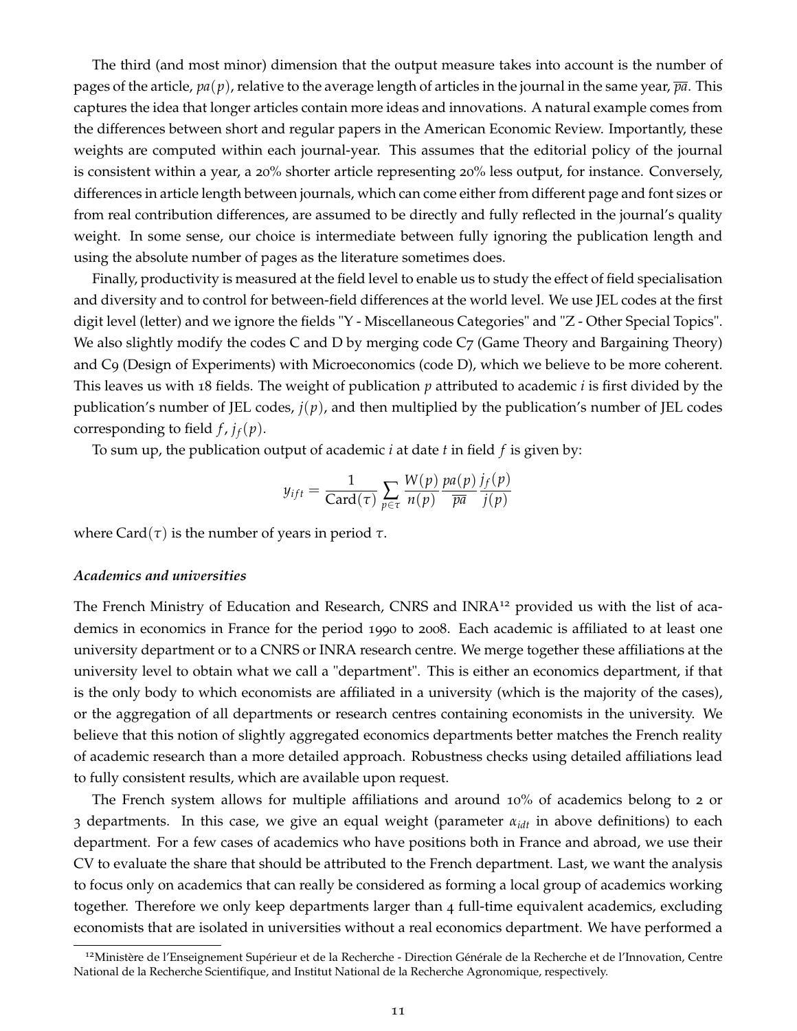The third (and most minor) dimension that the output measure takes into account is the number of pages of the article, $pa(p)$, relative to the average length of articles in the journal in the same year, $\overline{pa}$. This captures the idea that longer articles contain more ideas and innovations. A natural example comes from the differences between short and regular papers in the American Economic Review. Importantly, these weights are computed within each journal-year. This assumes that the editorial policy of the journal is consistent within a year, a 20% shorter article representing 20% less output, for instance. Conversely, differences in article length between journals, which can come either from different page and font sizes or from real contribution differences, are assumed to be directly and fully reflected in the journal's quality weight. In some sense, our choice is intermediate between fully ignoring the publication length and using the absolute number of pages as the literature sometimes does.

Finally, productivity is measured at the field level to enable us to study the effect of field specialisation and diversity and to control for between-field differences at the world level. We use JEL codes at the first digit level (letter) and we ignore the fields "Y - Miscellaneous Categories" and "Z - Other Special Topics". We also slightly modify the codes C and D by merging code C7 (Game Theory and Bargaining Theory) and C9 (Design of Experiments) with Microeconomics (code D), which we believe to be more coherent. This leaves us with 18 fields. The weight of publication $p$ attributed to academic $i$ is first divided by the publication's number of JEL codes, $j(p)$, and then multiplied by the publication's number of JEL codes corresponding to field $f$, $j_f(p)$.

To sum up, the publication output of academic $i$ at date $t$ in field $f$ is given by:

$$y_{ift} = \frac{1}{\mathrm{Card}(\tau)} \sum_{p \in \tau} \frac{W(p)}{n(p)} \frac{pa(p)}{\overline{pa}} \frac{j_f(p)}{j(p)}$$

where $\mathrm{Card}(\tau)$ is the number of years in period $\tau$.

*Academics and universities*

The French Ministry of Education and Research, CNRS and INRA[12] provided us with the list of academics in economics in France for the period 1990 to 2008. Each academic is affiliated to at least one university department or to a CNRS or INRA research centre. We merge together these affiliations at the university level to obtain what we call a "department". This is either an economics department, if that is the only body to which economists are affiliated in a university (which is the majority of the cases), or the aggregation of all departments or research centres containing economists in the university. We believe that this notion of slightly aggregated economics departments better matches the French reality of academic research than a more detailed approach. Robustness checks using detailed affiliations lead to fully consistent results, which are available upon request.

The French system allows for multiple affiliations and around 10% of academics belong to 2 or 3 departments. In this case, we give an equal weight (parameter $\alpha_{idt}$ in above definitions) to each department. For a few cases of academics who have positions both in France and abroad, we use their CV to evaluate the share that should be attributed to the French department. Last, we want the analysis to focus only on academics that can really be considered as forming a local group of academics working together. Therefore we only keep departments larger than 4 full-time equivalent academics, excluding economists that are isolated in universities without a real economics department. We have performed a

[12] Ministère de l'Enseignement Supérieur et de la Recherche - Direction Générale de la Recherche et de l'Innovation, Centre National de la Recherche Scientifique, and Institut National de la Recherche Agronomique, respectively.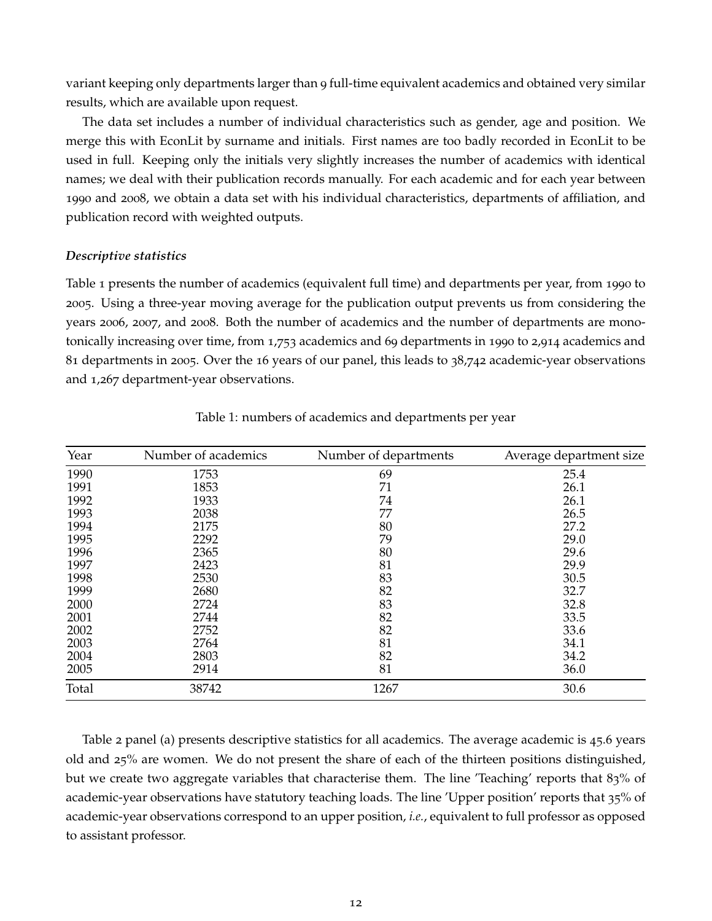variant keeping only departments larger than 9 full-time equivalent academics and obtained very similar results, which are available upon request.

The data set includes a number of individual characteristics such as gender, age and position. We merge this with EconLit by surname and initials. First names are too badly recorded in EconLit to be used in full. Keeping only the initials very slightly increases the number of academics with identical names; we deal with their publication records manually. For each academic and for each year between 1990 and 2008, we obtain a data set with his individual characteristics, departments of affiliation, and publication record with weighted outputs.

### *Descriptive statistics*

Table 1 presents the number of academics (equivalent full time) and departments per year, from 1990 to 2005. Using a three-year moving average for the publication output prevents us from considering the years 2006, 2007, and 2008. Both the number of academics and the number of departments are monotonically increasing over time, from 1,753 academics and 69 departments in 1990 to 2,914 academics and 81 departments in 2005. Over the 16 years of our panel, this leads to 38,742 academic-year observations and 1,267 department-year observations.

Table 1: numbers of academics and departments per year

| Year | Number of academics | Number of departments | Average department size |
|---|---|---|---|
| 1990 | 1753 | 69 | 25.4 |
| 1991 | 1853 | 71 | 26.1 |
| 1992 | 1933 | 74 | 26.1 |
| 1993 | 2038 | 77 | 26.5 |
| 1994 | 2175 | 80 | 27.2 |
| 1995 | 2292 | 79 | 29.0 |
| 1996 | 2365 | 80 | 29.6 |
| 1997 | 2423 | 81 | 29.9 |
| 1998 | 2530 | 83 | 30.5 |
| 1999 | 2680 | 82 | 32.7 |
| 2000 | 2724 | 83 | 32.8 |
| 2001 | 2744 | 82 | 33.5 |
| 2002 | 2752 | 82 | 33.6 |
| 2003 | 2764 | 81 | 34.1 |
| 2004 | 2803 | 82 | 34.2 |
| 2005 | 2914 | 81 | 36.0 |
| Total | 38742 | 1267 | 30.6 |

Table 2 panel (a) presents descriptive statistics for all academics. The average academic is 45.6 years old and 25% are women. We do not present the share of each of the thirteen positions distinguished, but we create two aggregate variables that characterise them. The line 'Teaching' reports that 83% of academic-year observations have statutory teaching loads. The line 'Upper position' reports that 35% of academic-year observations correspond to an upper position, *i.e.*, equivalent to full professor as opposed to assistant professor.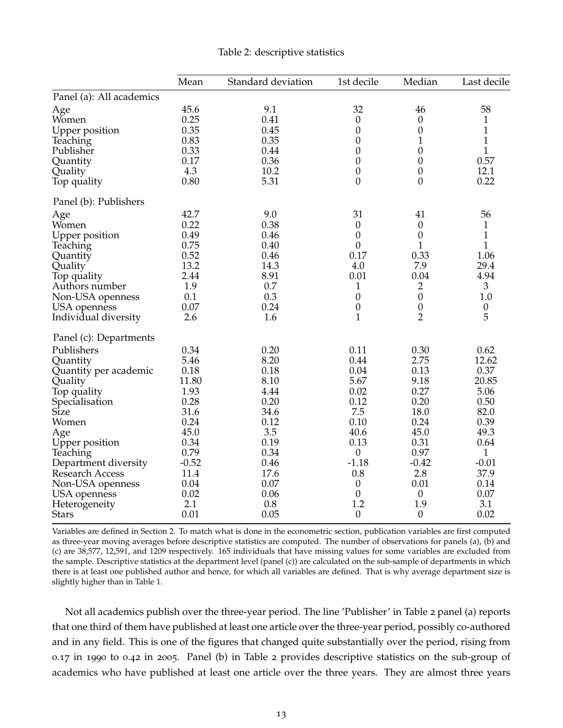Table 2: descriptive statistics

| | Mean | Standard deviation | 1st decile | Median | Last decile |
|---|---|---|---|---|---|
| Panel (a): All academics | | | | | |
| Age | 45.6 | 9.1 | 32 | 46 | 58 |
| Women | 0.25 | 0.41 | 0 | 0 | 1 |
| Upper position | 0.35 | 0.45 | 0 | 0 | 1 |
| Teaching | 0.83 | 0.35 | 0 | 1 | 1 |
| Publisher | 0.33 | 0.44 | 0 | 0 | 1 |
| Quantity | 0.17 | 0.36 | 0 | 0 | 0.57 |
| Quality | 4.3 | 10.2 | 0 | 0 | 12.1 |
| Top quality | 0.80 | 5.31 | 0 | 0 | 0.22 |
| Panel (b): Publishers | | | | | |
| Age | 42.7 | 9.0 | 31 | 41 | 56 |
| Women | 0.22 | 0.38 | 0 | 0 | 1 |
| Upper position | 0.49 | 0.46 | 0 | 0 | 1 |
| Teaching | 0.75 | 0.40 | 0 | 1 | 1 |
| Quantity | 0.52 | 0.46 | 0.17 | 0.33 | 1.06 |
| Quality | 13.2 | 14.3 | 4.0 | 7.9 | 29.4 |
| Top quality | 2.44 | 8.91 | 0.01 | 0.04 | 4.94 |
| Authors number | 1.9 | 0.7 | 1 | 2 | 3 |
| Non-USA openness | 0.1 | 0.3 | 0 | 0 | 1.0 |
| USA openness | 0.07 | 0.24 | 0 | 0 | 0 |
| Individual diversity | 2.6 | 1.6 | 1 | 2 | 5 |
| Panel (c): Departments | | | | | |
| Publishers | 0.34 | 0.20 | 0.11 | 0.30 | 0.62 |
| Quantity | 5.46 | 8.20 | 0.44 | 2.75 | 12.62 |
| Quantity per academic | 0.18 | 0.18 | 0.04 | 0.13 | 0.37 |
| Quality | 11.80 | 8.10 | 5.67 | 9.18 | 20.85 |
| Top quality | 1.93 | 4.44 | 0.02 | 0.27 | 5.06 |
| Specialisation | 0.28 | 0.20 | 0.12 | 0.20 | 0.50 |
| Size | 31.6 | 34.6 | 7.5 | 18.0 | 82.0 |
| Women | 0.24 | 0.12 | 0.10 | 0.24 | 0.39 |
| Age | 45.0 | 3.5 | 40.6 | 45.0 | 49.3 |
| Upper position | 0.34 | 0.19 | 0.13 | 0.31 | 0.64 |
| Teaching | 0.79 | 0.34 | 0 | 0.97 | 1 |
| Department diversity | -0.52 | 0.46 | -1.18 | -0.42 | -0.01 |
| Research Access | 11.4 | 17.6 | 0.8 | 2.8 | 37.9 |
| Non-USA openness | 0.04 | 0.07 | 0 | 0.01 | 0.14 |
| USA openness | 0.02 | 0.06 | 0 | 0 | 0.07 |
| Heterogeneity | 2.1 | 0.8 | 1.2 | 1.9 | 3.1 |
| Stars | 0.01 | 0.05 | 0 | 0 | 0.02 |

Variables are defined in Section 2. To match what is done in the econometric section, publication variables are first computed as three-year moving averages before descriptive statistics are computed. The number of observations for panels (a), (b) and (c) are 38,577, 12,591, and 1209 respectively. 165 individuals that have missing values for some variables are excluded from the sample. Descriptive statistics at the department level (panel (c)) are calculated on the sub-sample of departments in which there is at least one published author and hence, for which all variables are defined. That is why average department size is slightly higher than in Table 1.

Not all academics publish over the three-year period. The line 'Publisher' in Table 2 panel (a) reports that one third of them have published at least one article over the three-year period, possibly co-authored and in any field. This is one of the figures that changed quite substantially over the period, rising from 0.17 in 1990 to 0.42 in 2005. Panel (b) in Table 2 provides descriptive statistics on the sub-group of academics who have published at least one article over the three years. They are almost three years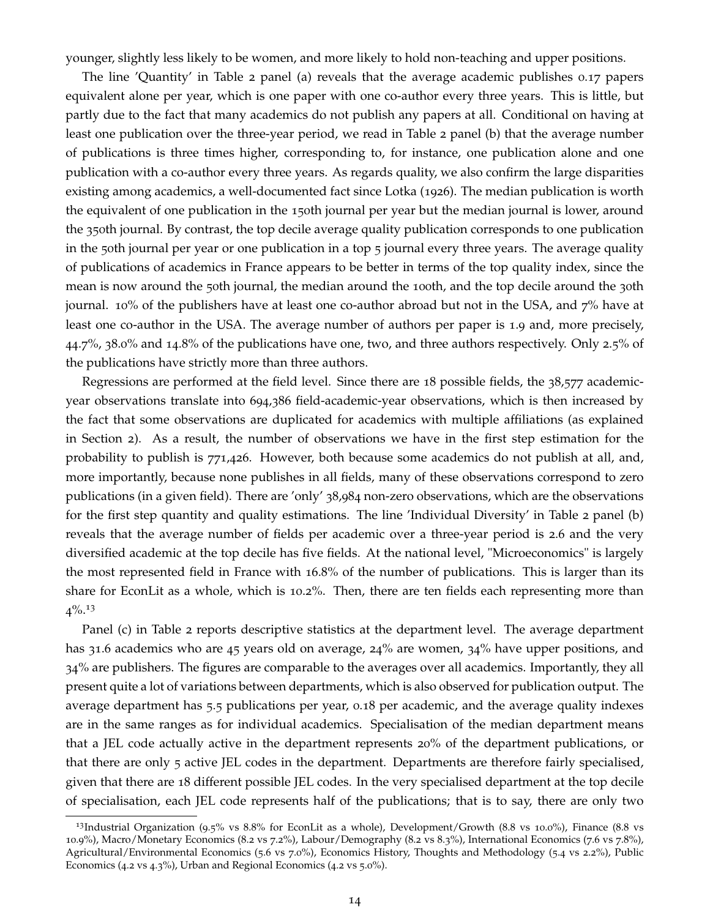younger, slightly less likely to be women, and more likely to hold non-teaching and upper positions.

The line 'Quantity' in Table 2 panel (a) reveals that the average academic publishes 0.17 papers equivalent alone per year, which is one paper with one co-author every three years. This is little, but partly due to the fact that many academics do not publish any papers at all. Conditional on having at least one publication over the three-year period, we read in Table 2 panel (b) that the average number of publications is three times higher, corresponding to, for instance, one publication alone and one publication with a co-author every three years. As regards quality, we also confirm the large disparities existing among academics, a well-documented fact since Lotka (1926). The median publication is worth the equivalent of one publication in the 150th journal per year but the median journal is lower, around the 350th journal. By contrast, the top decile average quality publication corresponds to one publication in the 50th journal per year or one publication in a top 5 journal every three years. The average quality of publications of academics in France appears to be better in terms of the top quality index, since the mean is now around the 50th journal, the median around the 100th, and the top decile around the 30th journal. 10% of the publishers have at least one co-author abroad but not in the USA, and 7% have at least one co-author in the USA. The average number of authors per paper is 1.9 and, more precisely, 44.7%, 38.0% and 14.8% of the publications have one, two, and three authors respectively. Only 2.5% of the publications have strictly more than three authors.

Regressions are performed at the field level. Since there are 18 possible fields, the 38,577 academic-year observations translate into 694,386 field-academic-year observations, which is then increased by the fact that some observations are duplicated for academics with multiple affiliations (as explained in Section 2). As a result, the number of observations we have in the first step estimation for the probability to publish is 771,426. However, both because some academics do not publish at all, and, more importantly, because none publishes in all fields, many of these observations correspond to zero publications (in a given field). There are 'only' 38,984 non-zero observations, which are the observations for the first step quantity and quality estimations. The line 'Individual Diversity' in Table 2 panel (b) reveals that the average number of fields per academic over a three-year period is 2.6 and the very diversified academic at the top decile has five fields. At the national level, "Microeconomics" is largely the most represented field in France with 16.8% of the number of publications. This is larger than its share for EconLit as a whole, which is 10.2%. Then, there are ten fields each representing more than 4%.[13]

Panel (c) in Table 2 reports descriptive statistics at the department level. The average department has 31.6 academics who are 45 years old on average, 24% are women, 34% have upper positions, and 34% are publishers. The figures are comparable to the averages over all academics. Importantly, they all present quite a lot of variations between departments, which is also observed for publication output. The average department has 5.5 publications per year, 0.18 per academic, and the average quality indexes are in the same ranges as for individual academics. Specialisation of the median department means that a JEL code actually active in the department represents 20% of the department publications, or that there are only 5 active JEL codes in the department. Departments are therefore fairly specialised, given that there are 18 different possible JEL codes. In the very specialised department at the top decile of specialisation, each JEL code represents half of the publications; that is to say, there are only two

[13] Industrial Organization (9.5% vs 8.8% for EconLit as a whole), Development/Growth (8.8 vs 10.0%), Finance (8.8 vs 10.9%), Macro/Monetary Economics (8.2 vs 7.2%), Labour/Demography (8.2 vs 8.3%), International Economics (7.6 vs 7.8%), Agricultural/Environmental Economics (5.6 vs 7.0%), Economics History, Thoughts and Methodology (5.4 vs 2.2%), Public Economics (4.2 vs 4.3%), Urban and Regional Economics (4.2 vs 5.0%).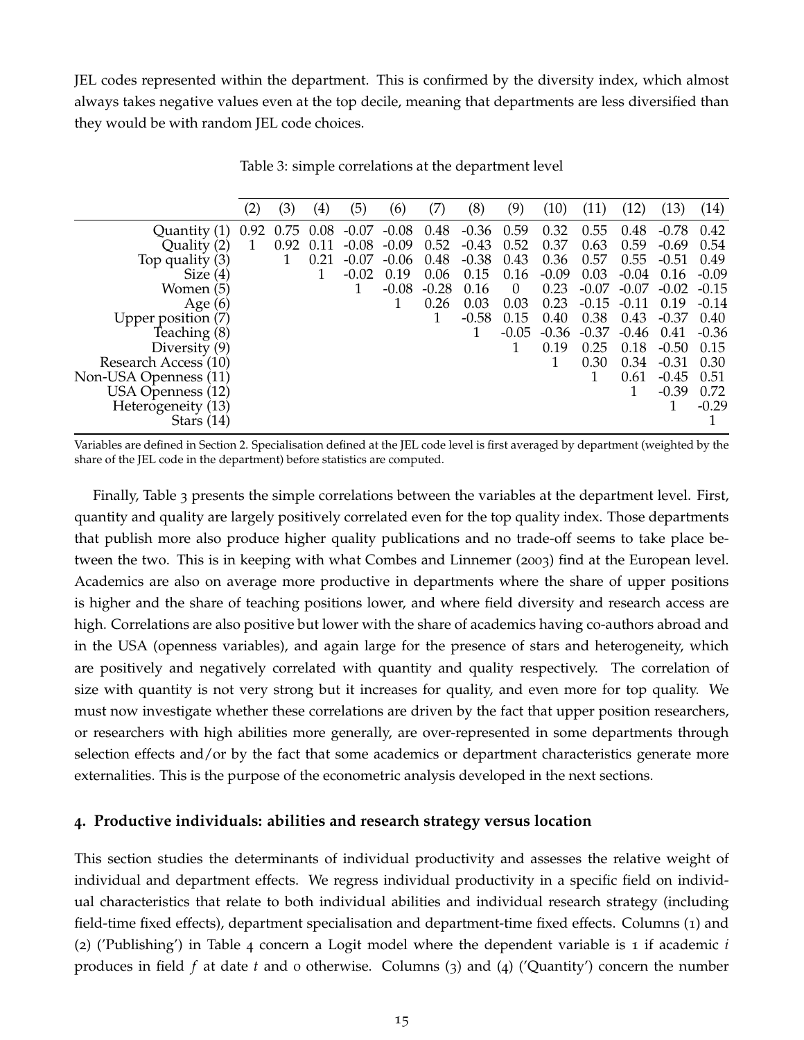JEL codes represented within the department. This is confirmed by the diversity index, which almost always takes negative values even at the top decile, meaning that departments are less diversified than they would be with random JEL code choices.

Table 3: simple correlations at the department level

| | (2) | (3) | (4) | (5) | (6) | (7) | (8) | (9) | (10) | (11) | (12) | (13) | (14) |
|---|---|---|---|---|---|---|---|---|---|---|---|---|---|
| Quantity (1) | 0.92 | 0.75 | 0.08 | -0.07 | -0.08 | 0.48 | -0.36 | 0.59 | 0.32 | 0.55 | 0.48 | -0.78 | 0.42 |
| Quality (2) | 1 | 0.92 | 0.11 | -0.08 | -0.09 | 0.52 | -0.43 | 0.52 | 0.37 | 0.63 | 0.59 | -0.69 | 0.54 |
| Top quality (3) | | 1 | 0.21 | -0.07 | -0.06 | 0.48 | -0.38 | 0.43 | 0.36 | 0.57 | 0.55 | -0.51 | 0.49 |
| Size (4) | | | 1 | -0.02 | 0.19 | 0.06 | 0.15 | 0.16 | -0.09 | 0.03 | -0.04 | 0.16 | -0.09 |
| Women (5) | | | | 1 | -0.08 | -0.28 | 0.16 | 0 | 0.23 | -0.07 | -0.07 | -0.02 | -0.15 |
| Age (6) | | | | | 1 | 0.26 | 0.03 | 0.03 | 0.23 | -0.15 | -0.11 | 0.19 | -0.14 |
| Upper position (7) | | | | | | 1 | -0.58 | 0.15 | 0.40 | 0.38 | 0.43 | -0.37 | 0.40 |
| Teaching (8) | | | | | | | 1 | -0.05 | -0.36 | -0.37 | -0.46 | 0.41 | -0.36 |
| Diversity (9) | | | | | | | | 1 | 0.19 | 0.25 | 0.18 | -0.50 | 0.15 |
| Research Access (10) | | | | | | | | | 1 | 0.30 | 0.34 | -0.31 | 0.30 |
| Non-USA Openness (11) | | | | | | | | | | 1 | 0.61 | -0.45 | 0.51 |
| USA Openness (12) | | | | | | | | | | | 1 | -0.39 | 0.72 |
| Heterogeneity (13) | | | | | | | | | | | | 1 | -0.29 |
| Stars (14) | | | | | | | | | | | | | 1 |

Variables are defined in Section 2. Specialisation defined at the JEL code level is first averaged by department (weighted by the share of the JEL code in the department) before statistics are computed.

Finally, Table 3 presents the simple correlations between the variables at the department level. First, quantity and quality are largely positively correlated even for the top quality index. Those departments that publish more also produce higher quality publications and no trade-off seems to take place between the two. This is in keeping with what Combes and Linnemer (2003) find at the European level. Academics are also on average more productive in departments where the share of upper positions is higher and the share of teaching positions lower, and where field diversity and research access are high. Correlations are also positive but lower with the share of academics having co-authors abroad and in the USA (openness variables), and again large for the presence of stars and heterogeneity, which are positively and negatively correlated with quantity and quality respectively. The correlation of size with quantity is not very strong but it increases for quality, and even more for top quality. We must now investigate whether these correlations are driven by the fact that upper position researchers, or researchers with high abilities more generally, are over-represented in some departments through selection effects and/or by the fact that some academics or department characteristics generate more externalities. This is the purpose of the econometric analysis developed in the next sections.

## 4. Productive individuals: abilities and research strategy versus location

This section studies the determinants of individual productivity and assesses the relative weight of individual and department effects. We regress individual productivity in a specific field on individual characteristics that relate to both individual abilities and individual research strategy (including field-time fixed effects), department specialisation and department-time fixed effects. Columns (1) and (2) ('Publishing') in Table 4 concern a Logit model where the dependent variable is 1 if academic $i$ produces in field $f$ at date $t$ and 0 otherwise. Columns (3) and (4) ('Quantity') concern the number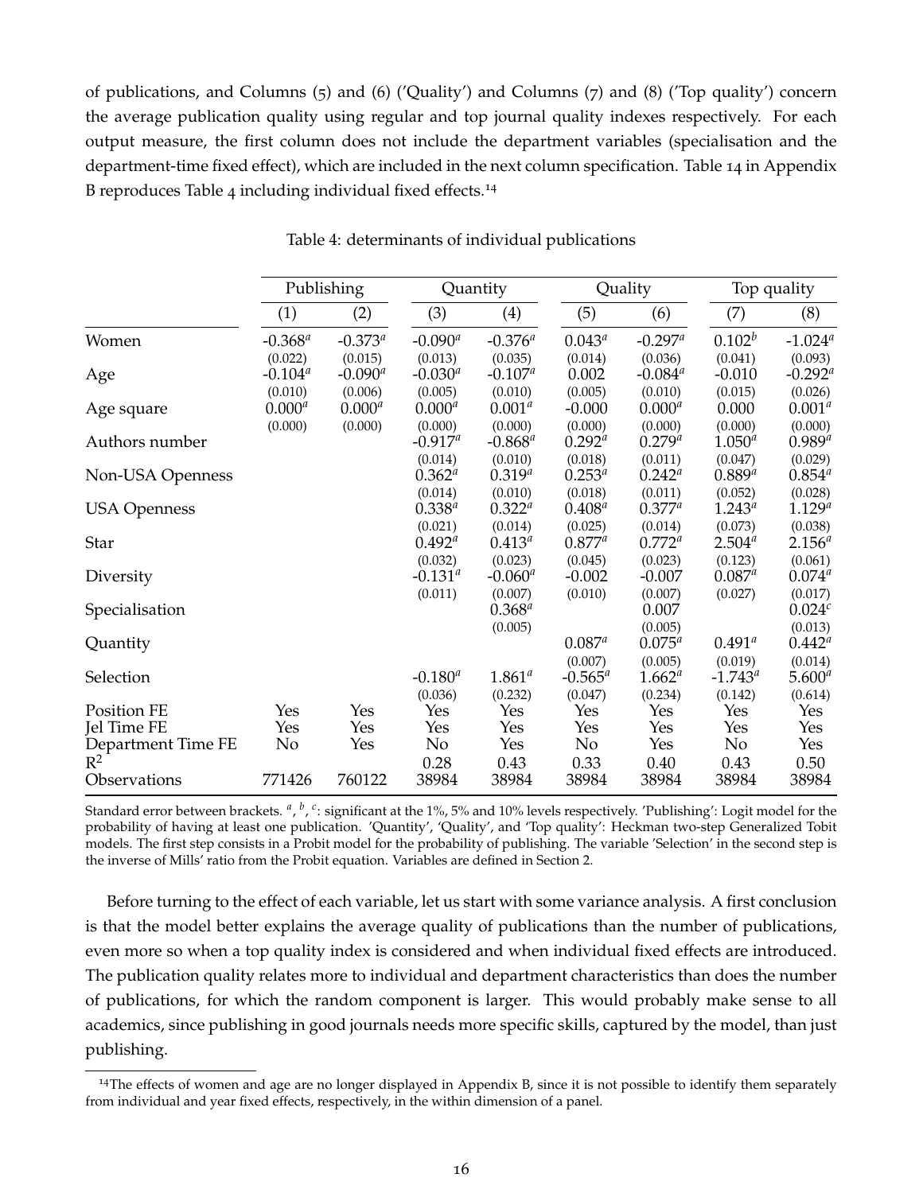of publications, and Columns (5) and (6) ('Quality') and Columns (7) and (8) ('Top quality') concern the average publication quality using regular and top journal quality indexes respectively. For each output measure, the first column does not include the department variables (specialisation and the department-time fixed effect), which are included in the next column specification. Table 14 in Appendix B reproduces Table 4 including individual fixed effects.[14]

Table 4: determinants of individual publications

| | Publishing | | Quantity | | Quality | | Top quality | |
|---|---|---|---|---|---|---|---|---|
| | (1) | (2) | (3) | (4) | (5) | (6) | (7) | (8) |
| Women | -0.368$^a$ | -0.373$^a$ | -0.090$^a$ | -0.376$^a$ | 0.043$^a$ | -0.297$^a$ | 0.102$^b$ | -1.024$^a$ |
| | (0.022) | (0.015) | (0.013) | (0.035) | (0.014) | (0.036) | (0.041) | (0.093) |
| Age | -0.104$^a$ | -0.090$^a$ | -0.030$^a$ | -0.107$^a$ | 0.002 | -0.084$^a$ | -0.010 | -0.292$^a$ |
| | (0.010) | (0.006) | (0.005) | (0.010) | (0.005) | (0.010) | (0.015) | (0.026) |
| Age square | 0.000$^a$ | 0.000$^a$ | 0.000$^a$ | 0.001$^a$ | -0.000 | 0.000$^a$ | 0.000 | 0.001$^a$ |
| | (0.000) | (0.000) | (0.000) | (0.000) | (0.000) | (0.000) | (0.000) | (0.000) |
| Authors number | | | -0.917$^a$ | -0.868$^a$ | 0.292$^a$ | 0.279$^a$ | 1.050$^a$ | 0.989$^a$ |
| | | | (0.014) | (0.010) | (0.018) | (0.011) | (0.047) | (0.029) |
| Non-USA Openness | | | 0.362$^a$ | 0.319$^a$ | 0.253$^a$ | 0.242$^a$ | 0.889$^a$ | 0.854$^a$ |
| | | | (0.014) | (0.010) | (0.018) | (0.011) | (0.052) | (0.028) |
| USA Openness | | | 0.338$^a$ | 0.322$^a$ | 0.408$^a$ | 0.377$^a$ | 1.243$^a$ | 1.129$^a$ |
| | | | (0.021) | (0.014) | (0.025) | (0.014) | (0.073) | (0.038) |
| Star | | | 0.492$^a$ | 0.413$^a$ | 0.877$^a$ | 0.772$^a$ | 2.504$^a$ | 2.156$^a$ |
| | | | (0.032) | (0.023) | (0.045) | (0.023) | (0.123) | (0.061) |
| Diversity | | | -0.131$^a$ | -0.060$^a$ | -0.002 | -0.007 | 0.087$^a$ | 0.074$^a$ |
| | | | (0.011) | (0.007) | (0.010) | (0.007) | (0.027) | (0.017) |
| Specialisation | | | | 0.368$^a$ | | 0.007 | | 0.024$^c$ |
| | | | | (0.005) | | (0.005) | | (0.013) |
| Quantity | | | | | 0.087$^a$ | 0.075$^a$ | 0.491$^a$ | 0.442$^a$ |
| | | | | | (0.007) | (0.005) | (0.019) | (0.014) |
| Selection | | | -0.180$^a$ | 1.861$^a$ | -0.565$^a$ | 1.662$^a$ | -1.743$^a$ | 5.600$^a$ |
| | | | (0.036) | (0.232) | (0.047) | (0.234) | (0.142) | (0.614) |
| Position FE | Yes | Yes | Yes | Yes | Yes | Yes | Yes | Yes |
| Jel Time FE | Yes | Yes | Yes | Yes | Yes | Yes | Yes | Yes |
| Department Time FE | No | Yes | No | Yes | No | Yes | No | Yes |
| $R^2$ | | | 0.28 | 0.43 | 0.33 | 0.40 | 0.43 | 0.50 |
| Observations | 771426 | 760122 | 38984 | 38984 | 38984 | 38984 | 38984 | 38984 |

Standard error between brackets. $^a$, $^b$, $^c$: significant at the 1%, 5% and 10% levels respectively. 'Publishing': Logit model for the probability of having at least one publication. 'Quantity', 'Quality', and 'Top quality': Heckman two-step Generalized Tobit models. The first step consists in a Probit model for the probability of publishing. The variable 'Selection' in the second step is the inverse of Mills' ratio from the Probit equation. Variables are defined in Section 2.

Before turning to the effect of each variable, let us start with some variance analysis. A first conclusion is that the model better explains the average quality of publications than the number of publications, even more so when a top quality index is considered and when individual fixed effects are introduced. The publication quality relates more to individual and department characteristics than does the number of publications, for which the random component is larger. This would probably make sense to all academics, since publishing in good journals needs more specific skills, captured by the model, than just publishing.

[14]The effects of women and age are no longer displayed in Appendix B, since it is not possible to identify them separately from individual and year fixed effects, respectively, in the within dimension of a panel.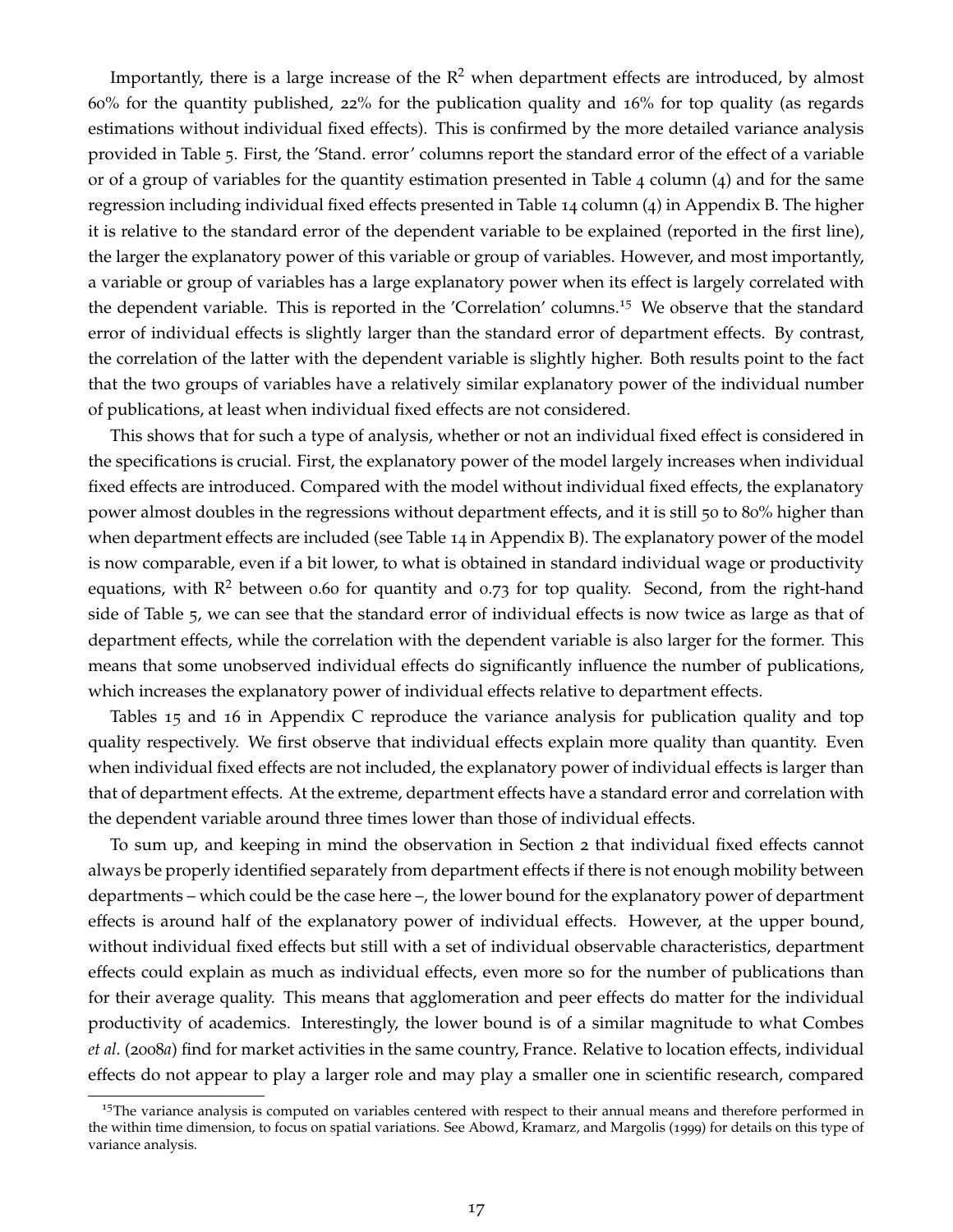Importantly, there is a large increase of the $R^2$ when department effects are introduced, by almost 60% for the quantity published, 22% for the publication quality and 16% for top quality (as regards estimations without individual fixed effects). This is confirmed by the more detailed variance analysis provided in Table 5. First, the 'Stand. error' columns report the standard error of the effect of a variable or of a group of variables for the quantity estimation presented in Table 4 column (4) and for the same regression including individual fixed effects presented in Table 14 column (4) in Appendix B. The higher it is relative to the standard error of the dependent variable to be explained (reported in the first line), the larger the explanatory power of this variable or group of variables. However, and most importantly, a variable or group of variables has a large explanatory power when its effect is largely correlated with the dependent variable. This is reported in the 'Correlation' columns.[15] We observe that the standard error of individual effects is slightly larger than the standard error of department effects. By contrast, the correlation of the latter with the dependent variable is slightly higher. Both results point to the fact that the two groups of variables have a relatively similar explanatory power of the individual number of publications, at least when individual fixed effects are not considered.

This shows that for such a type of analysis, whether or not an individual fixed effect is considered in the specifications is crucial. First, the explanatory power of the model largely increases when individual fixed effects are introduced. Compared with the model without individual fixed effects, the explanatory power almost doubles in the regressions without department effects, and it is still 50 to 80% higher than when department effects are included (see Table 14 in Appendix B). The explanatory power of the model is now comparable, even if a bit lower, to what is obtained in standard individual wage or productivity equations, with $R^2$ between 0.60 for quantity and 0.73 for top quality. Second, from the right-hand side of Table 5, we can see that the standard error of individual effects is now twice as large as that of department effects, while the correlation with the dependent variable is also larger for the former. This means that some unobserved individual effects do significantly influence the number of publications, which increases the explanatory power of individual effects relative to department effects.

Tables 15 and 16 in Appendix C reproduce the variance analysis for publication quality and top quality respectively. We first observe that individual effects explain more quality than quantity. Even when individual fixed effects are not included, the explanatory power of individual effects is larger than that of department effects. At the extreme, department effects have a standard error and correlation with the dependent variable around three times lower than those of individual effects.

To sum up, and keeping in mind the observation in Section 2 that individual fixed effects cannot always be properly identified separately from department effects if there is not enough mobility between departments – which could be the case here –, the lower bound for the explanatory power of department effects is around half of the explanatory power of individual effects. However, at the upper bound, without individual fixed effects but still with a set of individual observable characteristics, department effects could explain as much as individual effects, even more so for the number of publications than for their average quality. This means that agglomeration and peer effects do matter for the individual productivity of academics. Interestingly, the lower bound is of a similar magnitude to what Combes *et al.* (2008*a*) find for market activities in the same country, France. Relative to location effects, individual effects do not appear to play a larger role and may play a smaller one in scientific research, compared

[15]The variance analysis is computed on variables centered with respect to their annual means and therefore performed in the within time dimension, to focus on spatial variations. See Abowd, Kramarz, and Margolis (1999) for details on this type of variance analysis.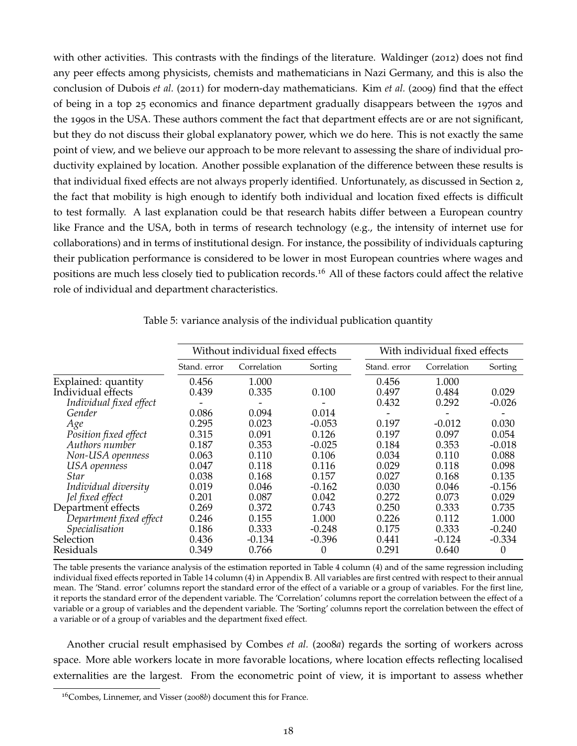with other activities. This contrasts with the findings of the literature. Waldinger (2012) does not find any peer effects among physicists, chemists and mathematicians in Nazi Germany, and this is also the conclusion of Dubois *et al.* (2011) for modern-day mathematicians. Kim *et al.* (2009) find that the effect of being in a top 25 economics and finance department gradually disappears between the 1970s and the 1990s in the USA. These authors comment the fact that department effects are or are not significant, but they do not discuss their global explanatory power, which we do here. This is not exactly the same point of view, and we believe our approach to be more relevant to assessing the share of individual productivity explained by location. Another possible explanation of the difference between these results is that individual fixed effects are not always properly identified. Unfortunately, as discussed in Section 2, the fact that mobility is high enough to identify both individual and location fixed effects is difficult to test formally. A last explanation could be that research habits differ between a European country like France and the USA, both in terms of research technology (e.g., the intensity of internet use for collaborations) and in terms of institutional design. For instance, the possibility of individuals capturing their publication performance is considered to be lower in most European countries where wages and positions are much less closely tied to publication records.[16] All of these factors could affect the relative role of individual and department characteristics.

Table 5: variance analysis of the individual publication quantity

| | Without individual fixed effects | | | With individual fixed effects | | |
|---|---|---|---|---|---|---|
| | Stand. error | Correlation | Sorting | Stand. error | Correlation | Sorting |
| Explained: quantity | 0.456 | 1.000 | | 0.456 | 1.000 | |
| Individual effects | 0.439 | 0.335 | 0.100 | 0.497 | 0.484 | 0.029 |
| *Individual fixed effect* | - | - | - | 0.432 | 0.292 | -0.026 |
| *Gender* | 0.086 | 0.094 | 0.014 | - | - | - |
| *Age* | 0.295 | 0.023 | -0.053 | 0.197 | -0.012 | 0.030 |
| *Position fixed effect* | 0.315 | 0.091 | 0.126 | 0.197 | 0.097 | 0.054 |
| *Authors number* | 0.187 | 0.353 | -0.025 | 0.184 | 0.353 | -0.018 |
| *Non-USA openness* | 0.063 | 0.110 | 0.106 | 0.034 | 0.110 | 0.088 |
| *USA openness* | 0.047 | 0.118 | 0.116 | 0.029 | 0.118 | 0.098 |
| *Star* | 0.038 | 0.168 | 0.157 | 0.027 | 0.168 | 0.135 |
| *Individual diversity* | 0.019 | 0.046 | -0.162 | 0.030 | 0.046 | -0.156 |
| *Jel fixed effect* | 0.201 | 0.087 | 0.042 | 0.272 | 0.073 | 0.029 |
| Department effects | 0.269 | 0.372 | 0.743 | 0.250 | 0.333 | 0.735 |
| *Department fixed effect* | 0.246 | 0.155 | 1.000 | 0.226 | 0.112 | 1.000 |
| *Specialisation* | 0.186 | 0.333 | -0.248 | 0.175 | 0.333 | -0.240 |
| Selection | 0.436 | -0.134 | -0.396 | 0.441 | -0.124 | -0.334 |
| Residuals | 0.349 | 0.766 | 0 | 0.291 | 0.640 | 0 |

The table presents the variance analysis of the estimation reported in Table 4 column (4) and of the same regression including individual fixed effects reported in Table 14 column (4) in Appendix B. All variables are first centred with respect to their annual mean. The 'Stand. error' columns report the standard error of the effect of a variable or a group of variables. For the first line, it reports the standard error of the dependent variable. The 'Correlation' columns report the correlation between the effect of a variable or a group of variables and the dependent variable. The 'Sorting' columns report the correlation between the effect of a variable or of a group of variables and the department fixed effect.

Another crucial result emphasised by Combes *et al.* (2008*a*) regards the sorting of workers across space. More able workers locate in more favorable locations, where location effects reflecting localised externalities are the largest. From the econometric point of view, it is important to assess whether

[16] Combes, Linnemer, and Visser (2008*b*) document this for France.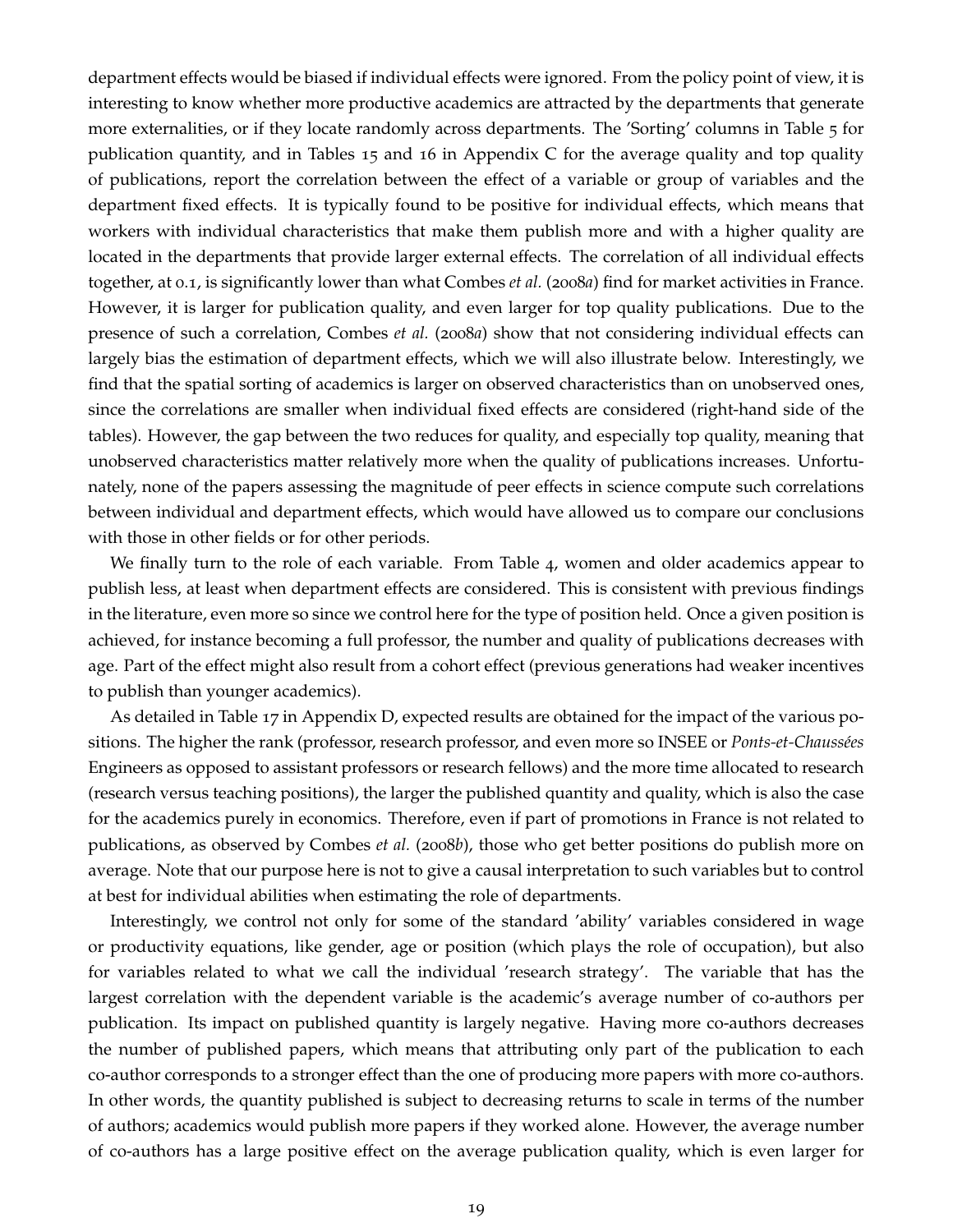department effects would be biased if individual effects were ignored. From the policy point of view, it is interesting to know whether more productive academics are attracted by the departments that generate more externalities, or if they locate randomly across departments. The 'Sorting' columns in Table 5 for publication quantity, and in Tables 15 and 16 in Appendix C for the average quality and top quality of publications, report the correlation between the effect of a variable or group of variables and the department fixed effects. It is typically found to be positive for individual effects, which means that workers with individual characteristics that make them publish more and with a higher quality are located in the departments that provide larger external effects. The correlation of all individual effects together, at 0.1, is significantly lower than what Combes *et al.* (2008*a*) find for market activities in France. However, it is larger for publication quality, and even larger for top quality publications. Due to the presence of such a correlation, Combes *et al.* (2008*a*) show that not considering individual effects can largely bias the estimation of department effects, which we will also illustrate below. Interestingly, we find that the spatial sorting of academics is larger on observed characteristics than on unobserved ones, since the correlations are smaller when individual fixed effects are considered (right-hand side of the tables). However, the gap between the two reduces for quality, and especially top quality, meaning that unobserved characteristics matter relatively more when the quality of publications increases. Unfortunately, none of the papers assessing the magnitude of peer effects in science compute such correlations between individual and department effects, which would have allowed us to compare our conclusions with those in other fields or for other periods.

We finally turn to the role of each variable. From Table 4, women and older academics appear to publish less, at least when department effects are considered. This is consistent with previous findings in the literature, even more so since we control here for the type of position held. Once a given position is achieved, for instance becoming a full professor, the number and quality of publications decreases with age. Part of the effect might also result from a cohort effect (previous generations had weaker incentives to publish than younger academics).

As detailed in Table 17 in Appendix D, expected results are obtained for the impact of the various positions. The higher the rank (professor, research professor, and even more so INSEE or *Ponts-et-Chaussées* Engineers as opposed to assistant professors or research fellows) and the more time allocated to research (research versus teaching positions), the larger the published quantity and quality, which is also the case for the academics purely in economics. Therefore, even if part of promotions in France is not related to publications, as observed by Combes *et al.* (2008*b*), those who get better positions do publish more on average. Note that our purpose here is not to give a causal interpretation to such variables but to control at best for individual abilities when estimating the role of departments.

Interestingly, we control not only for some of the standard 'ability' variables considered in wage or productivity equations, like gender, age or position (which plays the role of occupation), but also for variables related to what we call the individual 'research strategy'. The variable that has the largest correlation with the dependent variable is the academic's average number of co-authors per publication. Its impact on published quantity is largely negative. Having more co-authors decreases the number of published papers, which means that attributing only part of the publication to each co-author corresponds to a stronger effect than the one of producing more papers with more co-authors. In other words, the quantity published is subject to decreasing returns to scale in terms of the number of authors; academics would publish more papers if they worked alone. However, the average number of co-authors has a large positive effect on the average publication quality, which is even larger for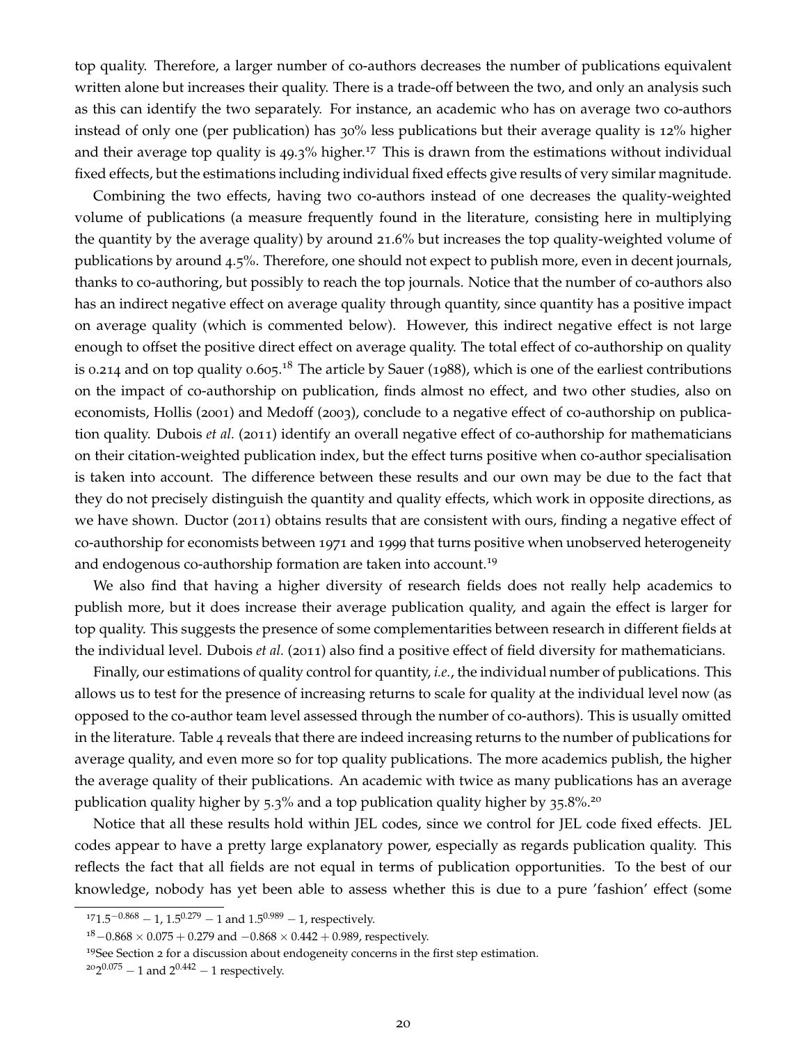top quality. Therefore, a larger number of co-authors decreases the number of publications equivalent written alone but increases their quality. There is a trade-off between the two, and only an analysis such as this can identify the two separately. For instance, an academic who has on average two co-authors instead of only one (per publication) has 30% less publications but their average quality is 12% higher and their average top quality is 49.3% higher.[17] This is drawn from the estimations without individual fixed effects, but the estimations including individual fixed effects give results of very similar magnitude.

Combining the two effects, having two co-authors instead of one decreases the quality-weighted volume of publications (a measure frequently found in the literature, consisting here in multiplying the quantity by the average quality) by around 21.6% but increases the top quality-weighted volume of publications by around 4.5%. Therefore, one should not expect to publish more, even in decent journals, thanks to co-authoring, but possibly to reach the top journals. Notice that the number of co-authors also has an indirect negative effect on average quality through quantity, since quantity has a positive impact on average quality (which is commented below). However, this indirect negative effect is not large enough to offset the positive direct effect on average quality. The total effect of co-authorship on quality is 0.214 and on top quality 0.605.[18] The article by Sauer (1988), which is one of the earliest contributions on the impact of co-authorship on publication, finds almost no effect, and two other studies, also on economists, Hollis (2001) and Medoff (2003), conclude to a negative effect of co-authorship on publication quality. Dubois *et al.* (2011) identify an overall negative effect of co-authorship for mathematicians on their citation-weighted publication index, but the effect turns positive when co-author specialisation is taken into account. The difference between these results and our own may be due to the fact that they do not precisely distinguish the quantity and quality effects, which work in opposite directions, as we have shown. Ductor (2011) obtains results that are consistent with ours, finding a negative effect of co-authorship for economists between 1971 and 1999 that turns positive when unobserved heterogeneity and endogenous co-authorship formation are taken into account.[19]

We also find that having a higher diversity of research fields does not really help academics to publish more, but it does increase their average publication quality, and again the effect is larger for top quality. This suggests the presence of some complementarities between research in different fields at the individual level. Dubois *et al.* (2011) also find a positive effect of field diversity for mathematicians.

Finally, our estimations of quality control for quantity, *i.e.*, the individual number of publications. This allows us to test for the presence of increasing returns to scale for quality at the individual level now (as opposed to the co-author team level assessed through the number of co-authors). This is usually omitted in the literature. Table 4 reveals that there are indeed increasing returns to the number of publications for average quality, and even more so for top quality publications. The more academics publish, the higher the average quality of their publications. An academic with twice as many publications has an average publication quality higher by 5.3% and a top publication quality higher by 35.8%.[20]

Notice that all these results hold within JEL codes, since we control for JEL code fixed effects. JEL codes appear to have a pretty large explanatory power, especially as regards publication quality. This reflects the fact that all fields are not equal in terms of publication opportunities. To the best of our knowledge, nobody has yet been able to assess whether this is due to a pure 'fashion' effect (some

---

[17] $1.5^{-0.868} - 1$, $1.5^{0.279} - 1$ and $1.5^{0.989} - 1$, respectively.

[18] $-0.868 \times 0.075 + 0.279$ and $-0.868 \times 0.442 + 0.989$, respectively.

[19] See Section 2 for a discussion about endogeneity concerns in the first step estimation.

[20] $2^{0.075} - 1$ and $2^{0.442} - 1$ respectively.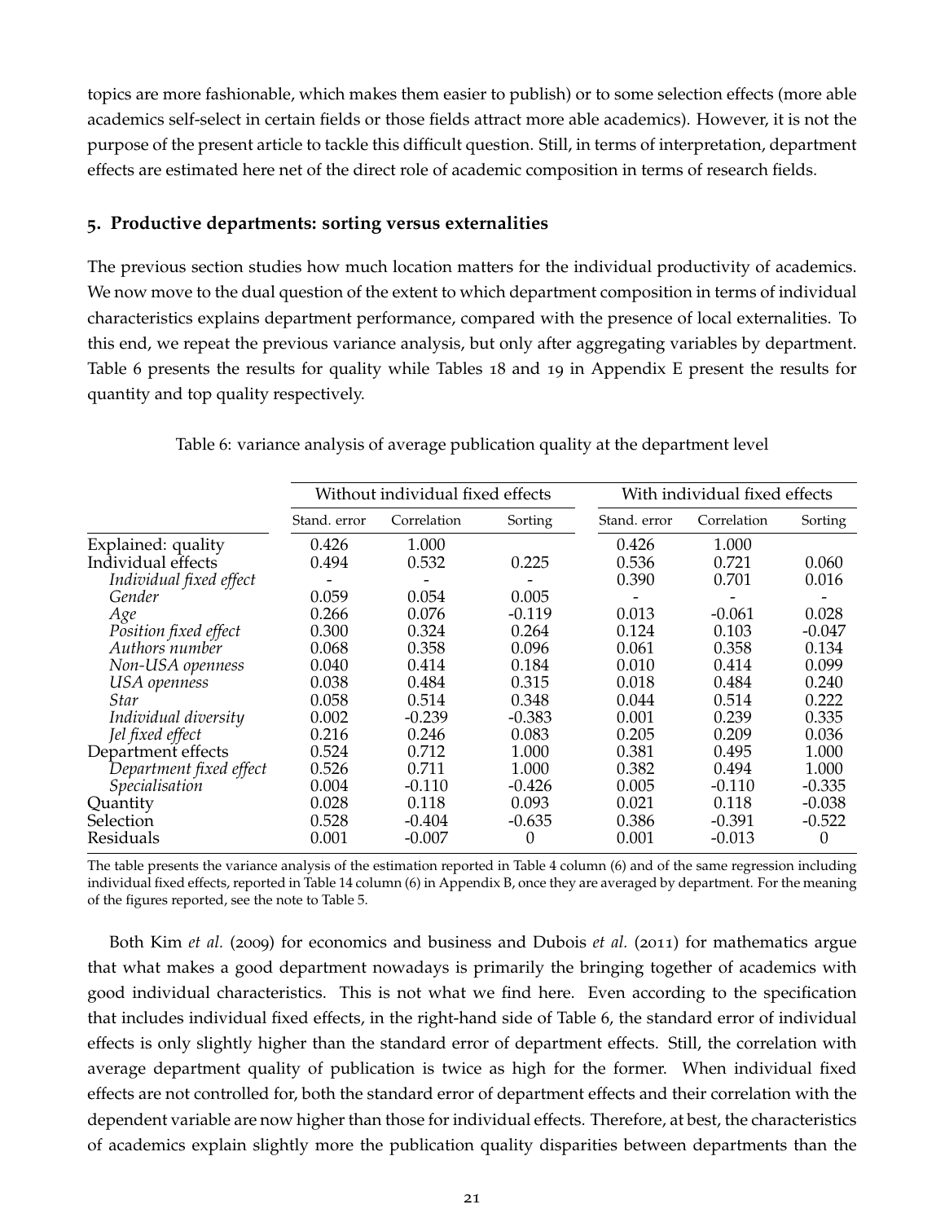topics are more fashionable, which makes them easier to publish) or to some selection effects (more able academics self-select in certain fields or those fields attract more able academics). However, it is not the purpose of the present article to tackle this difficult question. Still, in terms of interpretation, department effects are estimated here net of the direct role of academic composition in terms of research fields.

## 5. Productive departments: sorting versus externalities

The previous section studies how much location matters for the individual productivity of academics. We now move to the dual question of the extent to which department composition in terms of individual characteristics explains department performance, compared with the presence of local externalities. To this end, we repeat the previous variance analysis, but only after aggregating variables by department. Table 6 presents the results for quality while Tables 18 and 19 in Appendix E present the results for quantity and top quality respectively.

Table 6: variance analysis of average publication quality at the department level

| | Without individual fixed effects | | | With individual fixed effects | | |
|---|---|---|---|---|---|---|
| | Stand. error | Correlation | Sorting | Stand. error | Correlation | Sorting |
| Explained: quality | 0.426 | 1.000 | | 0.426 | 1.000 | |
| Individual effects | 0.494 | 0.532 | 0.225 | 0.536 | 0.721 | 0.060 |
| *Individual fixed effect* | - | - | - | 0.390 | 0.701 | 0.016 |
| *Gender* | 0.059 | 0.054 | 0.005 | - | - | - |
| *Age* | 0.266 | 0.076 | -0.119 | 0.013 | -0.061 | 0.028 |
| *Position fixed effect* | 0.300 | 0.324 | 0.264 | 0.124 | 0.103 | -0.047 |
| *Authors number* | 0.068 | 0.358 | 0.096 | 0.061 | 0.358 | 0.134 |
| *Non-USA openness* | 0.040 | 0.414 | 0.184 | 0.010 | 0.414 | 0.099 |
| *USA openness* | 0.038 | 0.484 | 0.315 | 0.018 | 0.484 | 0.240 |
| *Star* | 0.058 | 0.514 | 0.348 | 0.044 | 0.514 | 0.222 |
| *Individual diversity* | 0.002 | -0.239 | -0.383 | 0.001 | 0.239 | 0.335 |
| *Jel fixed effect* | 0.216 | 0.246 | 0.083 | 0.205 | 0.209 | 0.036 |
| Department effects | 0.524 | 0.712 | 1.000 | 0.381 | 0.495 | 1.000 |
| *Department fixed effect* | 0.526 | 0.711 | 1.000 | 0.382 | 0.494 | 1.000 |
| *Specialisation* | 0.004 | -0.110 | -0.426 | 0.005 | -0.110 | -0.335 |
| Quantity | 0.028 | 0.118 | 0.093 | 0.021 | 0.118 | -0.038 |
| Selection | 0.528 | -0.404 | -0.635 | 0.386 | -0.391 | -0.522 |
| Residuals | 0.001 | -0.007 | 0 | 0.001 | -0.013 | 0 |

The table presents the variance analysis of the estimation reported in Table 4 column (6) and of the same regression including individual fixed effects, reported in Table 14 column (6) in Appendix B, once they are averaged by department. For the meaning of the figures reported, see the note to Table 5.

Both Kim *et al.* (2009) for economics and business and Dubois *et al.* (2011) for mathematics argue that what makes a good department nowadays is primarily the bringing together of academics with good individual characteristics. This is not what we find here. Even according to the specification that includes individual fixed effects, in the right-hand side of Table 6, the standard error of individual effects is only slightly higher than the standard error of department effects. Still, the correlation with average department quality of publication is twice as high for the former. When individual fixed effects are not controlled for, both the standard error of department effects and their correlation with the dependent variable are now higher than those for individual effects. Therefore, at best, the characteristics of academics explain slightly more the publication quality disparities between departments than the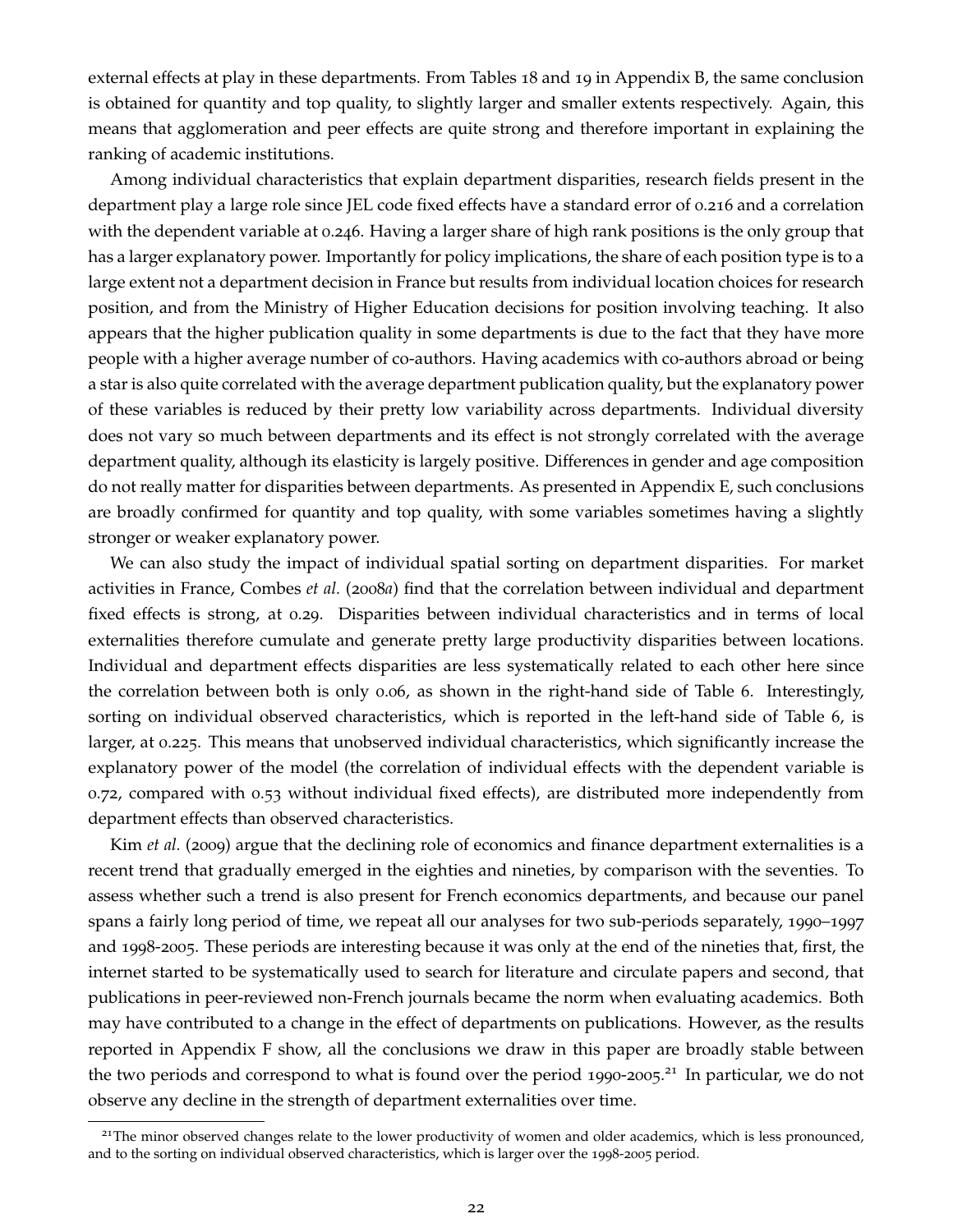external effects at play in these departments. From Tables 18 and 19 in Appendix B, the same conclusion is obtained for quantity and top quality, to slightly larger and smaller extents respectively. Again, this means that agglomeration and peer effects are quite strong and therefore important in explaining the ranking of academic institutions.

Among individual characteristics that explain department disparities, research fields present in the department play a large role since JEL code fixed effects have a standard error of 0.216 and a correlation with the dependent variable at 0.246. Having a larger share of high rank positions is the only group that has a larger explanatory power. Importantly for policy implications, the share of each position type is to a large extent not a department decision in France but results from individual location choices for research position, and from the Ministry of Higher Education decisions for position involving teaching. It also appears that the higher publication quality in some departments is due to the fact that they have more people with a higher average number of co-authors. Having academics with co-authors abroad or being a star is also quite correlated with the average department publication quality, but the explanatory power of these variables is reduced by their pretty low variability across departments. Individual diversity does not vary so much between departments and its effect is not strongly correlated with the average department quality, although its elasticity is largely positive. Differences in gender and age composition do not really matter for disparities between departments. As presented in Appendix E, such conclusions are broadly confirmed for quantity and top quality, with some variables sometimes having a slightly stronger or weaker explanatory power.

We can also study the impact of individual spatial sorting on department disparities. For market activities in France, Combes *et al.* (2008*a*) find that the correlation between individual and department fixed effects is strong, at 0.29. Disparities between individual characteristics and in terms of local externalities therefore cumulate and generate pretty large productivity disparities between locations. Individual and department effects disparities are less systematically related to each other here since the correlation between both is only 0.06, as shown in the right-hand side of Table 6. Interestingly, sorting on individual observed characteristics, which is reported in the left-hand side of Table 6, is larger, at 0.225. This means that unobserved individual characteristics, which significantly increase the explanatory power of the model (the correlation of individual effects with the dependent variable is 0.72, compared with 0.53 without individual fixed effects), are distributed more independently from department effects than observed characteristics.

Kim *et al.* (2009) argue that the declining role of economics and finance department externalities is a recent trend that gradually emerged in the eighties and nineties, by comparison with the seventies. To assess whether such a trend is also present for French economics departments, and because our panel spans a fairly long period of time, we repeat all our analyses for two sub-periods separately, 1990–1997 and 1998-2005. These periods are interesting because it was only at the end of the nineties that, first, the internet started to be systematically used to search for literature and circulate papers and second, that publications in peer-reviewed non-French journals became the norm when evaluating academics. Both may have contributed to a change in the effect of departments on publications. However, as the results reported in Appendix F show, all the conclusions we draw in this paper are broadly stable between the two periods and correspond to what is found over the period 1990-2005.[21] In particular, we do not observe any decline in the strength of department externalities over time.

[21]The minor observed changes relate to the lower productivity of women and older academics, which is less pronounced, and to the sorting on individual observed characteristics, which is larger over the 1998-2005 period.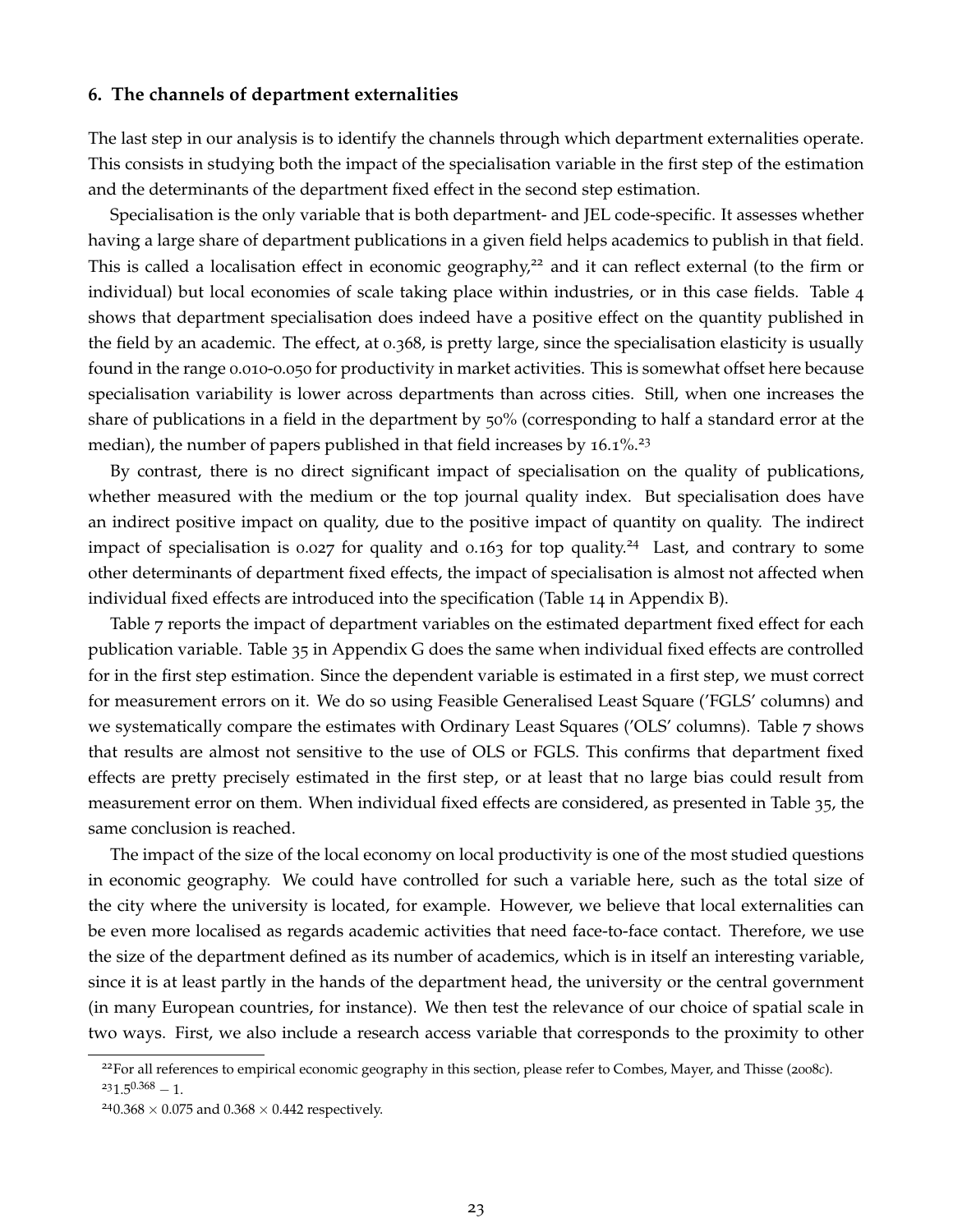## 6. The channels of department externalities

The last step in our analysis is to identify the channels through which department externalities operate. This consists in studying both the impact of the specialisation variable in the first step of the estimation and the determinants of the department fixed effect in the second step estimation.

Specialisation is the only variable that is both department- and JEL code-specific. It assesses whether having a large share of department publications in a given field helps academics to publish in that field. This is called a localisation effect in economic geography,[22] and it can reflect external (to the firm or individual) but local economies of scale taking place within industries, or in this case fields. Table 4 shows that department specialisation does indeed have a positive effect on the quantity published in the field by an academic. The effect, at 0.368, is pretty large, since the specialisation elasticity is usually found in the range 0.010-0.050 for productivity in market activities. This is somewhat offset here because specialisation variability is lower across departments than across cities. Still, when one increases the share of publications in a field in the department by 50% (corresponding to half a standard error at the median), the number of papers published in that field increases by 16.1%.[23]

By contrast, there is no direct significant impact of specialisation on the quality of publications, whether measured with the medium or the top journal quality index. But specialisation does have an indirect positive impact on quality, due to the positive impact of quantity on quality. The indirect impact of specialisation is 0.027 for quality and 0.163 for top quality.[24] Last, and contrary to some other determinants of department fixed effects, the impact of specialisation is almost not affected when individual fixed effects are introduced into the specification (Table 14 in Appendix B).

Table 7 reports the impact of department variables on the estimated department fixed effect for each publication variable. Table 35 in Appendix G does the same when individual fixed effects are controlled for in the first step estimation. Since the dependent variable is estimated in a first step, we must correct for measurement errors on it. We do so using Feasible Generalised Least Square ('FGLS' columns) and we systematically compare the estimates with Ordinary Least Squares ('OLS' columns). Table 7 shows that results are almost not sensitive to the use of OLS or FGLS. This confirms that department fixed effects are pretty precisely estimated in the first step, or at least that no large bias could result from measurement error on them. When individual fixed effects are considered, as presented in Table 35, the same conclusion is reached.

The impact of the size of the local economy on local productivity is one of the most studied questions in economic geography. We could have controlled for such a variable here, such as the total size of the city where the university is located, for example. However, we believe that local externalities can be even more localised as regards academic activities that need face-to-face contact. Therefore, we use the size of the department defined as its number of academics, which is in itself an interesting variable, since it is at least partly in the hands of the department head, the university or the central government (in many European countries, for instance). We then test the relevance of our choice of spatial scale in two ways. First, we also include a research access variable that corresponds to the proximity to other

---

[22] For all references to empirical economic geography in this section, please refer to Combes, Mayer, and Thisse (2008*c*).

[23] $1.5^{0.368} - 1$.

[24] $0.368 \times 0.075$ and $0.368 \times 0.442$ respectively.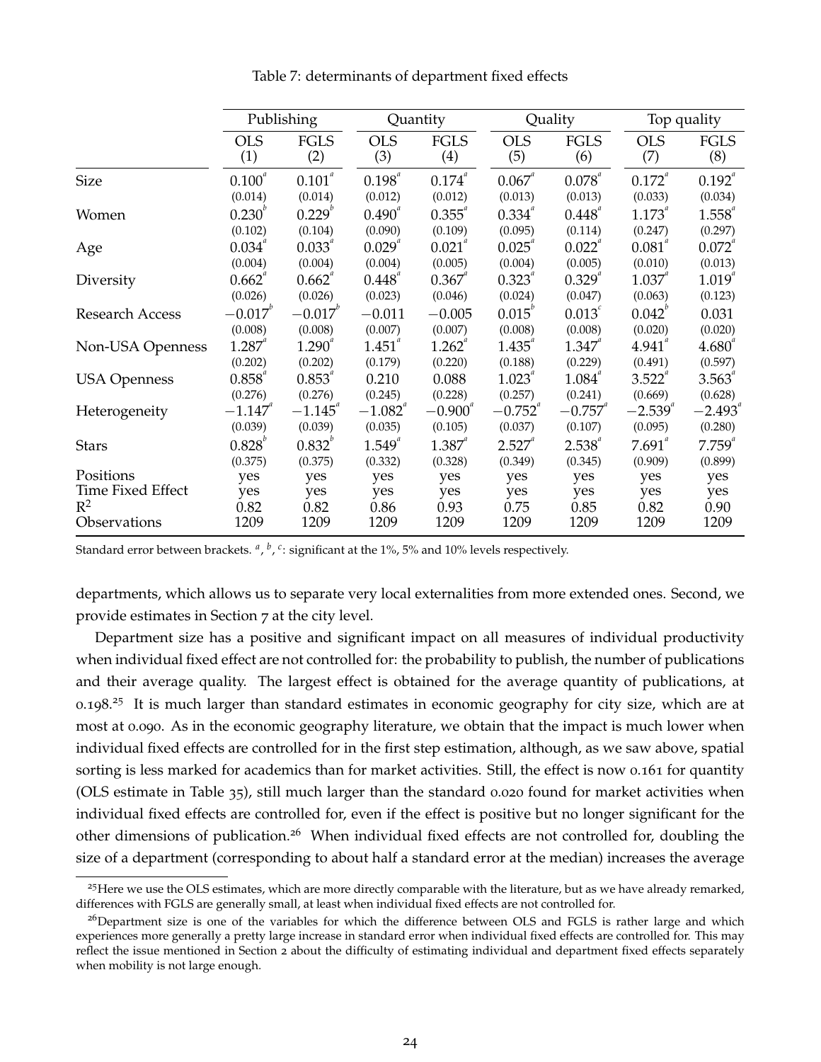Table 7: determinants of department fixed effects

| | Publishing | | Quantity | | Quality | | Top quality | |
|---|---|---|---|---|---|---|---|---|
| | OLS (1) | FGLS (2) | OLS (3) | FGLS (4) | OLS (5) | FGLS (6) | OLS (7) | FGLS (8) |
| Size | $0.100^a$ | $0.101^a$ | $0.198^a$ | $0.174^a$ | $0.067^a$ | $0.078^a$ | $0.172^a$ | $0.192^a$ |
| | (0.014) | (0.014) | (0.012) | (0.012) | (0.013) | (0.013) | (0.033) | (0.034) |
| Women | $0.230^b$ | $0.229^b$ | $0.490^a$ | $0.355^a$ | $0.334^a$ | $0.448^a$ | $1.173^a$ | $1.558^a$ |
| | (0.102) | (0.104) | (0.090) | (0.109) | (0.095) | (0.114) | (0.247) | (0.297) |
| Age | $0.034^a$ | $0.033^a$ | $0.029^a$ | $0.021^a$ | $0.025^a$ | $0.022^a$ | $0.081^a$ | $0.072^a$ |
| | (0.004) | (0.004) | (0.004) | (0.005) | (0.004) | (0.005) | (0.010) | (0.013) |
| Diversity | $0.662^a$ | $0.662^a$ | $0.448^a$ | $0.367^a$ | $0.323^a$ | $0.329^a$ | $1.037^a$ | $1.019^a$ |
| | (0.026) | (0.026) | (0.023) | (0.046) | (0.024) | (0.047) | (0.063) | (0.123) |
| Research Access | $-0.017^b$ | $-0.017^b$ | $-0.011$ | $-0.005$ | $0.015^b$ | $0.013^c$ | $0.042^b$ | $0.031$ |
| | (0.008) | (0.008) | (0.007) | (0.007) | (0.008) | (0.008) | (0.020) | (0.020) |
| Non-USA Openness | $1.287^a$ | $1.290^a$ | $1.451^a$ | $1.262^a$ | $1.435^a$ | $1.347^a$ | $4.941^a$ | $4.680^a$ |
| | (0.202) | (0.202) | (0.179) | (0.220) | (0.188) | (0.229) | (0.491) | (0.597) |
| USA Openness | $0.858^a$ | $0.853^a$ | $0.210$ | $0.088$ | $1.023^a$ | $1.084^a$ | $3.522^a$ | $3.563^a$ |
| | (0.276) | (0.276) | (0.245) | (0.228) | (0.257) | (0.241) | (0.669) | (0.628) |
| Heterogeneity | $-1.147^a$ | $-1.145^a$ | $-1.082^a$ | $-0.900^a$ | $-0.752^a$ | $-0.757^a$ | $-2.539^a$ | $-2.493^a$ |
| | (0.039) | (0.039) | (0.035) | (0.105) | (0.037) | (0.107) | (0.095) | (0.280) |
| Stars | $0.828^b$ | $0.832^b$ | $1.549^a$ | $1.387^a$ | $2.527^a$ | $2.538^a$ | $7.691^a$ | $7.759^a$ |
| | (0.375) | (0.375) | (0.332) | (0.328) | (0.349) | (0.345) | (0.909) | (0.899) |
| Positions | yes | yes | yes | yes | yes | yes | yes | yes |
| Time Fixed Effect | yes | yes | yes | yes | yes | yes | yes | yes |
| $R^2$ | 0.82 | 0.82 | 0.86 | 0.93 | 0.75 | 0.85 | 0.82 | 0.90 |
| Observations | 1209 | 1209 | 1209 | 1209 | 1209 | 1209 | 1209 | 1209 |

Standard error between brackets. $^a$, $^b$, $^c$: significant at the 1%, 5% and 10% levels respectively.

departments, which allows us to separate very local externalities from more extended ones. Second, we provide estimates in Section 7 at the city level.

Department size has a positive and significant impact on all measures of individual productivity when individual fixed effect are not controlled for: the probability to publish, the number of publications and their average quality. The largest effect is obtained for the average quantity of publications, at 0.198.[25] It is much larger than standard estimates in economic geography for city size, which are at most at 0.090. As in the economic geography literature, we obtain that the impact is much lower when individual fixed effects are controlled for in the first step estimation, although, as we saw above, spatial sorting is less marked for academics than for market activities. Still, the effect is now 0.161 for quantity (OLS estimate in Table 35), still much larger than the standard 0.020 found for market activities when individual fixed effects are controlled for, even if the effect is positive but no longer significant for the other dimensions of publication.[26] When individual fixed effects are not controlled for, doubling the size of a department (corresponding to about half a standard error at the median) increases the average

[25] Here we use the OLS estimates, which are more directly comparable with the literature, but as we have already remarked, differences with FGLS are generally small, at least when individual fixed effects are not controlled for.

[26] Department size is one of the variables for which the difference between OLS and FGLS is rather large and which experiences more generally a pretty large increase in standard error when individual fixed effects are controlled for. This may reflect the issue mentioned in Section 2 about the difficulty of estimating individual and department fixed effects separately when mobility is not large enough.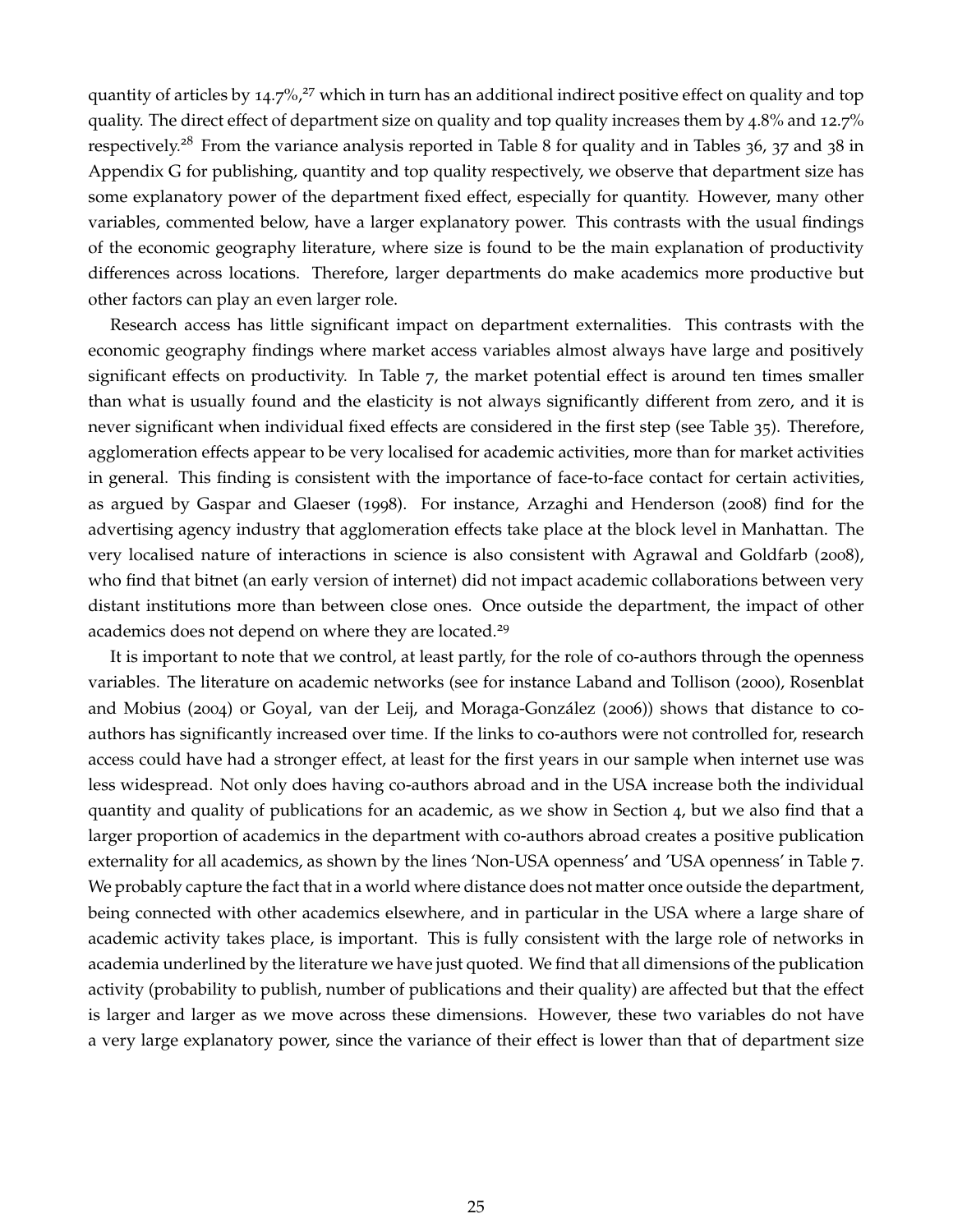quantity of articles by 14.7%,[27] which in turn has an additional indirect positive effect on quality and top quality. The direct effect of department size on quality and top quality increases them by 4.8% and 12.7% respectively.[28] From the variance analysis reported in Table 8 for quality and in Tables 36, 37 and 38 in Appendix G for publishing, quantity and top quality respectively, we observe that department size has some explanatory power of the department fixed effect, especially for quantity. However, many other variables, commented below, have a larger explanatory power. This contrasts with the usual findings of the economic geography literature, where size is found to be the main explanation of productivity differences across locations. Therefore, larger departments do make academics more productive but other factors can play an even larger role.

Research access has little significant impact on department externalities. This contrasts with the economic geography findings where market access variables almost always have large and positively significant effects on productivity. In Table 7, the market potential effect is around ten times smaller than what is usually found and the elasticity is not always significantly different from zero, and it is never significant when individual fixed effects are considered in the first step (see Table 35). Therefore, agglomeration effects appear to be very localised for academic activities, more than for market activities in general. This finding is consistent with the importance of face-to-face contact for certain activities, as argued by Gaspar and Glaeser (1998). For instance, Arzaghi and Henderson (2008) find for the advertising agency industry that agglomeration effects take place at the block level in Manhattan. The very localised nature of interactions in science is also consistent with Agrawal and Goldfarb (2008), who find that bitnet (an early version of internet) did not impact academic collaborations between very distant institutions more than between close ones. Once outside the department, the impact of other academics does not depend on where they are located.[29]

It is important to note that we control, at least partly, for the role of co-authors through the openness variables. The literature on academic networks (see for instance Laband and Tollison (2000), Rosenblat and Mobius (2004) or Goyal, van der Leij, and Moraga-González (2006)) shows that distance to co-authors has significantly increased over time. If the links to co-authors were not controlled for, research access could have had a stronger effect, at least for the first years in our sample when internet use was less widespread. Not only does having co-authors abroad and in the USA increase both the individual quantity and quality of publications for an academic, as we show in Section 4, but we also find that a larger proportion of academics in the department with co-authors abroad creates a positive publication externality for all academics, as shown by the lines 'Non-USA openness' and 'USA openness' in Table 7. We probably capture the fact that in a world where distance does not matter once outside the department, being connected with other academics elsewhere, and in particular in the USA where a large share of academic activity takes place, is important. This is fully consistent with the large role of networks in academia underlined by the literature we have just quoted. We find that all dimensions of the publication activity (probability to publish, number of publications and their quality) are affected but that the effect is larger and larger as we move across these dimensions. However, these two variables do not have a very large explanatory power, since the variance of their effect is lower than that of department size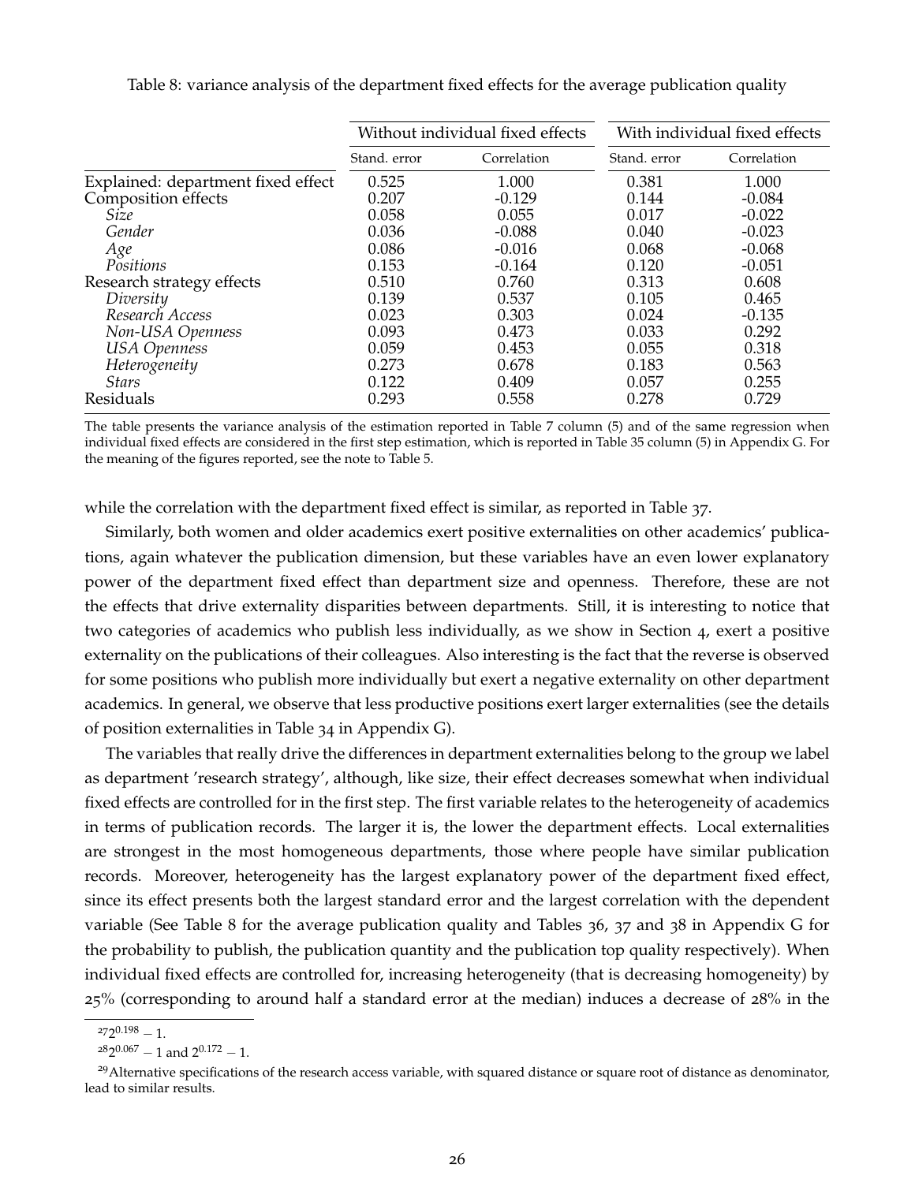Table 8: variance analysis of the department fixed effects for the average publication quality

| | Without individual fixed effects | | With individual fixed effects | |
|---|---|---|---|---|
| | Stand. error | Correlation | Stand. error | Correlation |
| Explained: department fixed effect | 0.525 | 1.000 | 0.381 | 1.000 |
| Composition effects | 0.207 | -0.129 | 0.144 | -0.084 |
| *Size* | 0.058 | 0.055 | 0.017 | -0.022 |
| *Gender* | 0.036 | -0.088 | 0.040 | -0.023 |
| *Age* | 0.086 | -0.016 | 0.068 | -0.068 |
| *Positions* | 0.153 | -0.164 | 0.120 | -0.051 |
| Research strategy effects | 0.510 | 0.760 | 0.313 | 0.608 |
| *Diversity* | 0.139 | 0.537 | 0.105 | 0.465 |
| *Research Access* | 0.023 | 0.303 | 0.024 | -0.135 |
| *Non-USA Openness* | 0.093 | 0.473 | 0.033 | 0.292 |
| *USA Openness* | 0.059 | 0.453 | 0.055 | 0.318 |
| *Heterogeneity* | 0.273 | 0.678 | 0.183 | 0.563 |
| *Stars* | 0.122 | 0.409 | 0.057 | 0.255 |
| Residuals | 0.293 | 0.558 | 0.278 | 0.729 |

The table presents the variance analysis of the estimation reported in Table 7 column (5) and of the same regression when individual fixed effects are considered in the first step estimation, which is reported in Table 35 column (5) in Appendix G. For the meaning of the figures reported, see the note to Table 5.

while the correlation with the department fixed effect is similar, as reported in Table 37.

Similarly, both women and older academics exert positive externalities on other academics' publications, again whatever the publication dimension, but these variables have an even lower explanatory power of the department fixed effect than department size and openness. Therefore, these are not the effects that drive externality disparities between departments. Still, it is interesting to notice that two categories of academics who publish less individually, as we show in Section 4, exert a positive externality on the publications of their colleagues. Also interesting is the fact that the reverse is observed for some positions who publish more individually but exert a negative externality on other department academics. In general, we observe that less productive positions exert larger externalities (see the details of position externalities in Table 34 in Appendix G).

The variables that really drive the differences in department externalities belong to the group we label as department 'research strategy', although, like size, their effect decreases somewhat when individual fixed effects are controlled for in the first step. The first variable relates to the heterogeneity of academics in terms of publication records. The larger it is, the lower the department effects. Local externalities are strongest in the most homogeneous departments, those where people have similar publication records. Moreover, heterogeneity has the largest explanatory power of the department fixed effect, since its effect presents both the largest standard error and the largest correlation with the dependent variable (See Table 8 for the average publication quality and Tables 36, 37 and 38 in Appendix G for the probability to publish, the publication quantity and the publication top quality respectively). When individual fixed effects are controlled for, increasing heterogeneity (that is decreasing homogeneity) by 25% (corresponding to around half a standard error at the median) induces a decrease of 28% in the

[27] $2^{0.198} - 1$.

[28] $2^{0.067} - 1$ and $2^{0.172} - 1$.

[29] Alternative specifications of the research access variable, with squared distance or square root of distance as denominator, lead to similar results.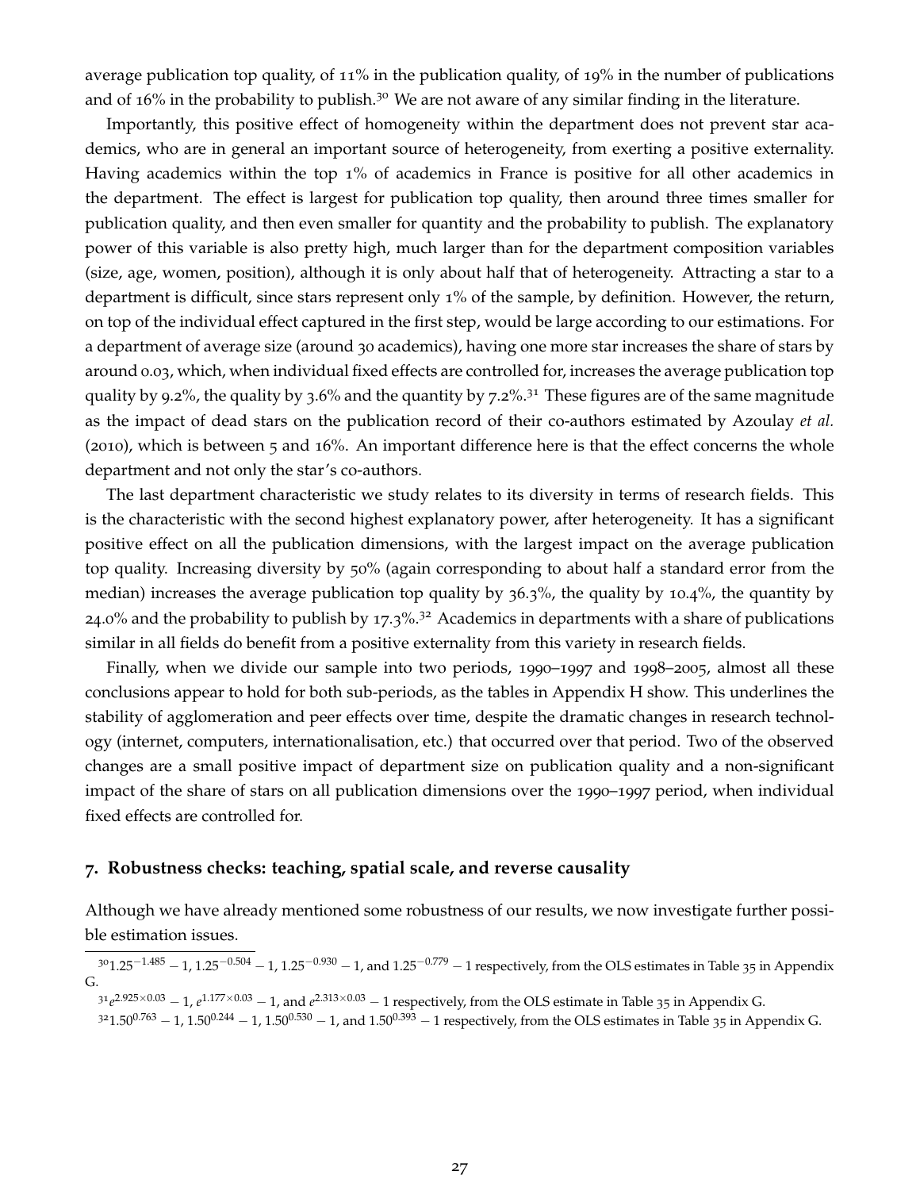average publication top quality, of 11% in the publication quality, of 19% in the number of publications and of 16% in the probability to publish.[30] We are not aware of any similar finding in the literature.

Importantly, this positive effect of homogeneity within the department does not prevent star academics, who are in general an important source of heterogeneity, from exerting a positive externality. Having academics within the top 1% of academics in France is positive for all other academics in the department. The effect is largest for publication top quality, then around three times smaller for publication quality, and then even smaller for quantity and the probability to publish. The explanatory power of this variable is also pretty high, much larger than for the department composition variables (size, age, women, position), although it is only about half that of heterogeneity. Attracting a star to a department is difficult, since stars represent only 1% of the sample, by definition. However, the return, on top of the individual effect captured in the first step, would be large according to our estimations. For a department of average size (around 30 academics), having one more star increases the share of stars by around 0.03, which, when individual fixed effects are controlled for, increases the average publication top quality by 9.2%, the quality by 3.6% and the quantity by 7.2%.[31] These figures are of the same magnitude as the impact of dead stars on the publication record of their co-authors estimated by Azoulay *et al.* (2010), which is between 5 and 16%. An important difference here is that the effect concerns the whole department and not only the star's co-authors.

The last department characteristic we study relates to its diversity in terms of research fields. This is the characteristic with the second highest explanatory power, after heterogeneity. It has a significant positive effect on all the publication dimensions, with the largest impact on the average publication top quality. Increasing diversity by 50% (again corresponding to about half a standard error from the median) increases the average publication top quality by 36.3%, the quality by 10.4%, the quantity by 24.0% and the probability to publish by 17.3%.[32] Academics in departments with a share of publications similar in all fields do benefit from a positive externality from this variety in research fields.

Finally, when we divide our sample into two periods, 1990–1997 and 1998–2005, almost all these conclusions appear to hold for both sub-periods, as the tables in Appendix H show. This underlines the stability of agglomeration and peer effects over time, despite the dramatic changes in research technology (internet, computers, internationalisation, etc.) that occurred over that period. Two of the observed changes are a small positive impact of department size on publication quality and a non-significant impact of the share of stars on all publication dimensions over the 1990–1997 period, when individual fixed effects are controlled for.

## 7. Robustness checks: teaching, spatial scale, and reverse causality

Although we have already mentioned some robustness of our results, we now investigate further possible estimation issues.

---

[30] $1.25^{-1.485} - 1$, $1.25^{-0.504} - 1$, $1.25^{-0.930} - 1$, and $1.25^{-0.779} - 1$ respectively, from the OLS estimates in Table 35 in Appendix G.

[31] $e^{2.925 \times 0.03} - 1$, $e^{1.177 \times 0.03} - 1$, and $e^{2.313 \times 0.03} - 1$ respectively, from the OLS estimate in Table 35 in Appendix G.

[32] $1.50^{0.763} - 1$, $1.50^{0.244} - 1$, $1.50^{0.530} - 1$, and $1.50^{0.393} - 1$ respectively, from the OLS estimates in Table 35 in Appendix G.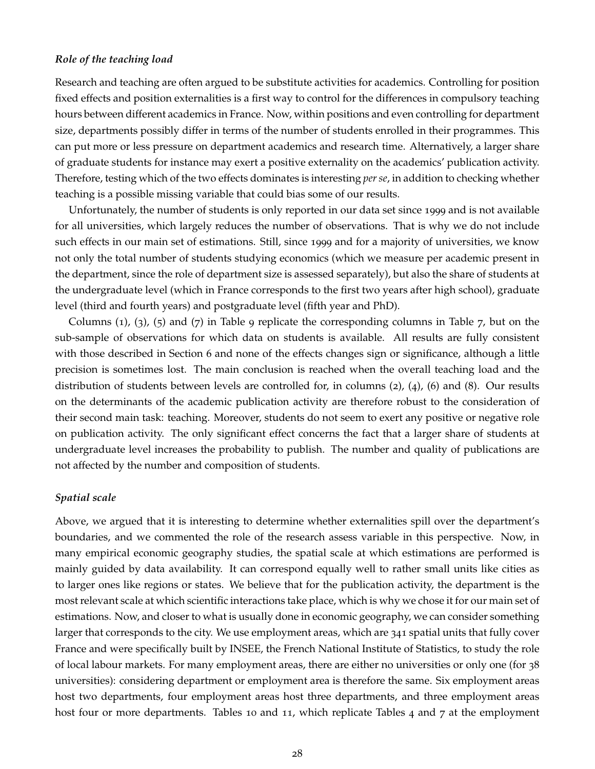***Role of the teaching load***

Research and teaching are often argued to be substitute activities for academics. Controlling for position fixed effects and position externalities is a first way to control for the differences in compulsory teaching hours between different academics in France. Now, within positions and even controlling for department size, departments possibly differ in terms of the number of students enrolled in their programmes. This can put more or less pressure on department academics and research time. Alternatively, a larger share of graduate students for instance may exert a positive externality on the academics' publication activity. Therefore, testing which of the two effects dominates is interesting *per se*, in addition to checking whether teaching is a possible missing variable that could bias some of our results.

Unfortunately, the number of students is only reported in our data set since 1999 and is not available for all universities, which largely reduces the number of observations. That is why we do not include such effects in our main set of estimations. Still, since 1999 and for a majority of universities, we know not only the total number of students studying economics (which we measure per academic present in the department, since the role of department size is assessed separately), but also the share of students at the undergraduate level (which in France corresponds to the first two years after high school), graduate level (third and fourth years) and postgraduate level (fifth year and PhD).

Columns (1), (3), (5) and (7) in Table 9 replicate the corresponding columns in Table 7, but on the sub-sample of observations for which data on students is available. All results are fully consistent with those described in Section 6 and none of the effects changes sign or significance, although a little precision is sometimes lost. The main conclusion is reached when the overall teaching load and the distribution of students between levels are controlled for, in columns (2), (4), (6) and (8). Our results on the determinants of the academic publication activity are therefore robust to the consideration of their second main task: teaching. Moreover, students do not seem to exert any positive or negative role on publication activity. The only significant effect concerns the fact that a larger share of students at undergraduate level increases the probability to publish. The number and quality of publications are not affected by the number and composition of students.

***Spatial scale***

Above, we argued that it is interesting to determine whether externalities spill over the department's boundaries, and we commented the role of the research assess variable in this perspective. Now, in many empirical economic geography studies, the spatial scale at which estimations are performed is mainly guided by data availability. It can correspond equally well to rather small units like cities as to larger ones like regions or states. We believe that for the publication activity, the department is the most relevant scale at which scientific interactions take place, which is why we chose it for our main set of estimations. Now, and closer to what is usually done in economic geography, we can consider something larger that corresponds to the city. We use employment areas, which are 341 spatial units that fully cover France and were specifically built by INSEE, the French National Institute of Statistics, to study the role of local labour markets. For many employment areas, there are either no universities or only one (for 38 universities): considering department or employment area is therefore the same. Six employment areas host two departments, four employment areas host three departments, and three employment areas host four or more departments. Tables 10 and 11, which replicate Tables 4 and 7 at the employment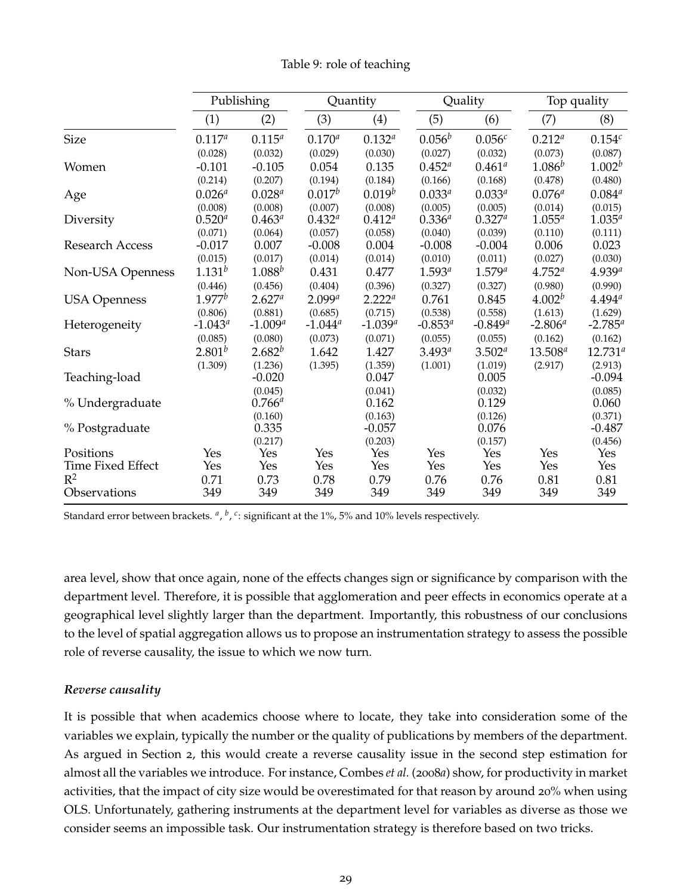Table 9: role of teaching

| | Publishing | | Quantity | | Quality | | Top quality | |
|---|---|---|---|---|---|---|---|---|
| | (1) | (2) | (3) | (4) | (5) | (6) | (7) | (8) |
| Size | $0.117^a$ | $0.115^a$ | $0.170^a$ | $0.132^a$ | $0.056^b$ | $0.056^c$ | $0.212^a$ | $0.154^c$ |
| | (0.028) | (0.032) | (0.029) | (0.030) | (0.027) | (0.032) | (0.073) | (0.087) |
| Women | -0.101 | -0.105 | 0.054 | 0.135 | $0.452^a$ | $0.461^a$ | $1.086^b$ | $1.002^b$ |
| | (0.214) | (0.207) | (0.194) | (0.184) | (0.166) | (0.168) | (0.478) | (0.480) |
| Age | $0.026^a$ | $0.028^a$ | $0.017^b$ | $0.019^b$ | $0.033^a$ | $0.033^a$ | $0.076^a$ | $0.084^a$ |
| | (0.008) | (0.008) | (0.007) | (0.008) | (0.005) | (0.005) | (0.014) | (0.015) |
| Diversity | $0.520^a$ | $0.463^a$ | $0.432^a$ | $0.412^a$ | $0.336^a$ | $0.327^a$ | $1.055^a$ | $1.035^a$ |
| | (0.071) | (0.064) | (0.057) | (0.058) | (0.040) | (0.039) | (0.110) | (0.111) |
| Research Access | -0.017 | 0.007 | -0.008 | 0.004 | -0.008 | -0.004 | 0.006 | 0.023 |
| | (0.015) | (0.017) | (0.014) | (0.014) | (0.010) | (0.011) | (0.027) | (0.030) |
| Non-USA Openness | $1.131^b$ | $1.088^b$ | 0.431 | 0.477 | $1.593^a$ | $1.579^a$ | $4.752^a$ | $4.939^a$ |
| | (0.446) | (0.456) | (0.404) | (0.396) | (0.327) | (0.327) | (0.980) | (0.990) |
| USA Openness | $1.977^b$ | $2.627^a$ | $2.099^a$ | $2.222^a$ | 0.761 | 0.845 | $4.002^b$ | $4.494^a$ |
| | (0.806) | (0.881) | (0.685) | (0.715) | (0.538) | (0.558) | (1.613) | (1.629) |
| Heterogeneity | $-1.043^a$ | $-1.009^a$ | $-1.044^a$ | $-1.039^a$ | $-0.853^a$ | $-0.849^a$ | $-2.806^a$ | $-2.785^a$ |
| | (0.085) | (0.080) | (0.073) | (0.071) | (0.055) | (0.055) | (0.162) | (0.162) |
| Stars | $2.801^b$ | $2.682^b$ | 1.642 | 1.427 | $3.493^a$ | $3.502^a$ | $13.508^a$ | $12.731^a$ |
| | (1.309) | (1.236) | (1.395) | (1.359) | (1.001) | (1.019) | (2.917) | (2.913) |
| Teaching-load | | -0.020 | | 0.047 | | 0.005 | | -0.094 |
| | | (0.045) | | (0.041) | | (0.032) | | (0.085) |
| % Undergraduate | | $0.766^a$ | | 0.162 | | 0.129 | | 0.060 |
| | | (0.160) | | (0.163) | | (0.126) | | (0.371) |
| % Postgraduate | | 0.335 | | -0.057 | | 0.076 | | -0.487 |
| | | (0.217) | | (0.203) | | (0.157) | | (0.456) |
| Positions | Yes | Yes | Yes | Yes | Yes | Yes | Yes | Yes |
| Time Fixed Effect | Yes | Yes | Yes | Yes | Yes | Yes | Yes | Yes |
| $R^2$ | 0.71 | 0.73 | 0.78 | 0.79 | 0.76 | 0.76 | 0.81 | 0.81 |
| Observations | 349 | 349 | 349 | 349 | 349 | 349 | 349 | 349 |

Standard error between brackets. $^a$, $^b$, $^c$: significant at the 1%, 5% and 10% levels respectively.

area level, show that once again, none of the effects changes sign or significance by comparison with the department level. Therefore, it is possible that agglomeration and peer effects in economics operate at a geographical level slightly larger than the department. Importantly, this robustness of our conclusions to the level of spatial aggregation allows us to propose an instrumentation strategy to assess the possible role of reverse causality, the issue to which we now turn.

***Reverse causality***

It is possible that when academics choose where to locate, they take into consideration some of the variables we explain, typically the number or the quality of publications by members of the department. As argued in Section 2, this would create a reverse causality issue in the second step estimation for almost all the variables we introduce. For instance, Combes *et al.* (2008*a*) show, for productivity in market activities, that the impact of city size would be overestimated for that reason by around 20% when using OLS. Unfortunately, gathering instruments at the department level for variables as diverse as those we consider seems an impossible task. Our instrumentation strategy is therefore based on two tricks.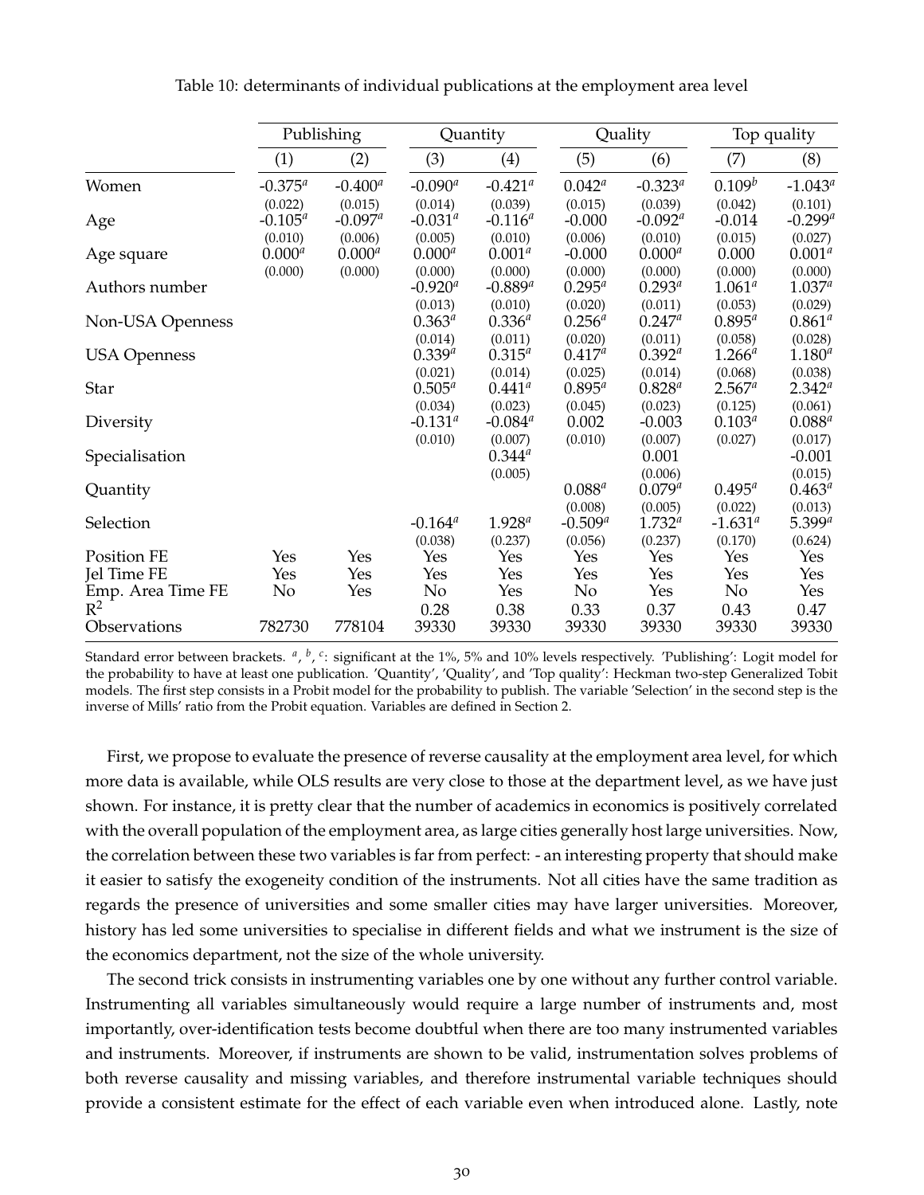Table 10: determinants of individual publications at the employment area level

| | Publishing | | Quantity | | Quality | | Top quality | |
|---|---|---|---|---|---|---|---|---|
| | (1) | (2) | (3) | (4) | (5) | (6) | (7) | (8) |
| Women | -0.375[a] | -0.400[a] | -0.090[a] | -0.421[a] | 0.042[a] | -0.323[a] | 0.109[b] | -1.043[a] |
| | (0.022) | (0.015) | (0.014) | (0.039) | (0.015) | (0.039) | (0.042) | (0.101) |
| Age | -0.105[a] | -0.097[a] | -0.031[a] | -0.116[a] | -0.000 | -0.092[a] | -0.014 | -0.299[a] |
| | (0.010) | (0.006) | (0.005) | (0.010) | (0.006) | (0.010) | (0.015) | (0.027) |
| Age square | 0.000[a] | 0.000[a] | 0.000[a] | 0.001[a] | -0.000 | 0.000[a] | 0.000 | 0.001[a] |
| | (0.000) | (0.000) | (0.000) | (0.000) | (0.000) | (0.000) | (0.000) | (0.000) |
| Authors number | | | -0.920[a] | -0.889[a] | 0.295[a] | 0.293[a] | 1.061[a] | 1.037[a] |
| | | | (0.013) | (0.010) | (0.020) | (0.011) | (0.053) | (0.029) |
| Non-USA Openness | | | 0.363[a] | 0.336[a] | 0.256[a] | 0.247[a] | 0.895[a] | 0.861[a] |
| | | | (0.014) | (0.011) | (0.020) | (0.011) | (0.058) | (0.028) |
| USA Openness | | | 0.339[a] | 0.315[a] | 0.417[a] | 0.392[a] | 1.266[a] | 1.180[a] |
| | | | (0.021) | (0.014) | (0.025) | (0.014) | (0.068) | (0.038) |
| Star | | | 0.505[a] | 0.441[a] | 0.895[a] | 0.828[a] | 2.567[a] | 2.342[a] |
| | | | (0.034) | (0.023) | (0.045) | (0.023) | (0.125) | (0.061) |
| Diversity | | | -0.131[a] | -0.084[a] | 0.002 | -0.003 | 0.103[a] | 0.088[a] |
| | | | (0.010) | (0.007) | (0.010) | (0.007) | (0.027) | (0.017) |
| Specialisation | | | | 0.344[a] | | 0.001 | | -0.001 |
| | | | | (0.005) | | (0.006) | | (0.015) |
| Quantity | | | | | 0.088[a] | 0.079[a] | 0.495[a] | 0.463[a] |
| | | | | | (0.008) | (0.005) | (0.022) | (0.013) |
| Selection | | | -0.164[a] | 1.928[a] | -0.509[a] | 1.732[a] | -1.631[a] | 5.399[a] |
| | | | (0.038) | (0.237) | (0.056) | (0.237) | (0.170) | (0.624) |
| Position FE | Yes | Yes | Yes | Yes | Yes | Yes | Yes | Yes |
| Jel Time FE | Yes | Yes | Yes | Yes | Yes | Yes | Yes | Yes |
| Emp. Area Time FE | No | Yes | No | Yes | No | Yes | No | Yes |
| $R^2$ | | | 0.28 | 0.38 | 0.33 | 0.37 | 0.43 | 0.47 |
| Observations | 782730 | 778104 | 39330 | 39330 | 39330 | 39330 | 39330 | 39330 |

Standard error between brackets. [a], [b], [c]: significant at the 1%, 5% and 10% levels respectively. 'Publishing': Logit model for the probability to have at least one publication. 'Quantity', 'Quality', and 'Top quality': Heckman two-step Generalized Tobit models. The first step consists in a Probit model for the probability to publish. The variable 'Selection' in the second step is the inverse of Mills' ratio from the Probit equation. Variables are defined in Section 2.

First, we propose to evaluate the presence of reverse causality at the employment area level, for which more data is available, while OLS results are very close to those at the department level, as we have just shown. For instance, it is pretty clear that the number of academics in economics is positively correlated with the overall population of the employment area, as large cities generally host large universities. Now, the correlation between these two variables is far from perfect: - an interesting property that should make it easier to satisfy the exogeneity condition of the instruments. Not all cities have the same tradition as regards the presence of universities and some smaller cities may have larger universities. Moreover, history has led some universities to specialise in different fields and what we instrument is the size of the economics department, not the size of the whole university.

The second trick consists in instrumenting variables one by one without any further control variable. Instrumenting all variables simultaneously would require a large number of instruments and, most importantly, over-identification tests become doubtful when there are too many instrumented variables and instruments. Moreover, if instruments are shown to be valid, instrumentation solves problems of both reverse causality and missing variables, and therefore instrumental variable techniques should provide a consistent estimate for the effect of each variable even when introduced alone. Lastly, note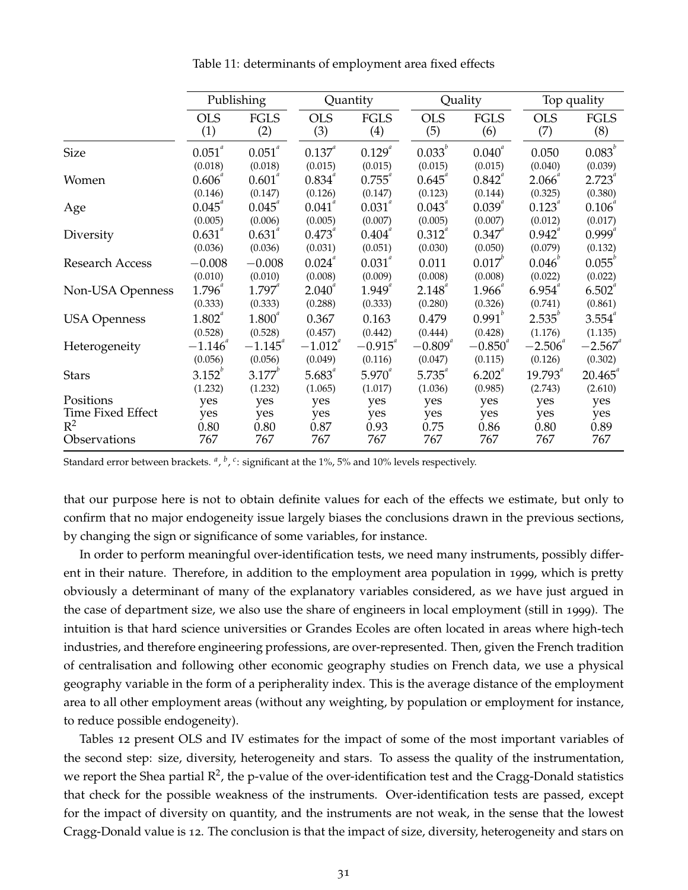Table 11: determinants of employment area fixed effects

| | Publishing | | Quantity | | Quality | | Top quality | |
|---|---|---|---|---|---|---|---|---|
| | OLS (1) | FGLS (2) | OLS (3) | FGLS (4) | OLS (5) | FGLS (6) | OLS (7) | FGLS (8) |
| Size | $0.051^{a}$ | $0.051^{a}$ | $0.137^{a}$ | $0.129^{a}$ | $0.033^{b}$ | $0.040^{a}$ | 0.050 | $0.083^{b}$ |
| | (0.018) | (0.018) | (0.015) | (0.015) | (0.015) | (0.015) | (0.040) | (0.039) |
| Women | $0.606^{a}$ | $0.601^{a}$ | $0.834^{a}$ | $0.755^{a}$ | $0.645^{a}$ | $0.842^{a}$ | $2.066^{a}$ | $2.723^{a}$ |
| | (0.146) | (0.147) | (0.126) | (0.147) | (0.123) | (0.144) | (0.325) | (0.380) |
| Age | $0.045^{a}$ | $0.045^{a}$ | $0.041^{a}$ | $0.031^{a}$ | $0.043^{a}$ | $0.039^{a}$ | $0.123^{a}$ | $0.106^{a}$ |
| | (0.005) | (0.006) | (0.005) | (0.007) | (0.005) | (0.007) | (0.012) | (0.017) |
| Diversity | $0.631^{a}$ | $0.631^{a}$ | $0.473^{a}$ | $0.404^{a}$ | $0.312^{a}$ | $0.347^{a}$ | $0.942^{a}$ | $0.999^{a}$ |
| | (0.036) | (0.036) | (0.031) | (0.051) | (0.030) | (0.050) | (0.079) | (0.132) |
| Research Access | $-0.008$ | $-0.008$ | $0.024^{a}$ | $0.031^{a}$ | 0.011 | $0.017^{b}$ | $0.046^{b}$ | $0.055^{b}$ |
| | (0.010) | (0.010) | (0.008) | (0.009) | (0.008) | (0.008) | (0.022) | (0.022) |
| Non-USA Openness | $1.796^{a}$ | $1.797^{a}$ | $2.040^{a}$ | $1.949^{a}$ | $2.148^{a}$ | $1.966^{a}$ | $6.954^{a}$ | $6.502^{a}$ |
| | (0.333) | (0.333) | (0.288) | (0.333) | (0.280) | (0.326) | (0.741) | (0.861) |
| USA Openness | $1.802^{a}$ | $1.800^{a}$ | 0.367 | 0.163 | 0.479 | $0.991^{b}$ | $2.535^{b}$ | $3.554^{a}$ |
| | (0.528) | (0.528) | (0.457) | (0.442) | (0.444) | (0.428) | (1.176) | (1.135) |
| Heterogeneity | $-1.146^{a}$ | $-1.145^{a}$ | $-1.012^{a}$ | $-0.915^{a}$ | $-0.809^{a}$ | $-0.850^{a}$ | $-2.506^{a}$ | $-2.567^{a}$ |
| | (0.056) | (0.056) | (0.049) | (0.116) | (0.047) | (0.115) | (0.126) | (0.302) |
| Stars | $3.152^{b}$ | $3.177^{b}$ | $5.683^{a}$ | $5.970^{a}$ | $5.735^{a}$ | $6.202^{a}$ | $19.793^{a}$ | $20.465^{a}$ |
| | (1.232) | (1.232) | (1.065) | (1.017) | (1.036) | (0.985) | (2.743) | (2.610) |
| Positions | yes | yes | yes | yes | yes | yes | yes | yes |
| Time Fixed Effect | yes | yes | yes | yes | yes | yes | yes | yes |
| $R^2$ | 0.80 | 0.80 | 0.87 | 0.93 | 0.75 | 0.86 | 0.80 | 0.89 |
| Observations | 767 | 767 | 767 | 767 | 767 | 767 | 767 | 767 |

Standard error between brackets. [a], [b], [c]: significant at the 1%, 5% and 10% levels respectively.

that our purpose here is not to obtain definite values for each of the effects we estimate, but only to confirm that no major endogeneity issue largely biases the conclusions drawn in the previous sections, by changing the sign or significance of some variables, for instance.

In order to perform meaningful over-identification tests, we need many instruments, possibly different in their nature. Therefore, in addition to the employment area population in 1999, which is pretty obviously a determinant of many of the explanatory variables considered, as we have just argued in the case of department size, we also use the share of engineers in local employment (still in 1999). The intuition is that hard science universities or Grandes Ecoles are often located in areas where high-tech industries, and therefore engineering professions, are over-represented. Then, given the French tradition of centralisation and following other economic geography studies on French data, we use a physical geography variable in the form of a peripherality index. This is the average distance of the employment area to all other employment areas (without any weighting, by population or employment for instance, to reduce possible endogeneity).

Tables 12 present OLS and IV estimates for the impact of some of the most important variables of the second step: size, diversity, heterogeneity and stars. To assess the quality of the instrumentation, we report the Shea partial $R^2$, the p-value of the over-identification test and the Cragg-Donald statistics that check for the possible weakness of the instruments. Over-identification tests are passed, except for the impact of diversity on quantity, and the instruments are not weak, in the sense that the lowest Cragg-Donald value is 12. The conclusion is that the impact of size, diversity, heterogeneity and stars on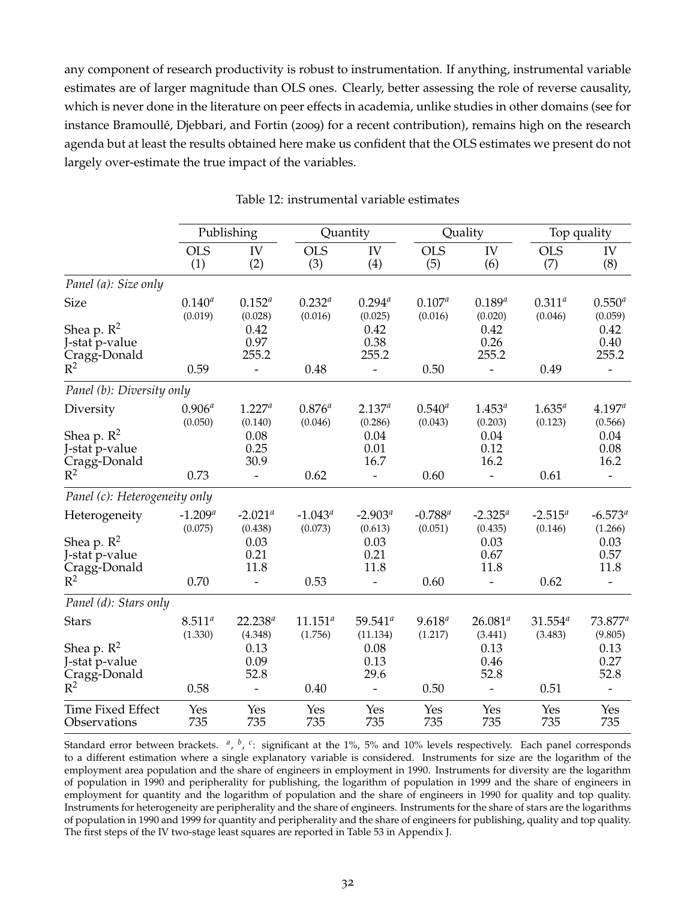any component of research productivity is robust to instrumentation. If anything, instrumental variable estimates are of larger magnitude than OLS ones. Clearly, better assessing the role of reverse causality, which is never done in the literature on peer effects in academia, unlike studies in other domains (see for instance Bramoullé, Djebbari, and Fortin (2009) for a recent contribution), remains high on the research agenda but at least the results obtained here make us confident that the OLS estimates we present do not largely over-estimate the true impact of the variables.

Table 12: instrumental variable estimates

| | Publishing | | Quantity | | Quality | | Top quality | |
|---|---|---|---|---|---|---|---|---|
| | OLS (1) | IV (2) | OLS (3) | IV (4) | OLS (5) | IV (6) | OLS (7) | IV (8) |
| *Panel (a): Size only* | | | | | | | | |
| Size | 0.140[a] (0.019) | 0.152[a] (0.028) | 0.232[a] (0.016) | 0.294[a] (0.025) | 0.107[a] (0.016) | 0.189[a] (0.020) | 0.311[a] (0.046) | 0.550[a] (0.059) |
| Shea p. $R^2$ | | 0.42 | | 0.42 | | 0.42 | | 0.42 |
| J-stat p-value | | 0.97 | | 0.38 | | 0.26 | | 0.40 |
| Cragg-Donald | | 255.2 | | 255.2 | | 255.2 | | 255.2 |
| $R^2$ | 0.59 | - | 0.48 | - | 0.50 | - | 0.49 | - |
| *Panel (b): Diversity only* | | | | | | | | |
| Diversity | 0.906[a] (0.050) | 1.227[a] (0.140) | 0.876[a] (0.046) | 2.137[a] (0.286) | 0.540[a] (0.043) | 1.453[a] (0.203) | 1.635[a] (0.123) | 4.197[a] (0.566) |
| Shea p. $R^2$ | | 0.08 | | 0.04 | | 0.04 | | 0.04 |
| J-stat p-value | | 0.25 | | 0.01 | | 0.12 | | 0.08 |
| Cragg-Donald | | 30.9 | | 16.7 | | 16.2 | | 16.2 |
| $R^2$ | 0.73 | - | 0.62 | - | 0.60 | - | 0.61 | - |
| *Panel (c): Heterogeneity only* | | | | | | | | |
| Heterogeneity | -1.209[a] (0.075) | -2.021[a] (0.438) | -1.043[a] (0.073) | -2.903[a] (0.613) | -0.788[a] (0.051) | -2.325[a] (0.435) | -2.515[a] (0.146) | -6.573[a] (1.266) |
| Shea p. $R^2$ | | 0.03 | | 0.03 | | 0.03 | | 0.03 |
| J-stat p-value | | 0.21 | | 0.21 | | 0.67 | | 0.57 |
| Cragg-Donald | | 11.8 | | 11.8 | | 11.8 | | 11.8 |
| $R^2$ | 0.70 | - | 0.53 | - | 0.60 | - | 0.62 | - |
| *Panel (d): Stars only* | | | | | | | | |
| Stars | 8.511[a] (1.330) | 22.238[a] (4.348) | 11.151[a] (1.756) | 59.541[a] (11.134) | 9.618[a] (1.217) | 26.081[a] (3.441) | 31.554[a] (3.483) | 73.877[a] (9.805) |
| Shea p. $R^2$ | | 0.13 | | 0.08 | | 0.13 | | 0.13 |
| J-stat p-value | | 0.09 | | 0.13 | | 0.46 | | 0.27 |
| Cragg-Donald | | 52.8 | | 29.6 | | 52.8 | | 52.8 |
| $R^2$ | 0.58 | - | 0.40 | - | 0.50 | - | 0.51 | - |
| Time Fixed Effect | Yes | Yes | Yes | Yes | Yes | Yes | Yes | Yes |
| Observations | 735 | 735 | 735 | 735 | 735 | 735 | 735 | 735 |

Standard error between brackets. [a], [b], [c]: significant at the 1%, 5% and 10% levels respectively. Each panel corresponds to a different estimation where a single explanatory variable is considered. Instruments for size are the logarithm of the employment area population and the share of engineers in employment in 1990. Instruments for diversity are the logarithm of population in 1990 and peripherality for publishing, the logarithm of population in 1999 and the share of engineers in employment for quantity and the logarithm of population and the share of engineers in 1990 for quality and top quality. Instruments for heterogeneity are peripherality and the share of engineers. Instruments for the share of stars are the logarithms of population in 1990 and 1999 for quantity and peripherality and the share of engineers for publishing, quality and top quality. The first steps of the IV two-stage least squares are reported in Table 53 in Appendix J.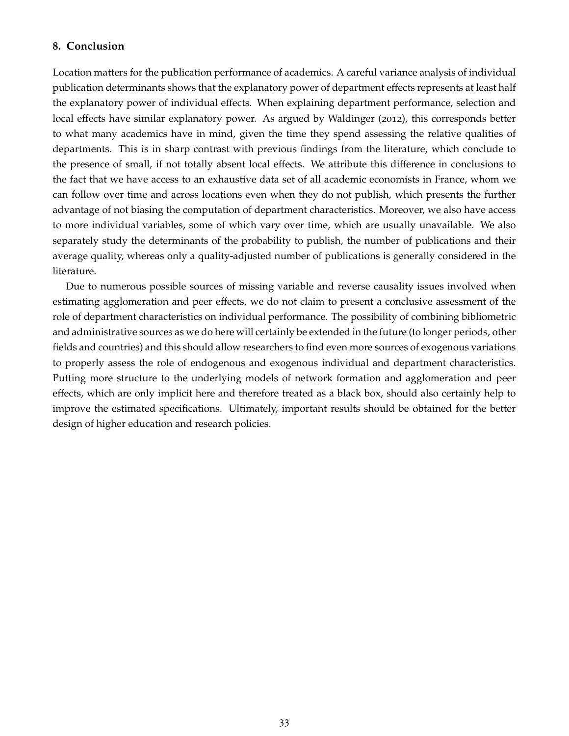## 8. Conclusion

Location matters for the publication performance of academics. A careful variance analysis of individual publication determinants shows that the explanatory power of department effects represents at least half the explanatory power of individual effects. When explaining department performance, selection and local effects have similar explanatory power. As argued by Waldinger (2012), this corresponds better to what many academics have in mind, given the time they spend assessing the relative qualities of departments. This is in sharp contrast with previous findings from the literature, which conclude to the presence of small, if not totally absent local effects. We attribute this difference in conclusions to the fact that we have access to an exhaustive data set of all academic economists in France, whom we can follow over time and across locations even when they do not publish, which presents the further advantage of not biasing the computation of department characteristics. Moreover, we also have access to more individual variables, some of which vary over time, which are usually unavailable. We also separately study the determinants of the probability to publish, the number of publications and their average quality, whereas only a quality-adjusted number of publications is generally considered in the literature.

Due to numerous possible sources of missing variable and reverse causality issues involved when estimating agglomeration and peer effects, we do not claim to present a conclusive assessment of the role of department characteristics on individual performance. The possibility of combining bibliometric and administrative sources as we do here will certainly be extended in the future (to longer periods, other fields and countries) and this should allow researchers to find even more sources of exogenous variations to properly assess the role of endogenous and exogenous individual and department characteristics. Putting more structure to the underlying models of network formation and agglomeration and peer effects, which are only implicit here and therefore treated as a black box, should also certainly help to improve the estimated specifications. Ultimately, important results should be obtained for the better design of higher education and research policies.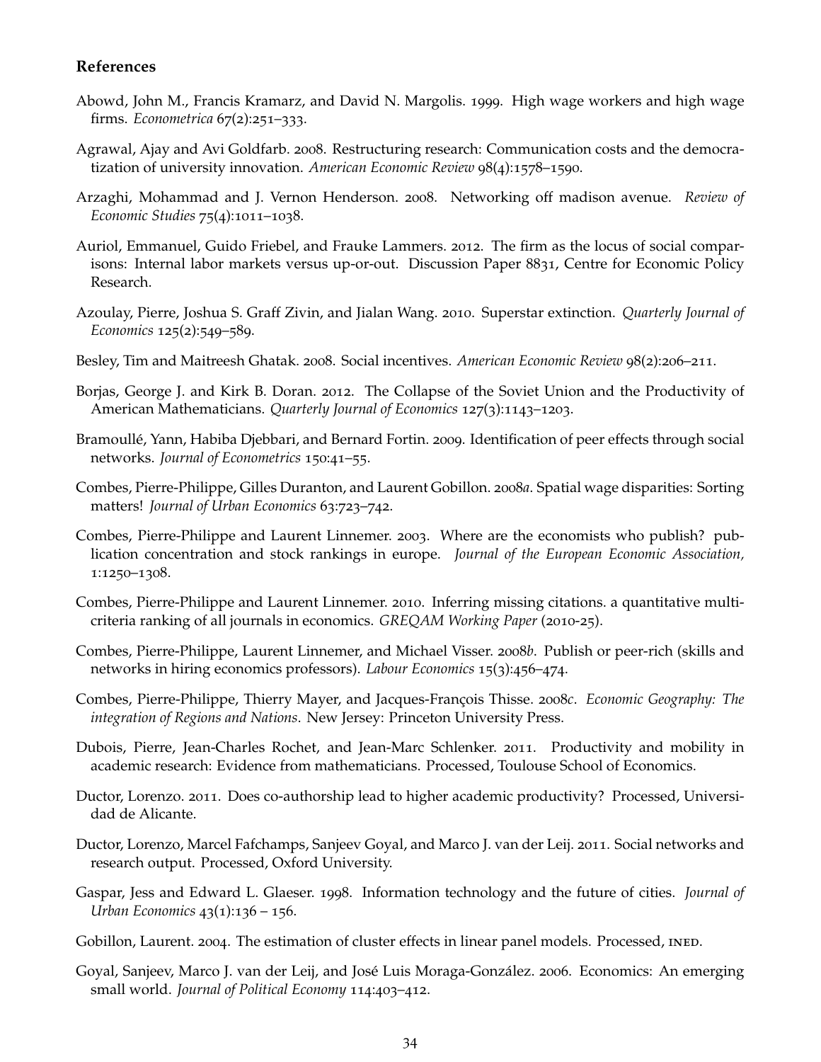## References

Abowd, John M., Francis Kramarz, and David N. Margolis. 1999. High wage workers and high wage firms. *Econometrica* 67(2):251–333.

Agrawal, Ajay and Avi Goldfarb. 2008. Restructuring research: Communication costs and the democratization of university innovation. *American Economic Review* 98(4):1578–1590.

Arzaghi, Mohammad and J. Vernon Henderson. 2008. Networking off madison avenue. *Review of Economic Studies* 75(4):1011–1038.

Auriol, Emmanuel, Guido Friebel, and Frauke Lammers. 2012. The firm as the locus of social comparisons: Internal labor markets versus up-or-out. Discussion Paper 8831, Centre for Economic Policy Research.

Azoulay, Pierre, Joshua S. Graff Zivin, and Jialan Wang. 2010. Superstar extinction. *Quarterly Journal of Economics* 125(2):549–589.

Besley, Tim and Maitreesh Ghatak. 2008. Social incentives. *American Economic Review* 98(2):206–211.

Borjas, George J. and Kirk B. Doran. 2012. The Collapse of the Soviet Union and the Productivity of American Mathematicians. *Quarterly Journal of Economics* 127(3):1143–1203.

Bramoullé, Yann, Habiba Djebbari, and Bernard Fortin. 2009. Identification of peer effects through social networks. *Journal of Econometrics* 150:41–55.

Combes, Pierre-Philippe, Gilles Duranton, and Laurent Gobillon. 2008*a*. Spatial wage disparities: Sorting matters! *Journal of Urban Economics* 63:723–742.

Combes, Pierre-Philippe and Laurent Linnemer. 2003. Where are the economists who publish? publication concentration and stock rankings in europe. *Journal of the European Economic Association*, 1:1250–1308.

Combes, Pierre-Philippe and Laurent Linnemer. 2010. Inferring missing citations. a quantitative multi-criteria ranking of all journals in economics. *GREQAM Working Paper* (2010-25).

Combes, Pierre-Philippe, Laurent Linnemer, and Michael Visser. 2008*b*. Publish or peer-rich (skills and networks in hiring economics professors). *Labour Economics* 15(3):456–474.

Combes, Pierre-Philippe, Thierry Mayer, and Jacques-François Thisse. 2008*c*. *Economic Geography: The integration of Regions and Nations*. New Jersey: Princeton University Press.

Dubois, Pierre, Jean-Charles Rochet, and Jean-Marc Schlenker. 2011. Productivity and mobility in academic research: Evidence from mathematicians. Processed, Toulouse School of Economics.

Ductor, Lorenzo. 2011. Does co-authorship lead to higher academic productivity? Processed, Universidad de Alicante.

Ductor, Lorenzo, Marcel Fafchamps, Sanjeev Goyal, and Marco J. van der Leij. 2011. Social networks and research output. Processed, Oxford University.

Gaspar, Jess and Edward L. Glaeser. 1998. Information technology and the future of cities. *Journal of Urban Economics* 43(1):136 – 156.

Gobillon, Laurent. 2004. The estimation of cluster effects in linear panel models. Processed, INED.

Goyal, Sanjeev, Marco J. van der Leij, and José Luis Moraga-González. 2006. Economics: An emerging small world. *Journal of Political Economy* 114:403–412.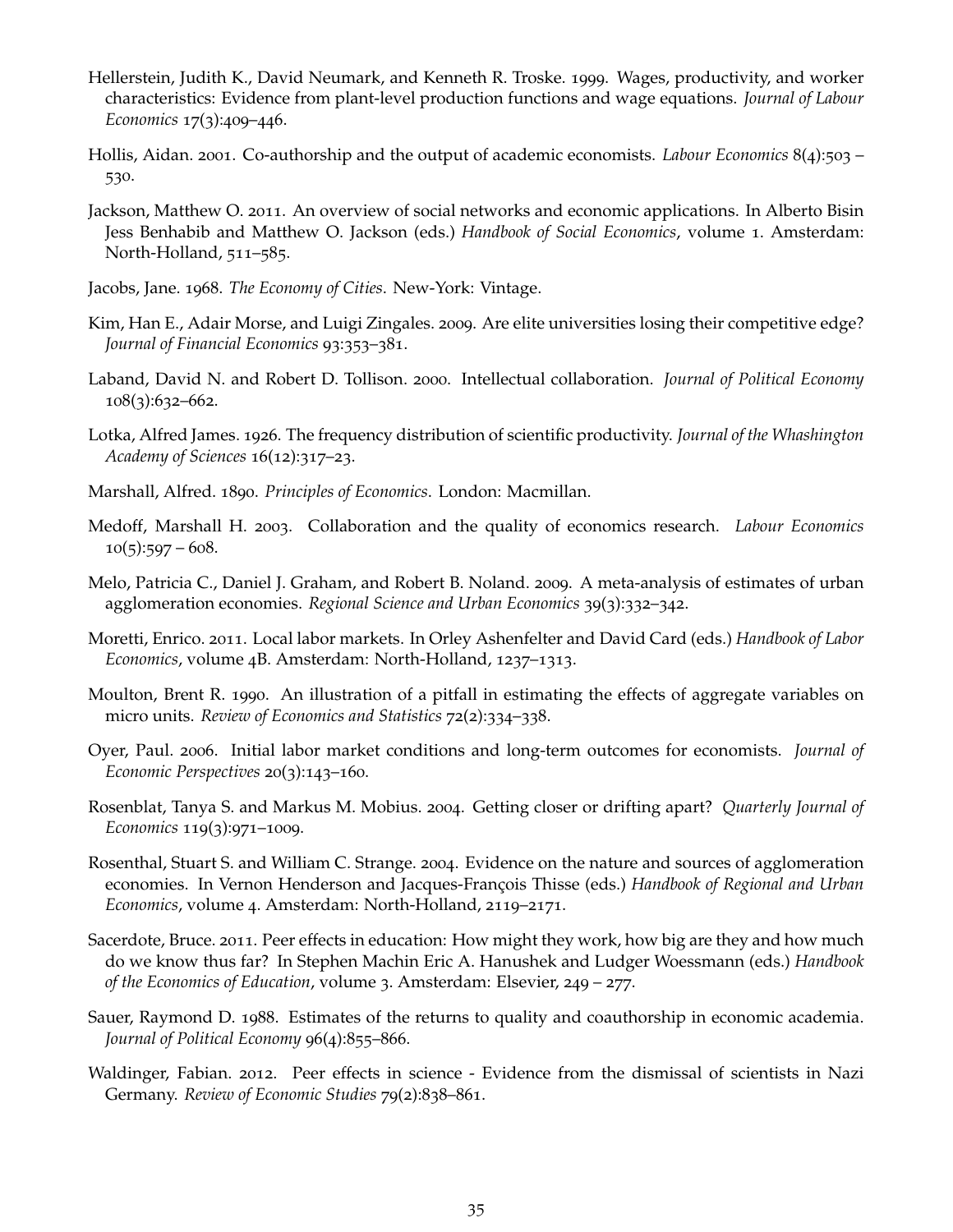Hellerstein, Judith K., David Neumark, and Kenneth R. Troske. 1999. Wages, productivity, and worker characteristics: Evidence from plant-level production functions and wage equations. *Journal of Labour Economics* 17(3):409–446.

Hollis, Aidan. 2001. Co-authorship and the output of academic economists. *Labour Economics* 8(4):503 – 530.

Jackson, Matthew O. 2011. An overview of social networks and economic applications. In Alberto Bisin Jess Benhabib and Matthew O. Jackson (eds.) *Handbook of Social Economics*, volume 1. Amsterdam: North-Holland, 511–585.

Jacobs, Jane. 1968. *The Economy of Cities*. New-York: Vintage.

Kim, Han E., Adair Morse, and Luigi Zingales. 2009. Are elite universities losing their competitive edge? *Journal of Financial Economics* 93:353–381.

Laband, David N. and Robert D. Tollison. 2000. Intellectual collaboration. *Journal of Political Economy* 108(3):632–662.

Lotka, Alfred James. 1926. The frequency distribution of scientific productivity. *Journal of the Whashington Academy of Sciences* 16(12):317–23.

Marshall, Alfred. 1890. *Principles of Economics*. London: Macmillan.

Medoff, Marshall H. 2003. Collaboration and the quality of economics research. *Labour Economics* 10(5):597 – 608.

Melo, Patricia C., Daniel J. Graham, and Robert B. Noland. 2009. A meta-analysis of estimates of urban agglomeration economies. *Regional Science and Urban Economics* 39(3):332–342.

Moretti, Enrico. 2011. Local labor markets. In Orley Ashenfelter and David Card (eds.) *Handbook of Labor Economics*, volume 4B. Amsterdam: North-Holland, 1237–1313.

Moulton, Brent R. 1990. An illustration of a pitfall in estimating the effects of aggregate variables on micro units. *Review of Economics and Statistics* 72(2):334–338.

Oyer, Paul. 2006. Initial labor market conditions and long-term outcomes for economists. *Journal of Economic Perspectives* 20(3):143–160.

Rosenblat, Tanya S. and Markus M. Mobius. 2004. Getting closer or drifting apart? *Quarterly Journal of Economics* 119(3):971–1009.

Rosenthal, Stuart S. and William C. Strange. 2004. Evidence on the nature and sources of agglomeration economies. In Vernon Henderson and Jacques-François Thisse (eds.) *Handbook of Regional and Urban Economics*, volume 4. Amsterdam: North-Holland, 2119–2171.

Sacerdote, Bruce. 2011. Peer effects in education: How might they work, how big are they and how much do we know thus far? In Stephen Machin Eric A. Hanushek and Ludger Woessmann (eds.) *Handbook of the Economics of Education*, volume 3. Amsterdam: Elsevier, 249 – 277.

Sauer, Raymond D. 1988. Estimates of the returns to quality and coauthorship in economic academia. *Journal of Political Economy* 96(4):855–866.

Waldinger, Fabian. 2012. Peer effects in science - Evidence from the dismissal of scientists in Nazi Germany. *Review of Economic Studies* 79(2):838–861.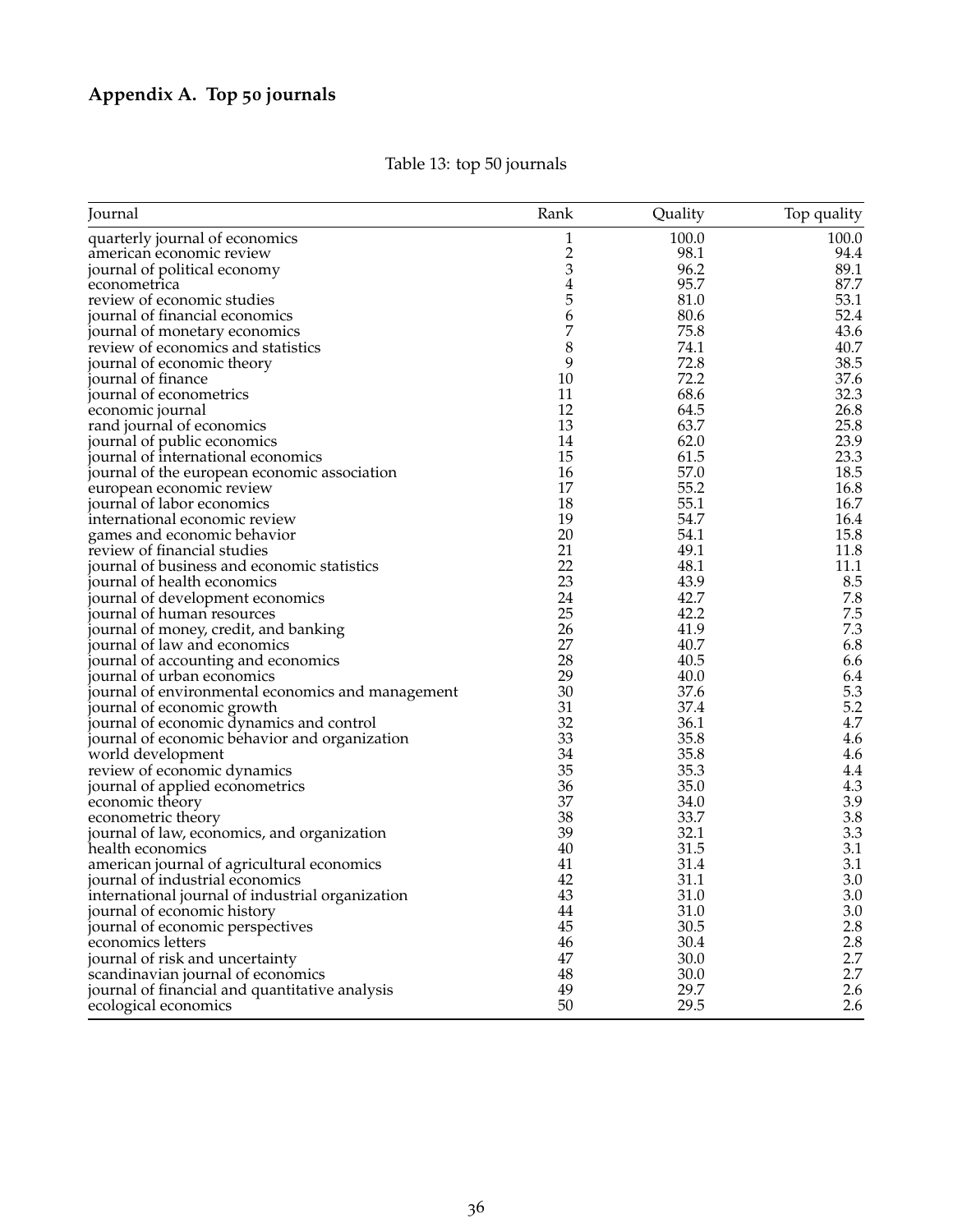## Appendix A. Top 50 journals

Table 13: top 50 journals

| Journal | Rank | Quality | Top quality |
|---|---|---|---|
| quarterly journal of economics | 1 | 100.0 | 100.0 |
| american economic review | 2 | 98.1 | 94.4 |
| journal of political economy | 3 | 96.2 | 89.1 |
| econometrica | 4 | 95.7 | 87.7 |
| review of economic studies | 5 | 81.0 | 53.1 |
| journal of financial economics | 6 | 80.6 | 52.4 |
| journal of monetary economics | 7 | 75.8 | 43.6 |
| review of economics and statistics | 8 | 74.1 | 40.7 |
| journal of economic theory | 9 | 72.8 | 38.5 |
| journal of finance | 10 | 72.2 | 37.6 |
| journal of econometrics | 11 | 68.6 | 32.3 |
| economic journal | 12 | 64.5 | 26.8 |
| rand journal of economics | 13 | 63.7 | 25.8 |
| journal of public economics | 14 | 62.0 | 23.9 |
| journal of international economics | 15 | 61.5 | 23.3 |
| journal of the european economic association | 16 | 57.0 | 18.5 |
| european economic review | 17 | 55.2 | 16.8 |
| journal of labor economics | 18 | 55.1 | 16.7 |
| international economic review | 19 | 54.7 | 16.4 |
| games and economic behavior | 20 | 54.1 | 15.8 |
| review of financial studies | 21 | 49.1 | 11.8 |
| journal of business and economic statistics | 22 | 48.1 | 11.1 |
| journal of health economics | 23 | 43.9 | 8.5 |
| journal of development economics | 24 | 42.7 | 7.8 |
| journal of human resources | 25 | 42.2 | 7.5 |
| journal of money, credit, and banking | 26 | 41.9 | 7.3 |
| journal of law and economics | 27 | 40.7 | 6.8 |
| journal of accounting and economics | 28 | 40.5 | 6.6 |
| journal of urban economics | 29 | 40.0 | 6.4 |
| journal of environmental economics and management | 30 | 37.6 | 5.3 |
| journal of economic growth | 31 | 37.4 | 5.2 |
| journal of economic dynamics and control | 32 | 36.1 | 4.7 |
| journal of economic behavior and organization | 33 | 35.8 | 4.6 |
| world development | 34 | 35.8 | 4.6 |
| review of economic dynamics | 35 | 35.3 | 4.4 |
| journal of applied econometrics | 36 | 35.0 | 4.3 |
| economic theory | 37 | 34.0 | 3.9 |
| econometric theory | 38 | 33.7 | 3.8 |
| journal of law, economics, and organization | 39 | 32.1 | 3.3 |
| health economics | 40 | 31.5 | 3.1 |
| american journal of agricultural economics | 41 | 31.4 | 3.1 |
| journal of industrial economics | 42 | 31.1 | 3.0 |
| international journal of industrial organization | 43 | 31.0 | 3.0 |
| journal of economic history | 44 | 31.0 | 3.0 |
| journal of economic perspectives | 45 | 30.5 | 2.8 |
| economics letters | 46 | 30.4 | 2.8 |
| journal of risk and uncertainty | 47 | 30.0 | 2.7 |
| scandinavian journal of economics | 48 | 30.0 | 2.7 |
| journal of financial and quantitative analysis | 49 | 29.7 | 2.6 |
| ecological economics | 50 | 29.5 | 2.6 |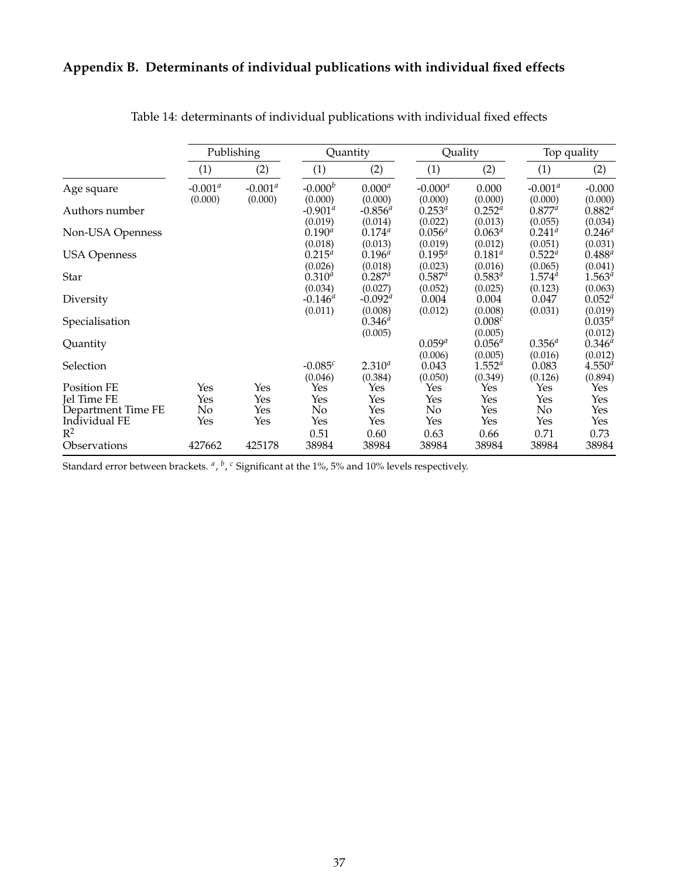## Appendix B. Determinants of individual publications with individual fixed effects

Table 14: determinants of individual publications with individual fixed effects

| | Publishing | | Quantity | | Quality | | Top quality | |
|---|---|---|---|---|---|---|---|---|
| | (1) | (2) | (1) | (2) | (1) | (2) | (1) | (2) |
| Age square | -0.001[a] | -0.001[a] | -0.000[b] | 0.000[a] | -0.000[a] | 0.000 | -0.001[a] | -0.000 |
| | (0.000) | (0.000) | (0.000) | (0.000) | (0.000) | (0.000) | (0.000) | (0.000) |
| Authors number | | | -0.901[a] | -0.856[a] | 0.253[a] | 0.252[a] | 0.877[a] | 0.882[a] |
| | | | (0.019) | (0.014) | (0.022) | (0.013) | (0.055) | (0.034) |
| Non-USA Openness | | | 0.190[a] | 0.174[a] | 0.056[a] | 0.063[a] | 0.241[a] | 0.246[a] |
| | | | (0.018) | (0.013) | (0.019) | (0.012) | (0.051) | (0.031) |
| USA Openness | | | 0.215[a] | 0.196[a] | 0.195[a] | 0.181[a] | 0.522[a] | 0.488[a] |
| | | | (0.026) | (0.018) | (0.023) | (0.016) | (0.065) | (0.041) |
| Star | | | 0.310[a] | 0.287[a] | 0.587[a] | 0.583[a] | 1.574[a] | 1.563[a] |
| | | | (0.034) | (0.027) | (0.052) | (0.025) | (0.123) | (0.063) |
| Diversity | | | -0.146[a] | -0.092[a] | 0.004 | 0.004 | 0.047 | 0.052[a] |
| | | | (0.011) | (0.008) | (0.012) | (0.008) | (0.031) | (0.019) |
| Specialisation | | | | 0.346[a] | | 0.008[c] | | 0.035[a] |
| | | | | (0.005) | | (0.005) | | (0.012) |
| Quantity | | | | | 0.059[a] | 0.056[a] | 0.356[a] | 0.346[a] |
| | | | | | (0.006) | (0.005) | (0.016) | (0.012) |
| Selection | | | -0.085[c] | 2.310[a] | 0.043 | 1.552[a] | 0.083 | 4.550[a] |
| | | | (0.046) | (0.384) | (0.050) | (0.349) | (0.126) | (0.894) |
| Position FE | Yes | Yes | Yes | Yes | Yes | Yes | Yes | Yes |
| Jel Time FE | Yes | Yes | Yes | Yes | Yes | Yes | Yes | Yes |
| Department Time FE | No | Yes | No | Yes | No | Yes | No | Yes |
| Individual FE | Yes | Yes | Yes | Yes | Yes | Yes | Yes | Yes |
| $R^2$ | | | 0.51 | 0.60 | 0.63 | 0.66 | 0.71 | 0.73 |
| Observations | 427662 | 425178 | 38984 | 38984 | 38984 | 38984 | 38984 | 38984 |

Standard error between brackets. [a], [b], [c] Significant at the 1%, 5% and 10% levels respectively.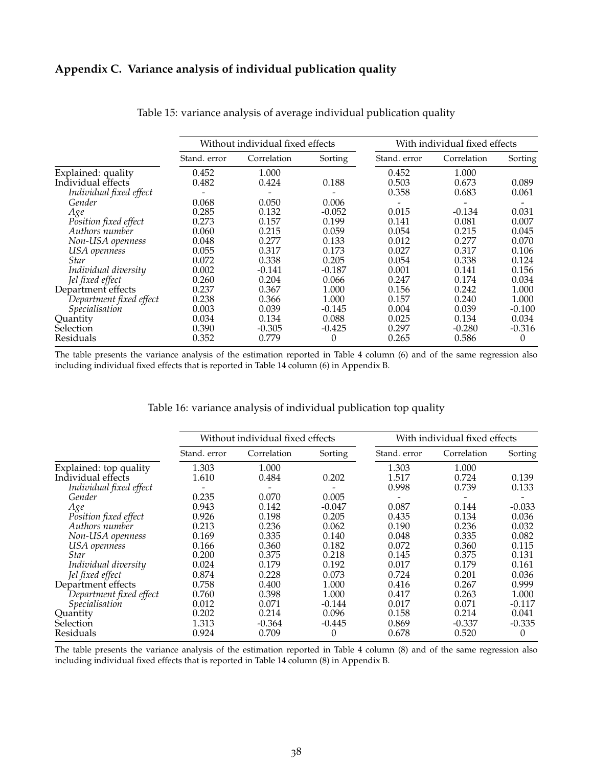## Appendix C. Variance analysis of individual publication quality

Table 15: variance analysis of average individual publication quality

| | Without individual fixed effects | | | With individual fixed effects | | |
|---|---|---|---|---|---|---|
| | Stand. error | Correlation | Sorting | Stand. error | Correlation | Sorting |
| Explained: quality | 0.452 | 1.000 | | 0.452 | 1.000 | |
| Individual effects | 0.482 | 0.424 | 0.188 | 0.503 | 0.673 | 0.089 |
| *Individual fixed effect* | - | - | - | 0.358 | 0.683 | 0.061 |
| *Gender* | 0.068 | 0.050 | 0.006 | - | - | - |
| *Age* | 0.285 | 0.132 | -0.052 | 0.015 | -0.134 | 0.031 |
| *Position fixed effect* | 0.273 | 0.157 | 0.199 | 0.141 | 0.081 | 0.007 |
| *Authors number* | 0.060 | 0.215 | 0.059 | 0.054 | 0.215 | 0.045 |
| *Non-USA openness* | 0.048 | 0.277 | 0.133 | 0.012 | 0.277 | 0.070 |
| *USA openness* | 0.055 | 0.317 | 0.173 | 0.027 | 0.317 | 0.106 |
| *Star* | 0.072 | 0.338 | 0.205 | 0.054 | 0.338 | 0.124 |
| *Individual diversity* | 0.002 | -0.141 | -0.187 | 0.001 | 0.141 | 0.156 |
| *Jel fixed effect* | 0.260 | 0.204 | 0.066 | 0.247 | 0.174 | 0.034 |
| Department effects | 0.237 | 0.367 | 1.000 | 0.156 | 0.242 | 1.000 |
| *Department fixed effect* | 0.238 | 0.366 | 1.000 | 0.157 | 0.240 | 1.000 |
| *Specialisation* | 0.003 | 0.039 | -0.145 | 0.004 | 0.039 | -0.100 |
| Quantity | 0.034 | 0.134 | 0.088 | 0.025 | 0.134 | 0.034 |
| Selection | 0.390 | -0.305 | -0.425 | 0.297 | -0.280 | -0.316 |
| Residuals | 0.352 | 0.779 | 0 | 0.265 | 0.586 | 0 |

The table presents the variance analysis of the estimation reported in Table 4 column (6) and of the same regression also including individual fixed effects that is reported in Table 14 column (6) in Appendix B.

Table 16: variance analysis of individual publication top quality

| | Without individual fixed effects | | | With individual fixed effects | | |
|---|---|---|---|---|---|---|
| | Stand. error | Correlation | Sorting | Stand. error | Correlation | Sorting |
| Explained: top quality | 1.303 | 1.000 | | 1.303 | 1.000 | |
| Individual effects | 1.610 | 0.484 | 0.202 | 1.517 | 0.724 | 0.139 |
| *Individual fixed effect* | - | - | - | 0.998 | 0.739 | 0.133 |
| *Gender* | 0.235 | 0.070 | 0.005 | - | - | - |
| *Age* | 0.943 | 0.142 | -0.047 | 0.087 | 0.144 | -0.033 |
| *Position fixed effect* | 0.926 | 0.198 | 0.205 | 0.435 | 0.134 | 0.036 |
| *Authors number* | 0.213 | 0.236 | 0.062 | 0.190 | 0.236 | 0.032 |
| *Non-USA openness* | 0.169 | 0.335 | 0.140 | 0.048 | 0.335 | 0.082 |
| *USA openness* | 0.166 | 0.360 | 0.182 | 0.072 | 0.360 | 0.115 |
| *Star* | 0.200 | 0.375 | 0.218 | 0.145 | 0.375 | 0.131 |
| *Individual diversity* | 0.024 | 0.179 | 0.192 | 0.017 | 0.179 | 0.161 |
| *Jel fixed effect* | 0.874 | 0.228 | 0.073 | 0.724 | 0.201 | 0.036 |
| Department effects | 0.758 | 0.400 | 1.000 | 0.416 | 0.267 | 0.999 |
| *Department fixed effect* | 0.760 | 0.398 | 1.000 | 0.417 | 0.263 | 1.000 |
| *Specialisation* | 0.012 | 0.071 | -0.144 | 0.017 | 0.071 | -0.117 |
| Quantity | 0.202 | 0.214 | 0.096 | 0.158 | 0.214 | 0.041 |
| Selection | 1.313 | -0.364 | -0.445 | 0.869 | -0.337 | -0.335 |
| Residuals | 0.924 | 0.709 | 0 | 0.678 | 0.520 | 0 |

The table presents the variance analysis of the estimation reported in Table 4 column (8) and of the same regression also including individual fixed effects that is reported in Table 14 column (8) in Appendix B.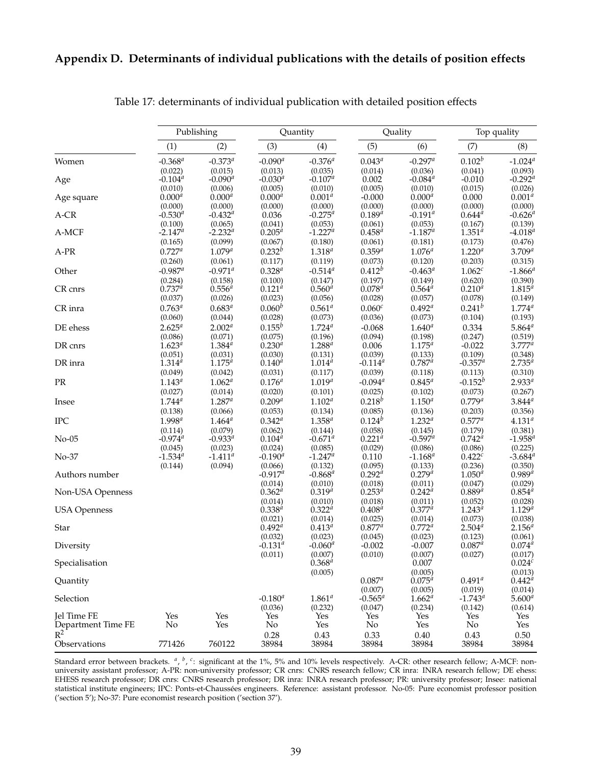## Appendix D. Determinants of individual publications with the details of position effects

Table 17: determinants of individual publication with detailed position effects

| | Publishing | | Quantity | | Quality | | Top quality | |
|---|---|---|---|---|---|---|---|---|
| | (1) | (2) | (3) | (4) | (5) | (6) | (7) | (8) |
| Women | -0.368[a] | -0.373[a] | -0.090[a] | -0.376[a] | 0.043[a] | -0.297[a] | 0.102[b] | -1.024[a] |
| | (0.022) | (0.015) | (0.013) | (0.035) | (0.014) | (0.036) | (0.041) | (0.093) |
| Age | -0.104[a] | -0.090[a] | -0.030[a] | -0.107[a] | 0.002 | -0.084[a] | -0.010 | -0.292[a] |
| | (0.010) | (0.006) | (0.005) | (0.010) | (0.005) | (0.010) | (0.015) | (0.026) |
| Age square | 0.000[a] | 0.000[a] | 0.000[a] | 0.001[a] | -0.000 | 0.000[a] | 0.000 | 0.001[a] |
| | (0.000) | (0.000) | (0.000) | (0.000) | (0.000) | (0.000) | (0.000) | (0.000) |
| A-CR | -0.530[a] | -0.432[a] | 0.036 | -0.275[a] | 0.189[a] | -0.191[a] | 0.644[a] | -0.626[a] |
| | (0.100) | (0.065) | (0.041) | (0.053) | (0.061) | (0.053) | (0.167) | (0.139) |
| A-MCF | -2.147[a] | -2.232[a] | 0.205[a] | -1.227[a] | 0.458[a] | -1.187[a] | 1.351[a] | -4.018[a] |
| | (0.165) | (0.099) | (0.067) | (0.180) | (0.061) | (0.181) | (0.173) | (0.476) |
| A-PR | 0.727[a] | 1.079[a] | 0.232[b] | 1.318[a] | 0.359[a] | 1.076[a] | 1.220[a] | 3.709[a] |
| | (0.260) | (0.061) | (0.117) | (0.119) | (0.073) | (0.120) | (0.203) | (0.315) |
| Other | -0.987[a] | -0.971[a] | 0.328[a] | -0.514[a] | 0.412[b] | -0.463[a] | 1.062[c] | -1.866[a] |
| | (0.284) | (0.158) | (0.100) | (0.147) | (0.197) | (0.149) | (0.620) | (0.390) |
| CR cnrs | 0.737[a] | 0.556[a] | 0.121[a] | 0.560[a] | 0.078[a] | 0.564[a] | 0.210[a] | 1.815[a] |
| | (0.037) | (0.026) | (0.023) | (0.056) | (0.028) | (0.057) | (0.078) | (0.149) |
| CR inra | 0.763[a] | 0.683[a] | 0.060[b] | 0.561[a] | 0.060[c] | 0.492[a] | 0.241[b] | 1.774[a] |
| | (0.060) | (0.044) | (0.028) | (0.073) | (0.036) | (0.073) | (0.104) | (0.193) |
| DE ehess | 2.625[a] | 2.002[a] | 0.155[b] | 1.724[a] | -0.068 | 1.640[a] | 0.334 | 5.864[a] |
| | (0.086) | (0.071) | (0.075) | (0.196) | (0.094) | (0.198) | (0.247) | (0.519) |
| DR cnrs | 1.623[a] | 1.384[a] | 0.230[a] | 1.288[a] | 0.006 | 1.175[a] | -0.022 | 3.777[a] |
| | (0.051) | (0.031) | (0.030) | (0.131) | (0.039) | (0.133) | (0.109) | (0.348) |
| DR inra | 1.314[a] | 1.175[a] | 0.140[a] | 1.014[a] | -0.114[a] | 0.787[a] | -0.357[a] | 2.735[a] |
| | (0.049) | (0.042) | (0.031) | (0.117) | (0.039) | (0.118) | (0.113) | (0.310) |
| PR | 1.143[a] | 1.062[a] | 0.176[a] | 1.019[a] | -0.094[a] | 0.845[a] | -0.152[b] | 2.933[a] |
| | (0.027) | (0.014) | (0.020) | (0.101) | (0.025) | (0.102) | (0.073) | (0.267) |
| Insee | 1.744[a] | 1.287[a] | 0.209[a] | 1.102[a] | 0.218[b] | 1.150[a] | 0.779[a] | 3.844[a] |
| | (0.138) | (0.066) | (0.053) | (0.134) | (0.085) | (0.136) | (0.203) | (0.356) |
| IPC | 1.998[a] | 1.464[a] | 0.342[a] | 1.358[a] | 0.124[b] | 1.232[a] | 0.577[a] | 4.131[a] |
| | (0.114) | (0.079) | (0.062) | (0.144) | (0.058) | (0.145) | (0.179) | (0.381) |
| No-05 | -0.974[a] | -0.933[a] | 0.104[a] | -0.671[a] | 0.221[a] | -0.597[a] | 0.742[a] | -1.958[a] |
| | (0.045) | (0.023) | (0.024) | (0.085) | (0.029) | (0.086) | (0.086) | (0.225) |
| No-37 | -1.534[a] | -1.411[a] | -0.190[a] | -1.247[a] | 0.110 | -1.168[a] | 0.422[c] | -3.684[a] |
| | (0.144) | (0.094) | (0.066) | (0.132) | (0.095) | (0.133) | (0.236) | (0.350) |
| Authors number | | | -0.917[a] | -0.868[a] | 0.292[a] | 0.279[a] | 1.050[a] | 0.989[a] |
| | | | (0.014) | (0.010) | (0.018) | (0.011) | (0.047) | (0.029) |
| Non-USA Openness | | | 0.362[a] | 0.319[a] | 0.253[a] | 0.242[a] | 0.889[a] | 0.854[a] |
| | | | (0.014) | (0.010) | (0.018) | (0.011) | (0.052) | (0.028) |
| USA Openness | | | 0.338[a] | 0.322[a] | 0.408[a] | 0.377[a] | 1.243[a] | 1.129[a] |
| | | | (0.021) | (0.014) | (0.025) | (0.014) | (0.073) | (0.038) |
| Star | | | 0.492[a] | 0.413[a] | 0.877[a] | 0.772[a] | 2.504[a] | 2.156[a] |
| | | | (0.032) | (0.023) | (0.045) | (0.023) | (0.123) | (0.061) |
| Diversity | | | -0.131[a] | -0.060[a] | -0.002 | -0.007 | 0.087[a] | 0.074[a] |
| | | | (0.011) | (0.007) | (0.010) | (0.007) | (0.027) | (0.017) |
| Specialisation | | | | 0.368[a] | | 0.007 | | 0.024[c] |
| | | | | (0.005) | | (0.005) | | (0.013) |
| Quantity | | | | | 0.087[a] | 0.075[a] | 0.491[a] | 0.442[a] |
| | | | | | (0.007) | (0.005) | (0.019) | (0.014) |
| Selection | | | -0.180[a] | 1.861[a] | -0.565[a] | 1.662[a] | -1.743[a] | 5.600[a] |
| | | | (0.036) | (0.232) | (0.047) | (0.234) | (0.142) | (0.614) |
| Jel Time FE | Yes | Yes | Yes | Yes | Yes | Yes | Yes | Yes |
| Department Time FE | No | Yes | No | Yes | No | Yes | No | Yes |
| $R^2$ | | | 0.28 | 0.43 | 0.33 | 0.40 | 0.43 | 0.50 |
| Observations | 771426 | 760122 | 38984 | 38984 | 38984 | 38984 | 38984 | 38984 |

Standard error between brackets. [a], [b], [c]: significant at the 1%, 5% and 10% levels respectively. A-CR: other research fellow; A-MCF: non-university assistant professor; A-PR: non-university professor; CR cnrs: CNRS research fellow; CR inra: INRA research fellow; DE ehess: EHESS research professor; DR cnrs: CNRS research professor; DR inra: INRA research professor; PR: university professor; Insee: national statistical institute engineers; IPC: Ponts-et-Chaussées engineers. Reference: assistant professor. No-05: Pure economist professor position ('section 5'); No-37: Pure economist research position ('section 37').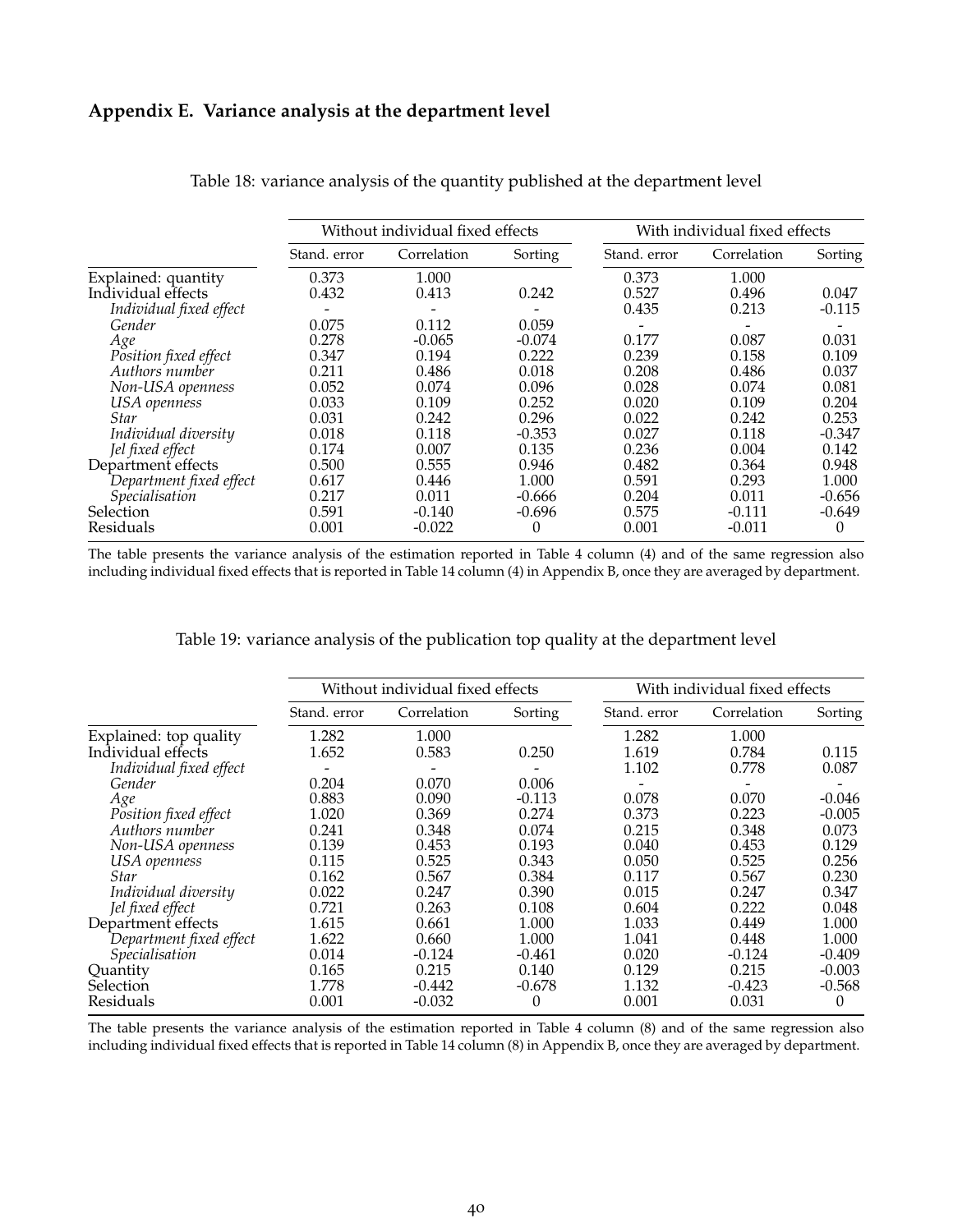## Appendix E. Variance analysis at the department level

Table 18: variance analysis of the quantity published at the department level

| | Without individual fixed effects | | | With individual fixed effects | | |
|---|---|---|---|---|---|---|
| | Stand. error | Correlation | Sorting | Stand. error | Correlation | Sorting |
| Explained: quantity | 0.373 | 1.000 | | 0.373 | 1.000 | |
| Individual effects | 0.432 | 0.413 | 0.242 | 0.527 | 0.496 | 0.047 |
| *Individual fixed effect* | - | - | - | 0.435 | 0.213 | -0.115 |
| *Gender* | 0.075 | 0.112 | 0.059 | - | - | - |
| *Age* | 0.278 | -0.065 | -0.074 | 0.177 | 0.087 | 0.031 |
| *Position fixed effect* | 0.347 | 0.194 | 0.222 | 0.239 | 0.158 | 0.109 |
| *Authors number* | 0.211 | 0.486 | 0.018 | 0.208 | 0.486 | 0.037 |
| *Non-USA openness* | 0.052 | 0.074 | 0.096 | 0.028 | 0.074 | 0.081 |
| *USA openness* | 0.033 | 0.109 | 0.252 | 0.020 | 0.109 | 0.204 |
| *Star* | 0.031 | 0.242 | 0.296 | 0.022 | 0.242 | 0.253 |
| *Individual diversity* | 0.018 | 0.118 | -0.353 | 0.027 | 0.118 | -0.347 |
| *Jel fixed effect* | 0.174 | 0.007 | 0.135 | 0.236 | 0.004 | 0.142 |
| Department effects | 0.500 | 0.555 | 0.946 | 0.482 | 0.364 | 0.948 |
| *Department fixed effect* | 0.617 | 0.446 | 1.000 | 0.591 | 0.293 | 1.000 |
| *Specialisation* | 0.217 | 0.011 | -0.666 | 0.204 | 0.011 | -0.656 |
| Selection | 0.591 | -0.140 | -0.696 | 0.575 | -0.111 | -0.649 |
| Residuals | 0.001 | -0.022 | 0 | 0.001 | -0.011 | 0 |

The table presents the variance analysis of the estimation reported in Table 4 column (4) and of the same regression also including individual fixed effects that is reported in Table 14 column (4) in Appendix B, once they are averaged by department.

Table 19: variance analysis of the publication top quality at the department level

| | Without individual fixed effects | | | With individual fixed effects | | |
|---|---|---|---|---|---|---|
| | Stand. error | Correlation | Sorting | Stand. error | Correlation | Sorting |
| Explained: top quality | 1.282 | 1.000 | | 1.282 | 1.000 | |
| Individual effects | 1.652 | 0.583 | 0.250 | 1.619 | 0.784 | 0.115 |
| *Individual fixed effect* | - | - | - | 1.102 | 0.778 | 0.087 |
| *Gender* | 0.204 | 0.070 | 0.006 | - | - | - |
| *Age* | 0.883 | 0.090 | -0.113 | 0.078 | 0.070 | -0.046 |
| *Position fixed effect* | 1.020 | 0.369 | 0.274 | 0.373 | 0.223 | -0.005 |
| *Authors number* | 0.241 | 0.348 | 0.074 | 0.215 | 0.348 | 0.073 |
| *Non-USA openness* | 0.139 | 0.453 | 0.193 | 0.040 | 0.453 | 0.129 |
| *USA openness* | 0.115 | 0.525 | 0.343 | 0.050 | 0.525 | 0.256 |
| *Star* | 0.162 | 0.567 | 0.384 | 0.117 | 0.567 | 0.230 |
| *Individual diversity* | 0.022 | 0.247 | 0.390 | 0.015 | 0.247 | 0.347 |
| *Jel fixed effect* | 0.721 | 0.263 | 0.108 | 0.604 | 0.222 | 0.048 |
| Department effects | 1.615 | 0.661 | 1.000 | 1.033 | 0.449 | 1.000 |
| *Department fixed effect* | 1.622 | 0.660 | 1.000 | 1.041 | 0.448 | 1.000 |
| *Specialisation* | 0.014 | -0.124 | -0.461 | 0.020 | -0.124 | -0.409 |
| Quantity | 0.165 | 0.215 | 0.140 | 0.129 | 0.215 | -0.003 |
| Selection | 1.778 | -0.442 | -0.678 | 1.132 | -0.423 | -0.568 |
| Residuals | 0.001 | -0.032 | 0 | 0.001 | 0.031 | 0 |

The table presents the variance analysis of the estimation reported in Table 4 column (8) and of the same regression also including individual fixed effects that is reported in Table 14 column (8) in Appendix B, once they are averaged by department.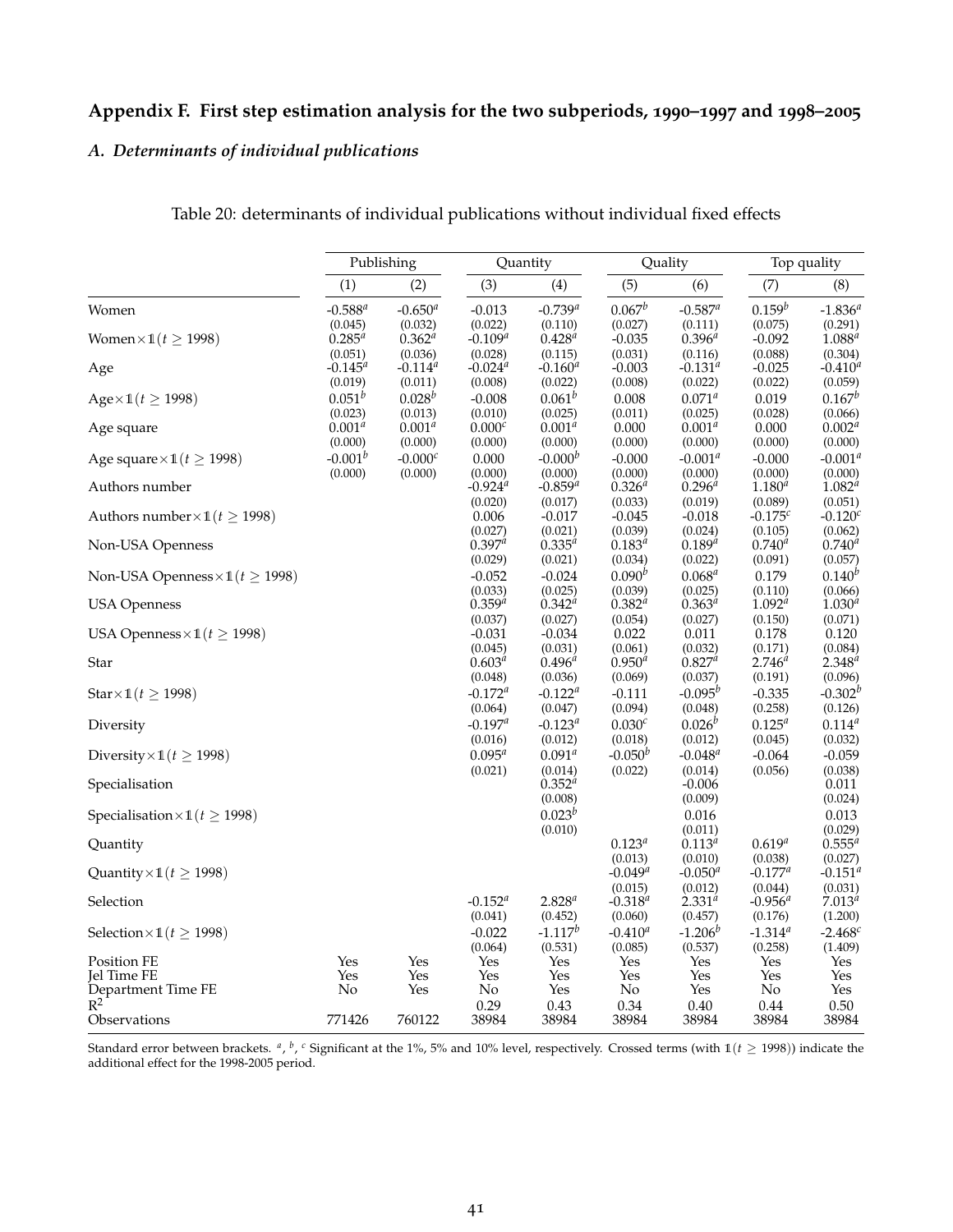## Appendix F. First step estimation analysis for the two subperiods, 1990–1997 and 1998–2005

### *A. Determinants of individual publications*

Table 20: determinants of individual publications without individual fixed effects

| | Publishing | | Quantity | | Quality | | Top quality | |
|---|---|---|---|---|---|---|---|---|
| | (1) | (2) | (3) | (4) | (5) | (6) | (7) | (8) |
| Women | -0.588[a] | -0.650[a] | -0.013 | -0.739[a] | 0.067[b] | -0.587[a] | 0.159[b] | -1.836[a] |
| | (0.045) | (0.032) | (0.022) | (0.110) | (0.027) | (0.111) | (0.075) | (0.291) |
| Women$\times\mathbb{1}(t \geq 1998)$ | 0.285[a] | 0.362[a] | -0.109[a] | 0.428[a] | -0.035 | 0.396[a] | -0.092 | 1.088[a] |
| | (0.051) | (0.036) | (0.028) | (0.115) | (0.031) | (0.116) | (0.088) | (0.304) |
| Age | -0.145[a] | -0.114[a] | -0.024[a] | -0.160[a] | -0.003 | -0.131[a] | -0.025 | -0.410[a] |
| | (0.019) | (0.011) | (0.008) | (0.022) | (0.008) | (0.022) | (0.022) | (0.059) |
| Age$\times\mathbb{1}(t \geq 1998)$ | 0.051[b] | 0.028[b] | -0.008 | 0.061[b] | 0.008 | 0.071[a] | 0.019 | 0.167[b] |
| | (0.023) | (0.013) | (0.010) | (0.025) | (0.011) | (0.025) | (0.028) | (0.066) |
| Age square | 0.001[a] | 0.001[a] | 0.000[c] | 0.001[a] | 0.000 | 0.001[a] | 0.000 | 0.002[a] |
| | (0.000) | (0.000) | (0.000) | (0.000) | (0.000) | (0.000) | (0.000) | (0.000) |
| Age square$\times\mathbb{1}(t \geq 1998)$ | -0.001[b] | -0.000[c] | 0.000 | -0.000[b] | -0.000 | -0.001[a] | -0.000 | -0.001[a] |
| | (0.000) | (0.000) | (0.000) | (0.000) | (0.000) | (0.000) | (0.000) | (0.000) |
| Authors number | | | -0.924[a] | -0.859[a] | 0.326[a] | 0.296[a] | 1.180[a] | 1.082[a] |
| | | | (0.020) | (0.017) | (0.033) | (0.019) | (0.089) | (0.051) |
| Authors number$\times\mathbb{1}(t \geq 1998)$ | | | 0.006 | -0.017 | -0.045 | -0.018 | -0.175[c] | -0.120[c] |
| | | | (0.027) | (0.021) | (0.039) | (0.024) | (0.105) | (0.062) |
| Non-USA Openness | | | 0.397[a] | 0.335[a] | 0.183[a] | 0.189[a] | 0.740[a] | 0.740[a] |
| | | | (0.029) | (0.021) | (0.034) | (0.022) | (0.091) | (0.057) |
| Non-USA Openness$\times\mathbb{1}(t \geq 1998)$ | | | -0.052 | -0.024 | 0.090[b] | 0.068[a] | 0.179 | 0.140[b] |
| | | | (0.033) | (0.025) | (0.039) | (0.025) | (0.110) | (0.066) |
| USA Openness | | | 0.359[a] | 0.342[a] | 0.382[a] | 0.363[a] | 1.092[a] | 1.030[a] |
| | | | (0.037) | (0.027) | (0.054) | (0.027) | (0.150) | (0.071) |
| USA Openness$\times\mathbb{1}(t \geq 1998)$ | | | -0.031 | -0.034 | 0.022 | 0.011 | 0.178 | 0.120 |
| | | | (0.045) | (0.031) | (0.061) | (0.032) | (0.171) | (0.084) |
| Star | | | 0.603[a] | 0.496[a] | 0.950[a] | 0.827[a] | 2.746[a] | 2.348[a] |
| | | | (0.048) | (0.036) | (0.069) | (0.037) | (0.191) | (0.096) |
| Star$\times\mathbb{1}(t \geq 1998)$ | | | -0.172[a] | -0.122[a] | -0.111 | -0.095[b] | -0.335 | -0.302[b] |
| | | | (0.064) | (0.047) | (0.094) | (0.048) | (0.258) | (0.126) |
| Diversity | | | -0.197[a] | -0.123[a] | 0.030[c] | 0.026[b] | 0.125[a] | 0.114[a] |
| | | | (0.016) | (0.012) | (0.018) | (0.012) | (0.045) | (0.032) |
| Diversity$\times\mathbb{1}(t \geq 1998)$ | | | 0.095[a] | 0.091[a] | -0.050[b] | -0.048[a] | -0.064 | -0.059 |
| | | | (0.021) | (0.014) | (0.022) | (0.014) | (0.056) | (0.038) |
| Specialisation | | | | 0.352[a] | | -0.006 | | 0.011 |
| | | | | (0.008) | | (0.009) | | (0.024) |
| Specialisation$\times\mathbb{1}(t \geq 1998)$ | | | | 0.023[b] | | 0.016 | | 0.013 |
| | | | | (0.010) | | (0.011) | | (0.029) |
| Quantity | | | | | 0.123[a] | 0.113[a] | 0.619[a] | 0.555[a] |
| | | | | | (0.013) | (0.010) | (0.038) | (0.027) |
| Quantity$\times\mathbb{1}(t \geq 1998)$ | | | | | -0.049[a] | -0.050[a] | -0.177[a] | -0.151[a] |
| | | | | | (0.015) | (0.012) | (0.044) | (0.031) |
| Selection | | | -0.152[a] | 2.828[a] | -0.318[a] | 2.331[a] | -0.956[a] | 7.013[a] |
| | | | (0.041) | (0.452) | (0.060) | (0.457) | (0.176) | (1.200) |
| Selection$\times\mathbb{1}(t \geq 1998)$ | | | -0.022 | -1.117[b] | -0.410[a] | -1.206[b] | -1.314[a] | -2.468[c] |
| | | | (0.064) | (0.531) | (0.085) | (0.537) | (0.258) | (1.409) |
| Position FE | Yes | Yes | Yes | Yes | Yes | Yes | Yes | Yes |
| Jel Time FE | Yes | Yes | Yes | Yes | Yes | Yes | Yes | Yes |
| Department Time FE | No | Yes | No | Yes | No | Yes | No | Yes |
| $R^2$ | | | 0.29 | 0.43 | 0.34 | 0.40 | 0.44 | 0.50 |
| Observations | 771426 | 760122 | 38984 | 38984 | 38984 | 38984 | 38984 | 38984 |

Standard error between brackets. [a], [b], [c] Significant at the 1%, 5% and 10% level, respectively. Crossed terms (with $\mathbb{1}(t \geq 1998)$) indicate the additional effect for the 1998-2005 period.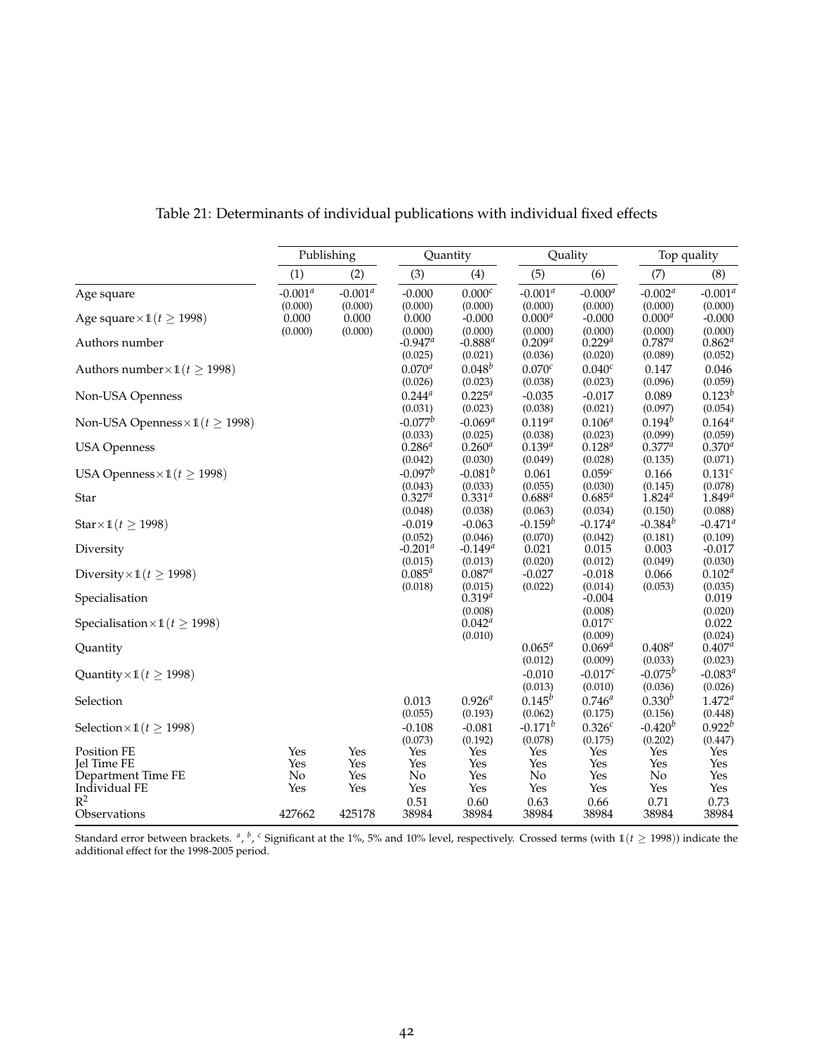Table 21: Determinants of individual publications with individual fixed effects

| | Publishing | | Quantity | | Quality | | Top quality | |
|---|---|---|---|---|---|---|---|---|
| | (1) | (2) | (3) | (4) | (5) | (6) | (7) | (8) |
| Age square | -0.001[a] | -0.001[a] | -0.000 | 0.000[c] | -0.001[a] | -0.000[a] | -0.002[a] | -0.001[a] |
| | (0.000) | (0.000) | (0.000) | (0.000) | (0.000) | (0.000) | (0.000) | (0.000) |
| Age square$\times \mathbb{1}(t \geq 1998)$ | 0.000 | 0.000 | 0.000 | -0.000 | 0.000[a] | -0.000 | 0.000[a] | -0.000 |
| | (0.000) | (0.000) | (0.000) | (0.000) | (0.000) | (0.000) | (0.000) | (0.000) |
| Authors number | | | -0.947[a] | -0.888[a] | 0.209[a] | 0.229[a] | 0.787[a] | 0.862[a] |
| | | | (0.025) | (0.021) | (0.036) | (0.020) | (0.089) | (0.052) |
| Authors number$\times \mathbb{1}(t \geq 1998)$ | | | 0.070[a] | 0.048[b] | 0.070[c] | 0.040[c] | 0.147 | 0.046 |
| | | | (0.026) | (0.023) | (0.038) | (0.023) | (0.096) | (0.059) |
| Non-USA Openness | | | 0.244[a] | 0.225[a] | -0.035 | -0.017 | 0.089 | 0.123[b] |
| | | | (0.031) | (0.023) | (0.038) | (0.021) | (0.097) | (0.054) |
| Non-USA Openness$\times \mathbb{1}(t \geq 1998)$ | | | -0.077[b] | -0.069[a] | 0.119[a] | 0.106[a] | 0.194[b] | 0.164[a] |
| | | | (0.033) | (0.025) | (0.038) | (0.023) | (0.099) | (0.059) |
| USA Openness | | | 0.286[a] | 0.260[a] | 0.139[a] | 0.128[a] | 0.377[a] | 0.370[a] |
| | | | (0.042) | (0.030) | (0.049) | (0.028) | (0.135) | (0.071) |
| USA Openness$\times \mathbb{1}(t \geq 1998)$ | | | -0.097[b] | -0.081[b] | 0.061 | 0.059[c] | 0.166 | 0.131[c] |
| | | | (0.043) | (0.033) | (0.055) | (0.030) | (0.145) | (0.078) |
| Star | | | 0.327[a] | 0.331[a] | 0.688[a] | 0.685[a] | 1.824[a] | 1.849[a] |
| | | | (0.048) | (0.038) | (0.063) | (0.034) | (0.150) | (0.088) |
| Star$\times \mathbb{1}(t \geq 1998)$ | | | -0.019 | -0.063 | -0.159[b] | -0.174[a] | -0.384[b] | -0.471[a] |
| | | | (0.052) | (0.046) | (0.070) | (0.042) | (0.181) | (0.109) |
| Diversity | | | -0.201[a] | -0.149[a] | 0.021 | 0.015 | 0.003 | -0.017 |
| | | | (0.015) | (0.013) | (0.020) | (0.012) | (0.049) | (0.030) |
| Diversity$\times \mathbb{1}(t \geq 1998)$ | | | 0.085[a] | 0.087[a] | -0.027 | -0.018 | 0.066 | 0.102[a] |
| | | | (0.018) | (0.015) | (0.022) | (0.014) | (0.053) | (0.035) |
| Specialisation | | | | 0.319[a] | | -0.004 | | 0.019 |
| | | | | (0.008) | | (0.008) | | (0.020) |
| Specialisation$\times \mathbb{1}(t \geq 1998)$ | | | | 0.042[a] | | 0.017[c] | | 0.022 |
| | | | | (0.010) | | (0.009) | | (0.024) |
| Quantity | | | | | 0.065[a] | 0.069[a] | 0.408[a] | 0.407[a] |
| | | | | | (0.012) | (0.009) | (0.033) | (0.023) |
| Quantity$\times \mathbb{1}(t \geq 1998)$ | | | | | -0.010 | -0.017[c] | -0.075[b] | -0.083[a] |
| | | | | | (0.013) | (0.010) | (0.036) | (0.026) |
| Selection | | | 0.013 | 0.926[a] | 0.145[b] | 0.746[a] | 0.330[b] | 1.472[a] |
| | | | (0.055) | (0.193) | (0.062) | (0.175) | (0.156) | (0.448) |
| Selection$\times \mathbb{1}(t \geq 1998)$ | | | -0.108 | -0.081 | -0.171[b] | 0.326[c] | -0.420[b] | 0.922[b] |
| | | | (0.073) | (0.192) | (0.078) | (0.175) | (0.202) | (0.447) |
| Position FE | Yes | Yes | Yes | Yes | Yes | Yes | Yes | Yes |
| Jel Time FE | Yes | Yes | Yes | Yes | Yes | Yes | Yes | Yes |
| Department Time FE | No | Yes | No | Yes | No | Yes | No | Yes |
| Individual FE | Yes | Yes | Yes | Yes | Yes | Yes | Yes | Yes |
| $R^2$ | | | 0.51 | 0.60 | 0.63 | 0.66 | 0.71 | 0.73 |
| Observations | 427662 | 425178 | 38984 | 38984 | 38984 | 38984 | 38984 | 38984 |

Standard error between brackets. [a], [b], [c] Significant at the 1%, 5% and 10% level, respectively. Crossed terms (with $\mathbb{1}(t \geq 1998)$) indicate the additional effect for the 1998-2005 period.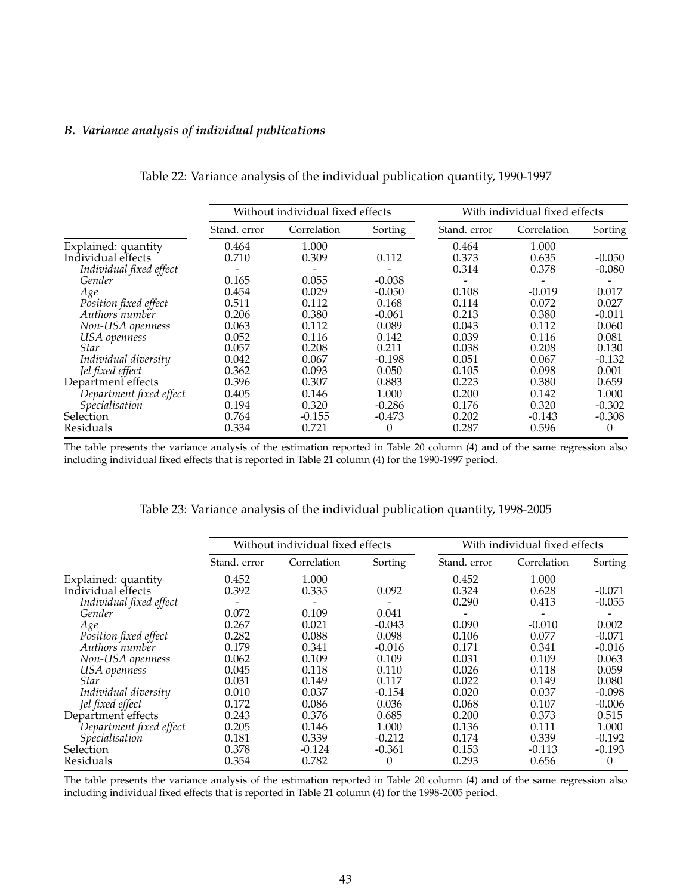### B. Variance analysis of individual publications

Table 22: Variance analysis of the individual publication quantity, 1990-1997

| | Without individual fixed effects | | | With individual fixed effects | | |
|---|---|---|---|---|---|---|
| | Stand. error | Correlation | Sorting | Stand. error | Correlation | Sorting |
| Explained: quantity | 0.464 | 1.000 | | 0.464 | 1.000 | |
| Individual effects | 0.710 | 0.309 | 0.112 | 0.373 | 0.635 | -0.050 |
| *Individual fixed effect* | - | - | - | 0.314 | 0.378 | -0.080 |
| *Gender* | 0.165 | 0.055 | -0.038 | - | - | - |
| *Age* | 0.454 | 0.029 | -0.050 | 0.108 | -0.019 | 0.017 |
| *Position fixed effect* | 0.511 | 0.112 | 0.168 | 0.114 | 0.072 | 0.027 |
| *Authors number* | 0.206 | 0.380 | -0.061 | 0.213 | 0.380 | -0.011 |
| *Non-USA openness* | 0.063 | 0.112 | 0.089 | 0.043 | 0.112 | 0.060 |
| *USA openness* | 0.052 | 0.116 | 0.142 | 0.039 | 0.116 | 0.081 |
| *Star* | 0.057 | 0.208 | 0.211 | 0.038 | 0.208 | 0.130 |
| *Individual diversity* | 0.042 | 0.067 | -0.198 | 0.051 | 0.067 | -0.132 |
| *Jel fixed effect* | 0.362 | 0.093 | 0.050 | 0.105 | 0.098 | 0.001 |
| Department effects | 0.396 | 0.307 | 0.883 | 0.223 | 0.380 | 0.659 |
| *Department fixed effect* | 0.405 | 0.146 | 1.000 | 0.200 | 0.142 | 1.000 |
| *Specialisation* | 0.194 | 0.320 | -0.286 | 0.176 | 0.320 | -0.302 |
| Selection | 0.764 | -0.155 | -0.473 | 0.202 | -0.143 | -0.308 |
| Residuals | 0.334 | 0.721 | 0 | 0.287 | 0.596 | 0 |

The table presents the variance analysis of the estimation reported in Table 20 column (4) and of the same regression also including individual fixed effects that is reported in Table 21 column (4) for the 1990-1997 period.

Table 23: Variance analysis of the individual publication quantity, 1998-2005

| | Without individual fixed effects | | | With individual fixed effects | | |
|---|---|---|---|---|---|---|
| | Stand. error | Correlation | Sorting | Stand. error | Correlation | Sorting |
| Explained: quantity | 0.452 | 1.000 | | 0.452 | 1.000 | |
| Individual effects | 0.392 | 0.335 | 0.092 | 0.324 | 0.628 | -0.071 |
| *Individual fixed effect* | - | - | - | 0.290 | 0.413 | -0.055 |
| *Gender* | 0.072 | 0.109 | 0.041 | - | - | - |
| *Age* | 0.267 | 0.021 | -0.043 | 0.090 | -0.010 | 0.002 |
| *Position fixed effect* | 0.282 | 0.088 | 0.098 | 0.106 | 0.077 | -0.071 |
| *Authors number* | 0.179 | 0.341 | -0.016 | 0.171 | 0.341 | -0.016 |
| *Non-USA openness* | 0.062 | 0.109 | 0.109 | 0.031 | 0.109 | 0.063 |
| *USA openness* | 0.045 | 0.118 | 0.110 | 0.026 | 0.118 | 0.059 |
| *Star* | 0.031 | 0.149 | 0.117 | 0.022 | 0.149 | 0.080 |
| *Individual diversity* | 0.010 | 0.037 | -0.154 | 0.020 | 0.037 | -0.098 |
| *Jel fixed effect* | 0.172 | 0.086 | 0.036 | 0.068 | 0.107 | -0.006 |
| Department effects | 0.243 | 0.376 | 0.685 | 0.200 | 0.373 | 0.515 |
| *Department fixed effect* | 0.205 | 0.146 | 1.000 | 0.136 | 0.111 | 1.000 |
| *Specialisation* | 0.181 | 0.339 | -0.212 | 0.174 | 0.339 | -0.192 |
| Selection | 0.378 | -0.124 | -0.361 | 0.153 | -0.113 | -0.193 |
| Residuals | 0.354 | 0.782 | 0 | 0.293 | 0.656 | 0 |

The table presents the variance analysis of the estimation reported in Table 20 column (4) and of the same regression also including individual fixed effects that is reported in Table 21 column (4) for the 1998-2005 period.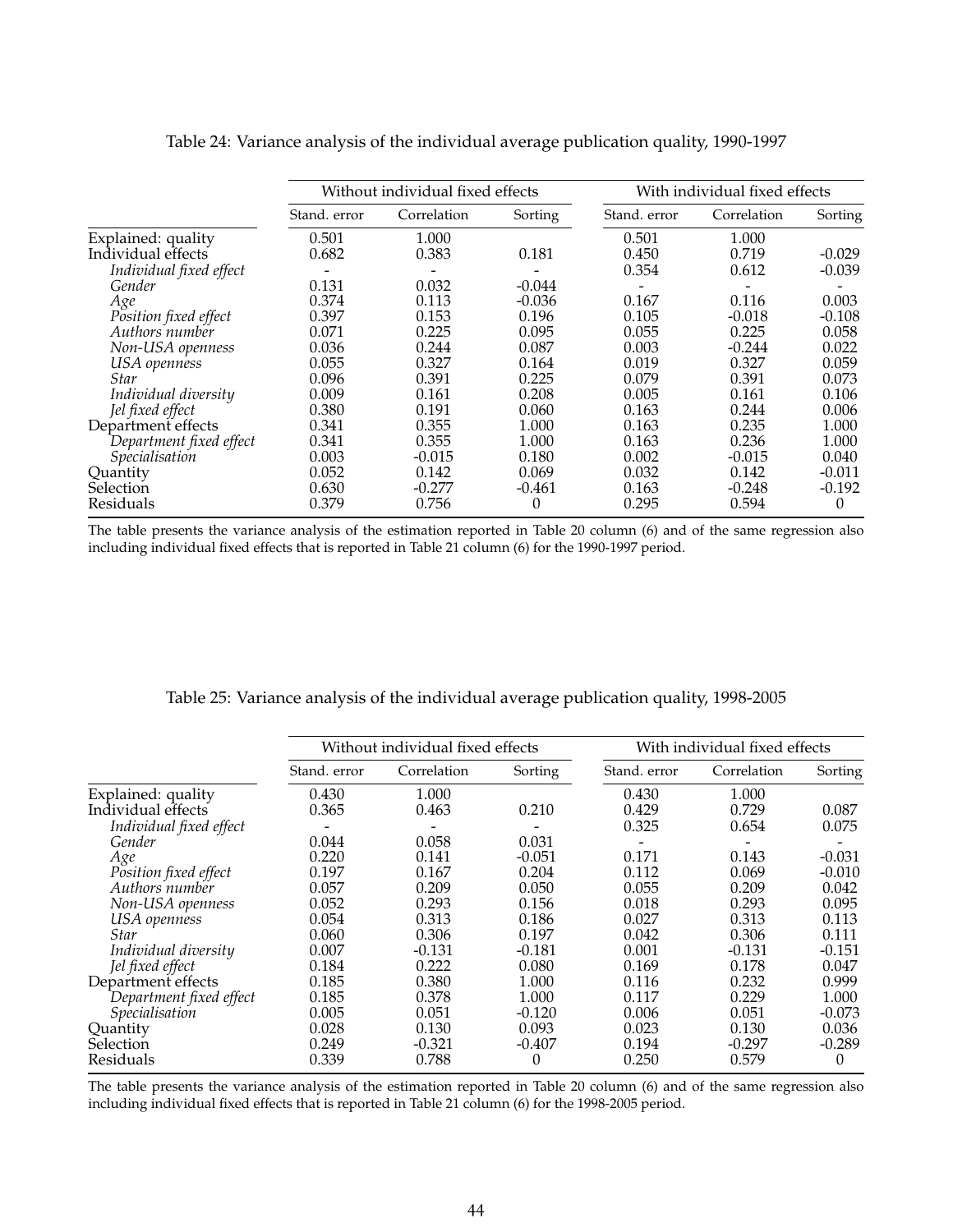Table 24: Variance analysis of the individual average publication quality, 1990-1997

| | Without individual fixed effects | | | With individual fixed effects | | |
|---|---|---|---|---|---|---|
| | Stand. error | Correlation | Sorting | Stand. error | Correlation | Sorting |
| Explained: quality | 0.501 | 1.000 | | 0.501 | 1.000 | |
| Individual effects | 0.682 | 0.383 | 0.181 | 0.450 | 0.719 | -0.029 |
| *Individual fixed effect* | - | - | - | 0.354 | 0.612 | -0.039 |
| *Gender* | 0.131 | 0.032 | -0.044 | - | - | - |
| *Age* | 0.374 | 0.113 | -0.036 | 0.167 | 0.116 | 0.003 |
| *Position fixed effect* | 0.397 | 0.153 | 0.196 | 0.105 | -0.018 | -0.108 |
| *Authors number* | 0.071 | 0.225 | 0.095 | 0.055 | 0.225 | 0.058 |
| *Non-USA openness* | 0.036 | 0.244 | 0.087 | 0.003 | -0.244 | 0.022 |
| *USA openness* | 0.055 | 0.327 | 0.164 | 0.019 | 0.327 | 0.059 |
| *Star* | 0.096 | 0.391 | 0.225 | 0.079 | 0.391 | 0.073 |
| *Individual diversity* | 0.009 | 0.161 | 0.208 | 0.005 | 0.161 | 0.106 |
| *Jel fixed effect* | 0.380 | 0.191 | 0.060 | 0.163 | 0.244 | 0.006 |
| Department effects | 0.341 | 0.355 | 1.000 | 0.163 | 0.235 | 1.000 |
| *Department fixed effect* | 0.341 | 0.355 | 1.000 | 0.163 | 0.236 | 1.000 |
| *Specialisation* | 0.003 | -0.015 | 0.180 | 0.002 | -0.015 | 0.040 |
| Quantity | 0.052 | 0.142 | 0.069 | 0.032 | 0.142 | -0.011 |
| Selection | 0.630 | -0.277 | -0.461 | 0.163 | -0.248 | -0.192 |
| Residuals | 0.379 | 0.756 | 0 | 0.295 | 0.594 | 0 |

The table presents the variance analysis of the estimation reported in Table 20 column (6) and of the same regression also including individual fixed effects that is reported in Table 21 column (6) for the 1990-1997 period.

Table 25: Variance analysis of the individual average publication quality, 1998-2005

| | Without individual fixed effects | | | With individual fixed effects | | |
|---|---|---|---|---|---|---|
| | Stand. error | Correlation | Sorting | Stand. error | Correlation | Sorting |
| Explained: quality | 0.430 | 1.000 | | 0.430 | 1.000 | |
| Individual effects | 0.365 | 0.463 | 0.210 | 0.429 | 0.729 | 0.087 |
| *Individual fixed effect* | - | - | - | 0.325 | 0.654 | 0.075 |
| *Gender* | 0.044 | 0.058 | 0.031 | - | - | - |
| *Age* | 0.220 | 0.141 | -0.051 | 0.171 | 0.143 | -0.031 |
| *Position fixed effect* | 0.197 | 0.167 | 0.204 | 0.112 | 0.069 | -0.010 |
| *Authors number* | 0.057 | 0.209 | 0.050 | 0.055 | 0.209 | 0.042 |
| *Non-USA openness* | 0.052 | 0.293 | 0.156 | 0.018 | 0.293 | 0.095 |
| *USA openness* | 0.054 | 0.313 | 0.186 | 0.027 | 0.313 | 0.113 |
| *Star* | 0.060 | 0.306 | 0.197 | 0.042 | 0.306 | 0.111 |
| *Individual diversity* | 0.007 | -0.131 | -0.181 | 0.001 | -0.131 | -0.151 |
| *Jel fixed effect* | 0.184 | 0.222 | 0.080 | 0.169 | 0.178 | 0.047 |
| Department effects | 0.185 | 0.380 | 1.000 | 0.116 | 0.232 | 0.999 |
| *Department fixed effect* | 0.185 | 0.378 | 1.000 | 0.117 | 0.229 | 1.000 |
| *Specialisation* | 0.005 | 0.051 | -0.120 | 0.006 | 0.051 | -0.073 |
| Quantity | 0.028 | 0.130 | 0.093 | 0.023 | 0.130 | 0.036 |
| Selection | 0.249 | -0.321 | -0.407 | 0.194 | -0.297 | -0.289 |
| Residuals | 0.339 | 0.788 | 0 | 0.250 | 0.579 | 0 |

The table presents the variance analysis of the estimation reported in Table 20 column (6) and of the same regression also including individual fixed effects that is reported in Table 21 column (6) for the 1998-2005 period.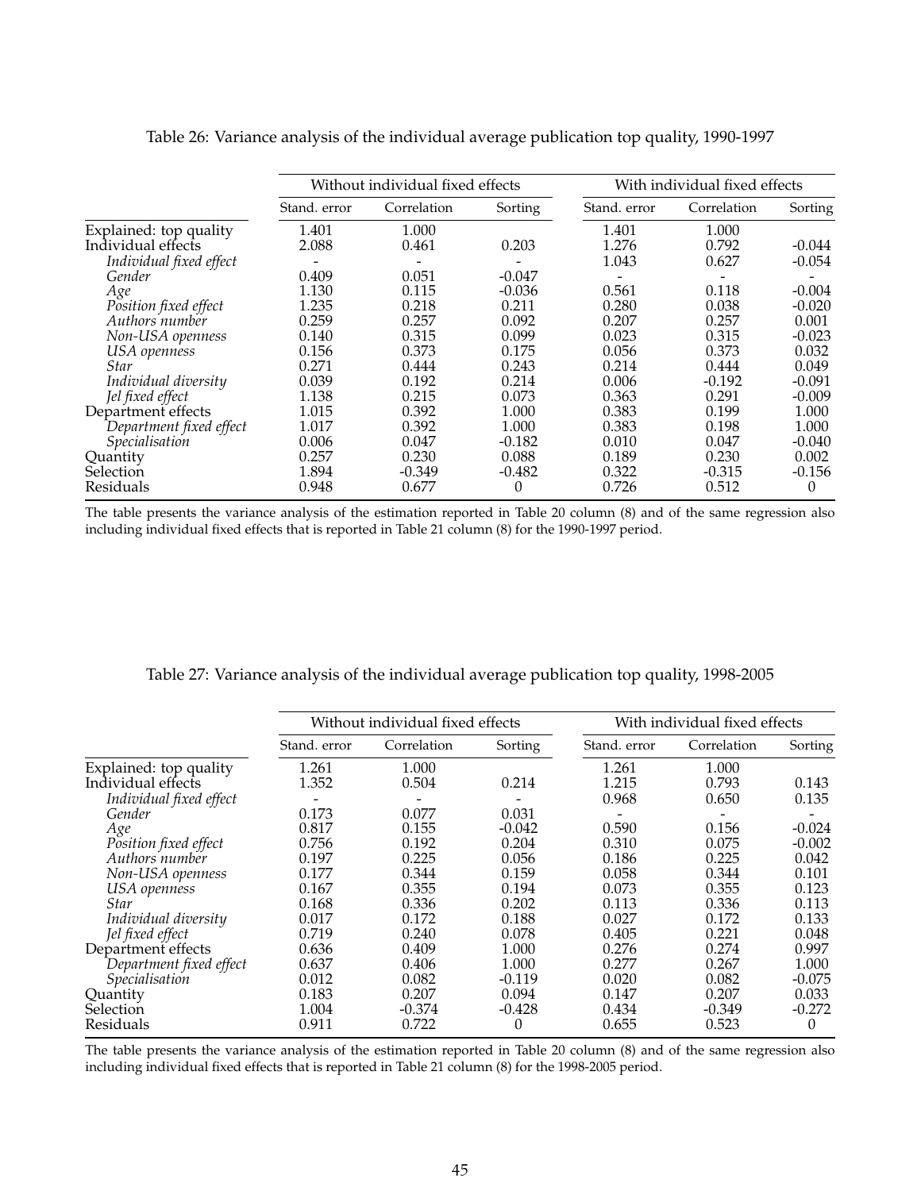Table 26: Variance analysis of the individual average publication top quality, 1990-1997

| | Without individual fixed effects | | | With individual fixed effects | | |
|---|---|---|---|---|---|---|
| | Stand. error | Correlation | Sorting | Stand. error | Correlation | Sorting |
| Explained: top quality | 1.401 | 1.000 | | 1.401 | 1.000 | |
| Individual effects | 2.088 | 0.461 | 0.203 | 1.276 | 0.792 | -0.044 |
| *Individual fixed effect* | - | - | - | 1.043 | 0.627 | -0.054 |
| *Gender* | 0.409 | 0.051 | -0.047 | - | - | - |
| *Age* | 1.130 | 0.115 | -0.036 | 0.561 | 0.118 | -0.004 |
| *Position fixed effect* | 1.235 | 0.218 | 0.211 | 0.280 | 0.038 | -0.020 |
| *Authors number* | 0.259 | 0.257 | 0.092 | 0.207 | 0.257 | 0.001 |
| *Non-USA openness* | 0.140 | 0.315 | 0.099 | 0.023 | 0.315 | -0.023 |
| *USA openness* | 0.156 | 0.373 | 0.175 | 0.056 | 0.373 | 0.032 |
| *Star* | 0.271 | 0.444 | 0.243 | 0.214 | 0.444 | 0.049 |
| *Individual diversity* | 0.039 | 0.192 | 0.214 | 0.006 | -0.192 | -0.091 |
| *Jel fixed effect* | 1.138 | 0.215 | 0.073 | 0.363 | 0.291 | -0.009 |
| Department effects | 1.015 | 0.392 | 1.000 | 0.383 | 0.199 | 1.000 |
| *Department fixed effect* | 1.017 | 0.392 | 1.000 | 0.383 | 0.198 | 1.000 |
| *Specialisation* | 0.006 | 0.047 | -0.182 | 0.010 | 0.047 | -0.040 |
| Quantity | 0.257 | 0.230 | 0.088 | 0.189 | 0.230 | 0.002 |
| Selection | 1.894 | -0.349 | -0.482 | 0.322 | -0.315 | -0.156 |
| Residuals | 0.948 | 0.677 | 0 | 0.726 | 0.512 | 0 |

The table presents the variance analysis of the estimation reported in Table 20 column (8) and of the same regression also including individual fixed effects that is reported in Table 21 column (8) for the 1990-1997 period.

Table 27: Variance analysis of the individual average publication top quality, 1998-2005

| | Without individual fixed effects | | | With individual fixed effects | | |
|---|---|---|---|---|---|---|
| | Stand. error | Correlation | Sorting | Stand. error | Correlation | Sorting |
| Explained: top quality | 1.261 | 1.000 | | 1.261 | 1.000 | |
| Individual effects | 1.352 | 0.504 | 0.214 | 1.215 | 0.793 | 0.143 |
| *Individual fixed effect* | - | - | - | 0.968 | 0.650 | 0.135 |
| *Gender* | 0.173 | 0.077 | 0.031 | - | - | - |
| *Age* | 0.817 | 0.155 | -0.042 | 0.590 | 0.156 | -0.024 |
| *Position fixed effect* | 0.756 | 0.192 | 0.204 | 0.310 | 0.075 | -0.002 |
| *Authors number* | 0.197 | 0.225 | 0.056 | 0.186 | 0.225 | 0.042 |
| *Non-USA openness* | 0.177 | 0.344 | 0.159 | 0.058 | 0.344 | 0.101 |
| *USA openness* | 0.167 | 0.355 | 0.194 | 0.073 | 0.355 | 0.123 |
| *Star* | 0.168 | 0.336 | 0.202 | 0.113 | 0.336 | 0.113 |
| *Individual diversity* | 0.017 | 0.172 | 0.188 | 0.027 | 0.172 | 0.133 |
| *Jel fixed effect* | 0.719 | 0.240 | 0.078 | 0.405 | 0.221 | 0.048 |
| Department effects | 0.636 | 0.409 | 1.000 | 0.276 | 0.274 | 0.997 |
| *Department fixed effect* | 0.637 | 0.406 | 1.000 | 0.277 | 0.267 | 1.000 |
| *Specialisation* | 0.012 | 0.082 | -0.119 | 0.020 | 0.082 | -0.075 |
| Quantity | 0.183 | 0.207 | 0.094 | 0.147 | 0.207 | 0.033 |
| Selection | 1.004 | -0.374 | -0.428 | 0.434 | -0.349 | -0.272 |
| Residuals | 0.911 | 0.722 | 0 | 0.655 | 0.523 | 0 |

The table presents the variance analysis of the estimation reported in Table 20 column (8) and of the same regression also including individual fixed effects that is reported in Table 21 column (8) for the 1998-2005 period.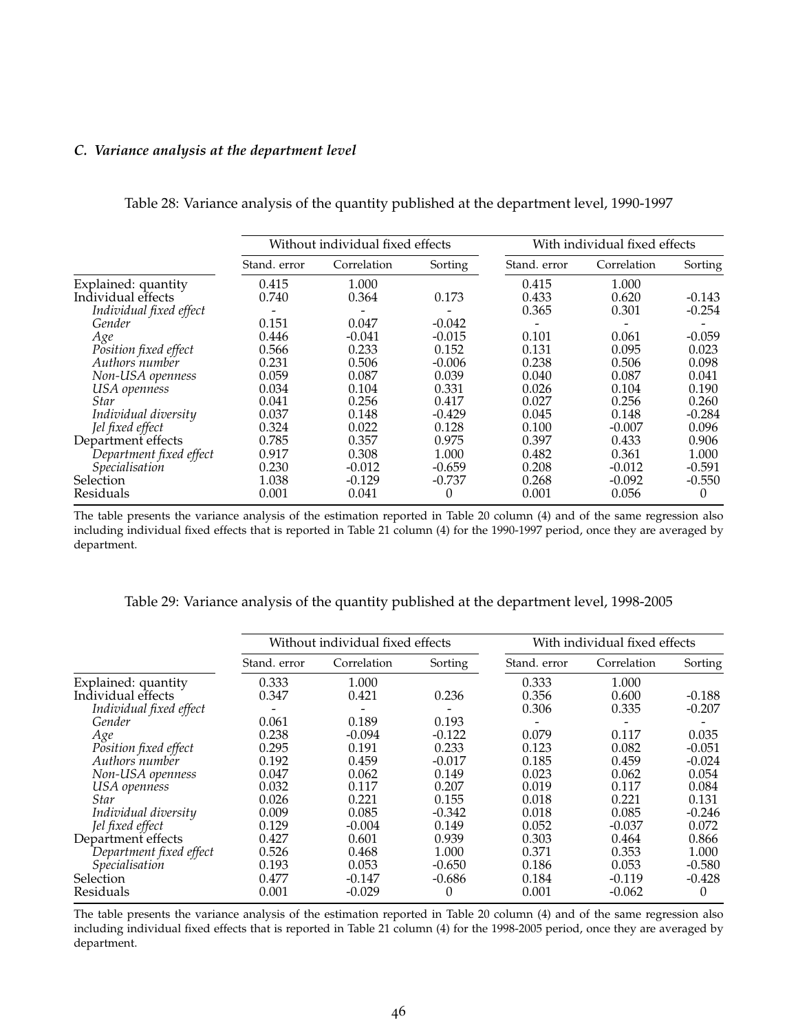### *C. Variance analysis at the department level*

Table 28: Variance analysis of the quantity published at the department level, 1990-1997

| | Without individual fixed effects | | | With individual fixed effects | | |
|---|---|---|---|---|---|---|
| | Stand. error | Correlation | Sorting | Stand. error | Correlation | Sorting |
| Explained: quantity | 0.415 | 1.000 | | 0.415 | 1.000 | |
| Individual effects | 0.740 | 0.364 | 0.173 | 0.433 | 0.620 | -0.143 |
| *Individual fixed effect* | - | - | - | 0.365 | 0.301 | -0.254 |
| *Gender* | 0.151 | 0.047 | -0.042 | - | - | - |
| *Age* | 0.446 | -0.041 | -0.015 | 0.101 | 0.061 | -0.059 |
| *Position fixed effect* | 0.566 | 0.233 | 0.152 | 0.131 | 0.095 | 0.023 |
| *Authors number* | 0.231 | 0.506 | -0.006 | 0.238 | 0.506 | 0.098 |
| *Non-USA openness* | 0.059 | 0.087 | 0.039 | 0.040 | 0.087 | 0.041 |
| *USA openness* | 0.034 | 0.104 | 0.331 | 0.026 | 0.104 | 0.190 |
| *Star* | 0.041 | 0.256 | 0.417 | 0.027 | 0.256 | 0.260 |
| *Individual diversity* | 0.037 | 0.148 | -0.429 | 0.045 | 0.148 | -0.284 |
| *Jel fixed effect* | 0.324 | 0.022 | 0.128 | 0.100 | -0.007 | 0.096 |
| Department effects | 0.785 | 0.357 | 0.975 | 0.397 | 0.433 | 0.906 |
| *Department fixed effect* | 0.917 | 0.308 | 1.000 | 0.482 | 0.361 | 1.000 |
| *Specialisation* | 0.230 | -0.012 | -0.659 | 0.208 | -0.012 | -0.591 |
| Selection | 1.038 | -0.129 | -0.737 | 0.268 | -0.092 | -0.550 |
| Residuals | 0.001 | 0.041 | 0 | 0.001 | 0.056 | 0 |

The table presents the variance analysis of the estimation reported in Table 20 column (4) and of the same regression also including individual fixed effects that is reported in Table 21 column (4) for the 1990-1997 period, once they are averaged by department.

Table 29: Variance analysis of the quantity published at the department level, 1998-2005

| | Without individual fixed effects | | | With individual fixed effects | | |
|---|---|---|---|---|---|---|
| | Stand. error | Correlation | Sorting | Stand. error | Correlation | Sorting |
| Explained: quantity | 0.333 | 1.000 | | 0.333 | 1.000 | |
| Individual effects | 0.347 | 0.421 | 0.236 | 0.356 | 0.600 | -0.188 |
| *Individual fixed effect* | - | - | - | 0.306 | 0.335 | -0.207 |
| *Gender* | 0.061 | 0.189 | 0.193 | - | - | - |
| *Age* | 0.238 | -0.094 | -0.122 | 0.079 | 0.117 | 0.035 |
| *Position fixed effect* | 0.295 | 0.191 | 0.233 | 0.123 | 0.082 | -0.051 |
| *Authors number* | 0.192 | 0.459 | -0.017 | 0.185 | 0.459 | -0.024 |
| *Non-USA openness* | 0.047 | 0.062 | 0.149 | 0.023 | 0.062 | 0.054 |
| *USA openness* | 0.032 | 0.117 | 0.207 | 0.019 | 0.117 | 0.084 |
| *Star* | 0.026 | 0.221 | 0.155 | 0.018 | 0.221 | 0.131 |
| *Individual diversity* | 0.009 | 0.085 | -0.342 | 0.018 | 0.085 | -0.246 |
| *Jel fixed effect* | 0.129 | -0.004 | 0.149 | 0.052 | -0.037 | 0.072 |
| Department effects | 0.427 | 0.601 | 0.939 | 0.303 | 0.464 | 0.866 |
| *Department fixed effect* | 0.526 | 0.468 | 1.000 | 0.371 | 0.353 | 1.000 |
| *Specialisation* | 0.193 | 0.053 | -0.650 | 0.186 | 0.053 | -0.580 |
| Selection | 0.477 | -0.147 | -0.686 | 0.184 | -0.119 | -0.428 |
| Residuals | 0.001 | -0.029 | 0 | 0.001 | -0.062 | 0 |

The table presents the variance analysis of the estimation reported in Table 20 column (4) and of the same regression also including individual fixed effects that is reported in Table 21 column (4) for the 1998-2005 period, once they are averaged by department.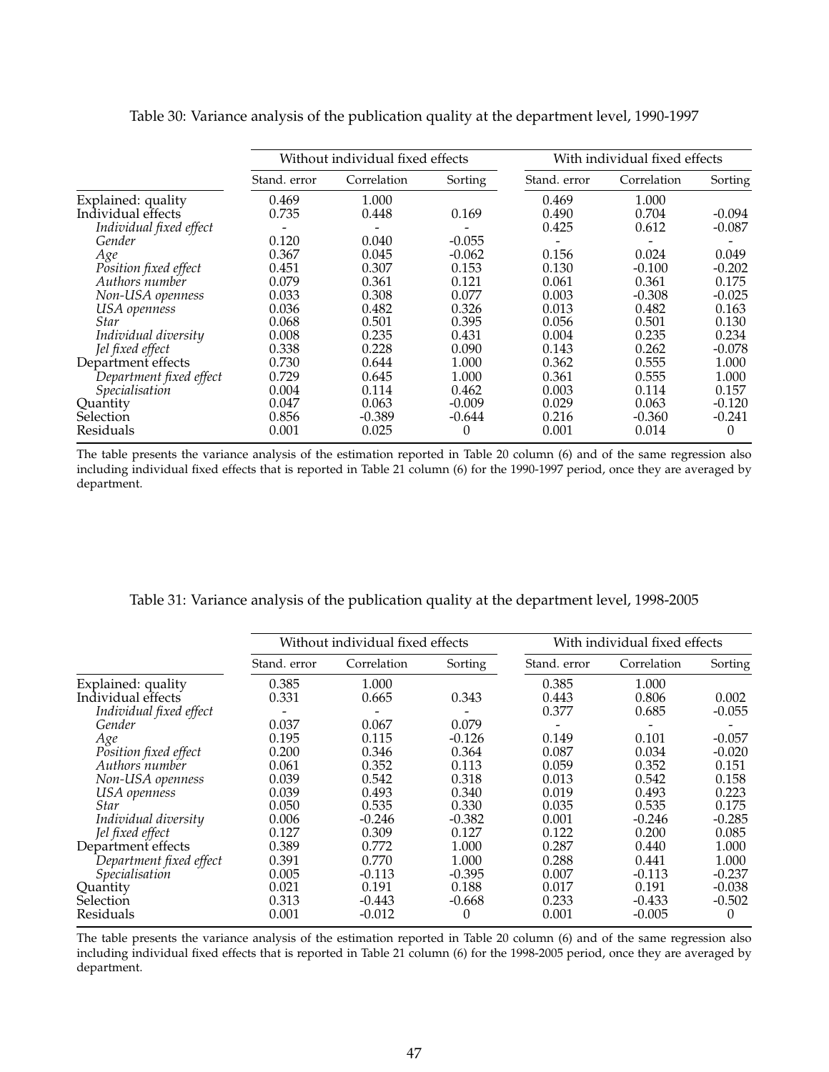Table 30: Variance analysis of the publication quality at the department level, 1990-1997

| | Without individual fixed effects | | | With individual fixed effects | | |
|---|---|---|---|---|---|---|
| | Stand. error | Correlation | Sorting | Stand. error | Correlation | Sorting |
| Explained: quality | 0.469 | 1.000 | | 0.469 | 1.000 | |
| Individual effects | 0.735 | 0.448 | 0.169 | 0.490 | 0.704 | -0.094 |
| *Individual fixed effect* | - | - | - | 0.425 | 0.612 | -0.087 |
| *Gender* | 0.120 | 0.040 | -0.055 | - | - | - |
| *Age* | 0.367 | 0.045 | -0.062 | 0.156 | 0.024 | 0.049 |
| *Position fixed effect* | 0.451 | 0.307 | 0.153 | 0.130 | -0.100 | -0.202 |
| *Authors number* | 0.079 | 0.361 | 0.121 | 0.061 | 0.361 | 0.175 |
| *Non-USA openness* | 0.033 | 0.308 | 0.077 | 0.003 | -0.308 | -0.025 |
| *USA openness* | 0.036 | 0.482 | 0.326 | 0.013 | 0.482 | 0.163 |
| *Star* | 0.068 | 0.501 | 0.395 | 0.056 | 0.501 | 0.130 |
| *Individual diversity* | 0.008 | 0.235 | 0.431 | 0.004 | 0.235 | 0.234 |
| *Jel fixed effect* | 0.338 | 0.228 | 0.090 | 0.143 | 0.262 | -0.078 |
| Department effects | 0.730 | 0.644 | 1.000 | 0.362 | 0.555 | 1.000 |
| *Department fixed effect* | 0.729 | 0.645 | 1.000 | 0.361 | 0.555 | 1.000 |
| *Specialisation* | 0.004 | 0.114 | 0.462 | 0.003 | 0.114 | 0.157 |
| Quantity | 0.047 | 0.063 | -0.009 | 0.029 | 0.063 | -0.120 |
| Selection | 0.856 | -0.389 | -0.644 | 0.216 | -0.360 | -0.241 |
| Residuals | 0.001 | 0.025 | 0 | 0.001 | 0.014 | 0 |

The table presents the variance analysis of the estimation reported in Table 20 column (6) and of the same regression also including individual fixed effects that is reported in Table 21 column (6) for the 1990-1997 period, once they are averaged by department.

Table 31: Variance analysis of the publication quality at the department level, 1998-2005

| | Without individual fixed effects | | | With individual fixed effects | | |
|---|---|---|---|---|---|---|
| | Stand. error | Correlation | Sorting | Stand. error | Correlation | Sorting |
| Explained: quality | 0.385 | 1.000 | | 0.385 | 1.000 | |
| Individual effects | 0.331 | 0.665 | 0.343 | 0.443 | 0.806 | 0.002 |
| *Individual fixed effect* | - | - | - | 0.377 | 0.685 | -0.055 |
| *Gender* | 0.037 | 0.067 | 0.079 | - | - | - |
| *Age* | 0.195 | 0.115 | -0.126 | 0.149 | 0.101 | -0.057 |
| *Position fixed effect* | 0.200 | 0.346 | 0.364 | 0.087 | 0.034 | -0.020 |
| *Authors number* | 0.061 | 0.352 | 0.113 | 0.059 | 0.352 | 0.151 |
| *Non-USA openness* | 0.039 | 0.542 | 0.318 | 0.013 | 0.542 | 0.158 |
| *USA openness* | 0.039 | 0.493 | 0.340 | 0.019 | 0.493 | 0.223 |
| *Star* | 0.050 | 0.535 | 0.330 | 0.035 | 0.535 | 0.175 |
| *Individual diversity* | 0.006 | -0.246 | -0.382 | 0.001 | -0.246 | -0.285 |
| *Jel fixed effect* | 0.127 | 0.309 | 0.127 | 0.122 | 0.200 | 0.085 |
| Department effects | 0.389 | 0.772 | 1.000 | 0.287 | 0.440 | 1.000 |
| *Department fixed effect* | 0.391 | 0.770 | 1.000 | 0.288 | 0.441 | 1.000 |
| *Specialisation* | 0.005 | -0.113 | -0.395 | 0.007 | -0.113 | -0.237 |
| Quantity | 0.021 | 0.191 | 0.188 | 0.017 | 0.191 | -0.038 |
| Selection | 0.313 | -0.443 | -0.668 | 0.233 | -0.433 | -0.502 |
| Residuals | 0.001 | -0.012 | 0 | 0.001 | -0.005 | 0 |

The table presents the variance analysis of the estimation reported in Table 20 column (6) and of the same regression also including individual fixed effects that is reported in Table 21 column (6) for the 1998-2005 period, once they are averaged by department.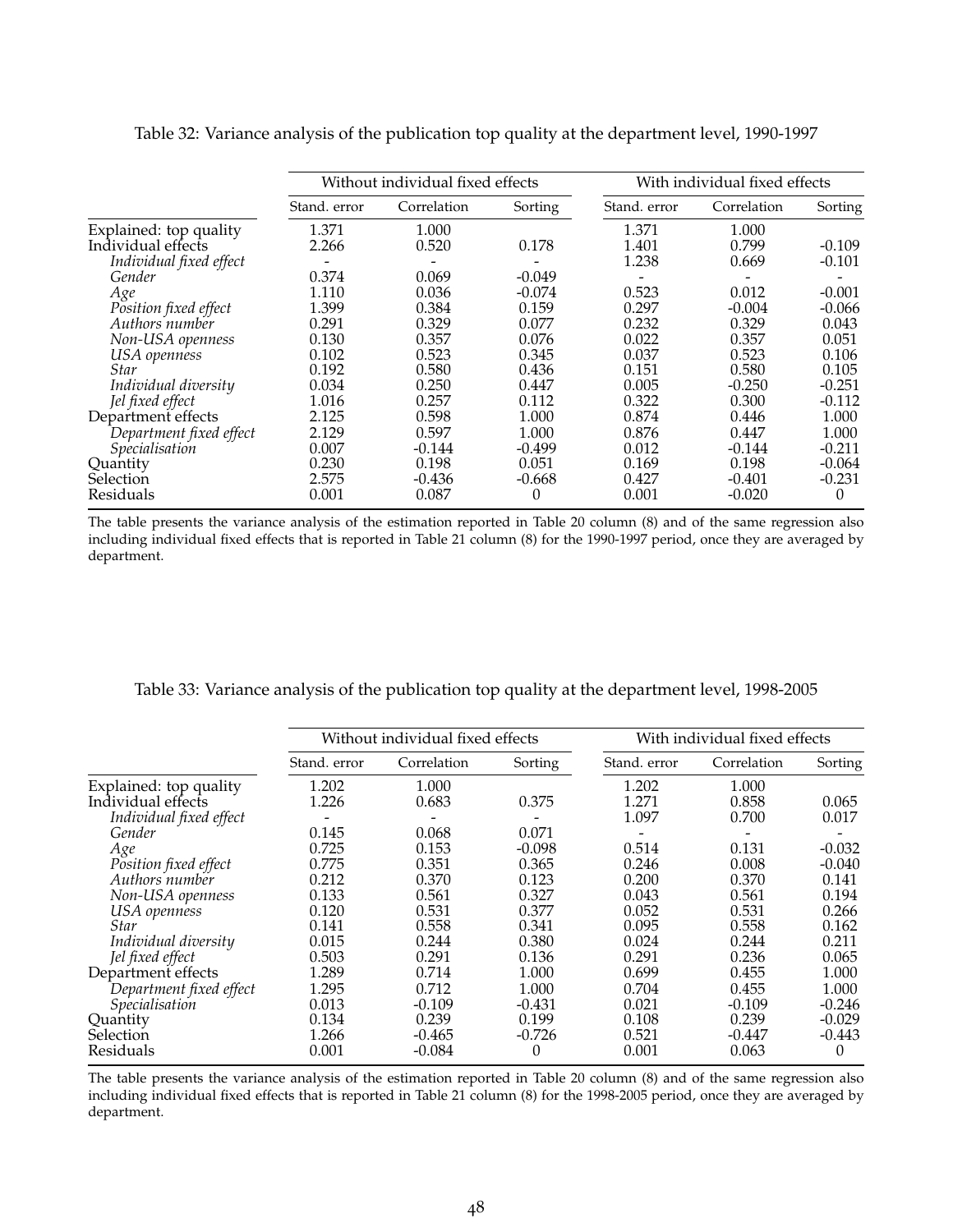Table 32: Variance analysis of the publication top quality at the department level, 1990-1997

| | Without individual fixed effects | | | With individual fixed effects | | |
|---|---|---|---|---|---|---|
| | Stand. error | Correlation | Sorting | Stand. error | Correlation | Sorting |
| Explained: top quality | 1.371 | 1.000 | | 1.371 | 1.000 | |
| Individual effects | 2.266 | 0.520 | 0.178 | 1.401 | 0.799 | -0.109 |
| *Individual fixed effect* | - | - | - | 1.238 | 0.669 | -0.101 |
| *Gender* | 0.374 | 0.069 | -0.049 | - | - | - |
| *Age* | 1.110 | 0.036 | -0.074 | 0.523 | 0.012 | -0.001 |
| *Position fixed effect* | 1.399 | 0.384 | 0.159 | 0.297 | -0.004 | -0.066 |
| *Authors number* | 0.291 | 0.329 | 0.077 | 0.232 | 0.329 | 0.043 |
| *Non-USA openness* | 0.130 | 0.357 | 0.076 | 0.022 | 0.357 | 0.051 |
| *USA openness* | 0.102 | 0.523 | 0.345 | 0.037 | 0.523 | 0.106 |
| *Star* | 0.192 | 0.580 | 0.436 | 0.151 | 0.580 | 0.105 |
| *Individual diversity* | 0.034 | 0.250 | 0.447 | 0.005 | -0.250 | -0.251 |
| *Jel fixed effect* | 1.016 | 0.257 | 0.112 | 0.322 | 0.300 | -0.112 |
| Department effects | 2.125 | 0.598 | 1.000 | 0.874 | 0.446 | 1.000 |
| *Department fixed effect* | 2.129 | 0.597 | 1.000 | 0.876 | 0.447 | 1.000 |
| *Specialisation* | 0.007 | -0.144 | -0.499 | 0.012 | -0.144 | -0.211 |
| Quantity | 0.230 | 0.198 | 0.051 | 0.169 | 0.198 | -0.064 |
| Selection | 2.575 | -0.436 | -0.668 | 0.427 | -0.401 | -0.231 |
| Residuals | 0.001 | 0.087 | 0 | 0.001 | -0.020 | 0 |

The table presents the variance analysis of the estimation reported in Table 20 column (8) and of the same regression also including individual fixed effects that is reported in Table 21 column (8) for the 1990-1997 period, once they are averaged by department.

Table 33: Variance analysis of the publication top quality at the department level, 1998-2005

| | Without individual fixed effects | | | With individual fixed effects | | |
|---|---|---|---|---|---|---|
| | Stand. error | Correlation | Sorting | Stand. error | Correlation | Sorting |
| Explained: top quality | 1.202 | 1.000 | | 1.202 | 1.000 | |
| Individual effects | 1.226 | 0.683 | 0.375 | 1.271 | 0.858 | 0.065 |
| *Individual fixed effect* | - | - | - | 1.097 | 0.700 | 0.017 |
| *Gender* | 0.145 | 0.068 | 0.071 | - | - | - |
| *Age* | 0.725 | 0.153 | -0.098 | 0.514 | 0.131 | -0.032 |
| *Position fixed effect* | 0.775 | 0.351 | 0.365 | 0.246 | 0.008 | -0.040 |
| *Authors number* | 0.212 | 0.370 | 0.123 | 0.200 | 0.370 | 0.141 |
| *Non-USA openness* | 0.133 | 0.561 | 0.327 | 0.043 | 0.561 | 0.194 |
| *USA openness* | 0.120 | 0.531 | 0.377 | 0.052 | 0.531 | 0.266 |
| *Star* | 0.141 | 0.558 | 0.341 | 0.095 | 0.558 | 0.162 |
| *Individual diversity* | 0.015 | 0.244 | 0.380 | 0.024 | 0.244 | 0.211 |
| *Jel fixed effect* | 0.503 | 0.291 | 0.136 | 0.291 | 0.236 | 0.065 |
| Department effects | 1.289 | 0.714 | 1.000 | 0.699 | 0.455 | 1.000 |
| *Department fixed effect* | 1.295 | 0.712 | 1.000 | 0.704 | 0.455 | 1.000 |
| *Specialisation* | 0.013 | -0.109 | -0.431 | 0.021 | -0.109 | -0.246 |
| Quantity | 0.134 | 0.239 | 0.199 | 0.108 | 0.239 | -0.029 |
| Selection | 1.266 | -0.465 | -0.726 | 0.521 | -0.447 | -0.443 |
| Residuals | 0.001 | -0.084 | 0 | 0.001 | 0.063 | 0 |

The table presents the variance analysis of the estimation reported in Table 20 column (8) and of the same regression also including individual fixed effects that is reported in Table 21 column (8) for the 1998-2005 period, once they are averaged by department.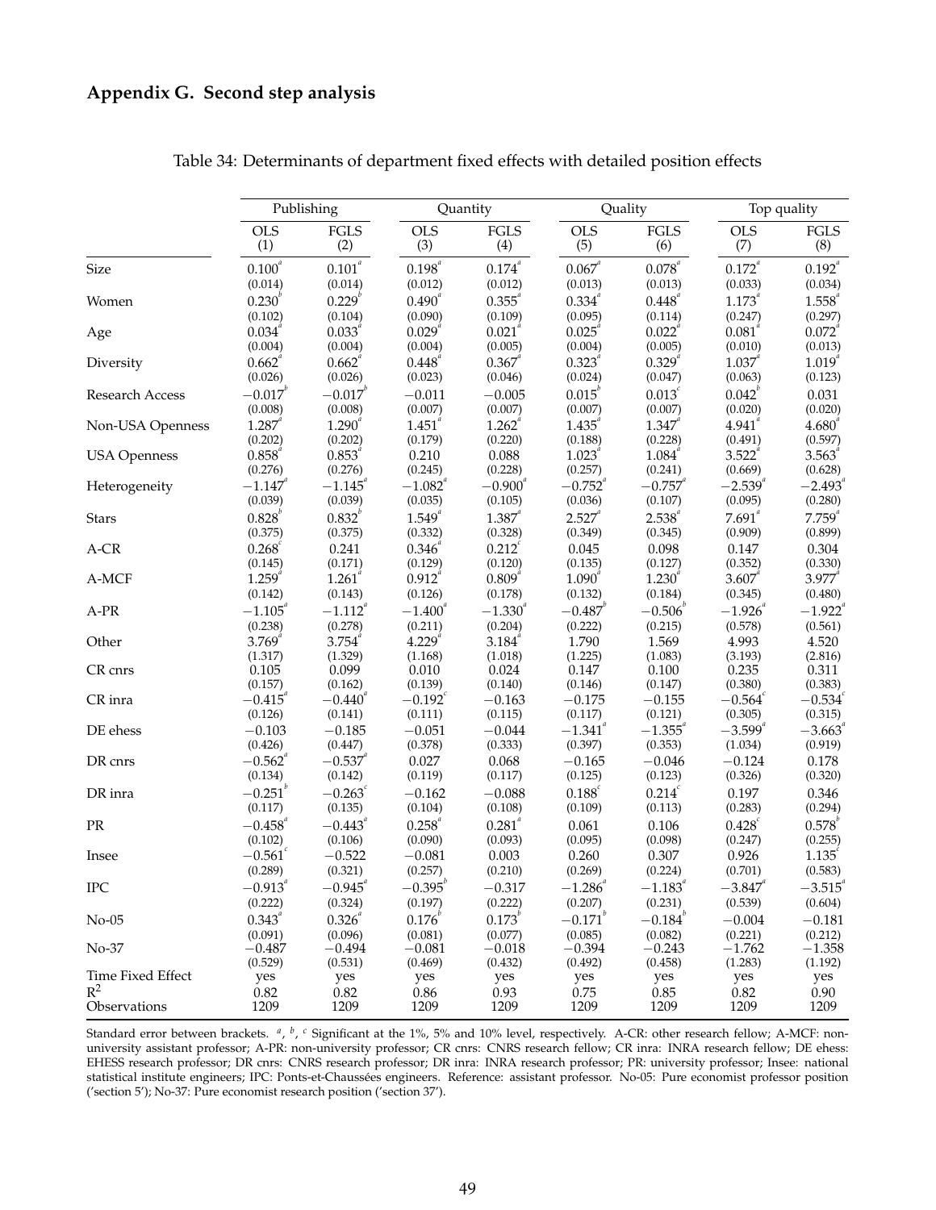## Appendix G. Second step analysis

Table 34: Determinants of department fixed effects with detailed position effects

| | Publishing | | Quantity | | Quality | | Top quality | |
|---|---|---|---|---|---|---|---|---|
| | OLS (1) | FGLS (2) | OLS (3) | FGLS (4) | OLS (5) | FGLS (6) | OLS (7) | FGLS (8) |
| Size | 0.100[a] | 0.101[a] | 0.198[a] | 0.174[a] | 0.067[a] | 0.078[a] | 0.172[a] | 0.192[a] |
| | (0.014) | (0.014) | (0.012) | (0.012) | (0.013) | (0.013) | (0.033) | (0.034) |
| Women | 0.230[b] | 0.229[b] | 0.490[a] | 0.355[a] | 0.334[a] | 0.448[a] | 1.173[a] | 1.558[a] |
| | (0.102) | (0.104) | (0.090) | (0.109) | (0.095) | (0.114) | (0.247) | (0.297) |
| Age | 0.034[a] | 0.033[a] | 0.029[a] | 0.021[a] | 0.025[a] | 0.022[a] | 0.081[a] | 0.072[a] |
| | (0.004) | (0.004) | (0.004) | (0.005) | (0.004) | (0.005) | (0.010) | (0.013) |
| Diversity | 0.662[a] | 0.662[a] | 0.448[a] | 0.367[a] | 0.323[a] | 0.329[a] | 1.037[a] | 1.019[a] |
| | (0.026) | (0.026) | (0.023) | (0.046) | (0.024) | (0.047) | (0.063) | (0.123) |
| Research Access | −0.017[b] | −0.017[b] | −0.011 | −0.005 | 0.015[b] | 0.013[c] | 0.042[b] | 0.031 |
| | (0.008) | (0.008) | (0.007) | (0.007) | (0.007) | (0.007) | (0.020) | (0.020) |
| Non-USA Openness | 1.287[a] | 1.290[a] | 1.451[a] | 1.262[a] | 1.435[a] | 1.347[a] | 4.941[a] | 4.680[a] |
| | (0.202) | (0.202) | (0.179) | (0.220) | (0.188) | (0.228) | (0.491) | (0.597) |
| USA Openness | 0.858[a] | 0.853[a] | 0.210 | 0.088 | 1.023[a] | 1.084[a] | 3.522[a] | 3.563[a] |
| | (0.276) | (0.276) | (0.245) | (0.228) | (0.257) | (0.241) | (0.669) | (0.628) |
| Heterogeneity | −1.147[a] | −1.145[a] | −1.082[a] | −0.900[a] | −0.752[a] | −0.757[a] | −2.539[a] | −2.493[a] |
| | (0.039) | (0.039) | (0.035) | (0.105) | (0.036) | (0.107) | (0.095) | (0.280) |
| Stars | 0.828[b] | 0.832[b] | 1.549[a] | 1.387[a] | 2.527[a] | 2.538[a] | 7.691[a] | 7.759[a] |
| | (0.375) | (0.375) | (0.332) | (0.328) | (0.349) | (0.345) | (0.909) | (0.899) |
| A-CR | 0.268[c] | 0.241 | 0.346[a] | 0.212[c] | 0.045 | 0.098 | 0.147 | 0.304 |
| | (0.145) | (0.171) | (0.129) | (0.120) | (0.135) | (0.127) | (0.352) | (0.330) |
| A-MCF | 1.259[a] | 1.261[a] | 0.912[a] | 0.809[a] | 1.090[a] | 1.230[a] | 3.607[a] | 3.977[a] |
| | (0.142) | (0.143) | (0.126) | (0.178) | (0.132) | (0.184) | (0.345) | (0.480) |
| A-PR | −1.105[a] | −1.112[a] | −1.400[a] | −1.330[a] | −0.487[b] | −0.506[b] | −1.926[a] | −1.922[a] |
| | (0.238) | (0.278) | (0.211) | (0.204) | (0.222) | (0.215) | (0.578) | (0.561) |
| Other | 3.769[a] | 3.754[a] | 4.229[a] | 3.184[a] | 1.790 | 1.569 | 4.993 | 4.520 |
| | (1.317) | (1.329) | (1.168) | (1.018) | (1.225) | (1.083) | (3.193) | (2.816) |
| CR cnrs | 0.105 | 0.099 | 0.010 | 0.024 | 0.147 | 0.100 | 0.235 | 0.311 |
| | (0.157) | (0.162) | (0.139) | (0.140) | (0.146) | (0.147) | (0.380) | (0.383) |
| CR inra | −0.415[a] | −0.440[a] | −0.192[c] | −0.163 | −0.175 | −0.155 | −0.564[c] | −0.534[c] |
| | (0.126) | (0.141) | (0.111) | (0.115) | (0.117) | (0.121) | (0.305) | (0.315) |
| DE ehess | −0.103 | −0.185 | −0.051 | −0.044 | −1.341[a] | −1.355[a] | −3.599[a] | −3.663[a] |
| | (0.426) | (0.447) | (0.378) | (0.333) | (0.397) | (0.353) | (1.034) | (0.919) |
| DR cnrs | −0.562[a] | −0.537[a] | 0.027 | 0.068 | −0.165 | −0.046 | −0.124 | 0.178 |
| | (0.134) | (0.142) | (0.119) | (0.117) | (0.125) | (0.123) | (0.326) | (0.320) |
| DR inra | −0.251[b] | −0.263[c] | −0.162 | −0.088 | 0.188[c] | 0.214[c] | 0.197 | 0.346 |
| | (0.117) | (0.135) | (0.104) | (0.108) | (0.109) | (0.113) | (0.283) | (0.294) |
| PR | −0.458[a] | −0.443[a] | 0.258[a] | 0.281[a] | 0.061 | 0.106 | 0.428[c] | 0.578[b] |
| | (0.102) | (0.106) | (0.090) | (0.093) | (0.095) | (0.098) | (0.247) | (0.255) |
| Insee | −0.561[c] | −0.522 | −0.081 | 0.003 | 0.260 | 0.307 | 0.926 | 1.135[c] |
| | (0.289) | (0.321) | (0.257) | (0.210) | (0.269) | (0.224) | (0.701) | (0.583) |
| IPC | −0.913[a] | −0.945[a] | −0.395[b] | −0.317 | −1.286[a] | −1.183[a] | −3.847[a] | −3.515[a] |
| | (0.222) | (0.324) | (0.197) | (0.222) | (0.207) | (0.231) | (0.539) | (0.604) |
| No-05 | 0.343[a] | 0.326[a] | 0.176[b] | 0.173[b] | −0.171[b] | −0.184[b] | −0.004 | −0.181 |
| | (0.091) | (0.096) | (0.081) | (0.077) | (0.085) | (0.082) | (0.221) | (0.212) |
| No-37 | −0.487 | −0.494 | −0.081 | −0.018 | −0.394 | −0.243 | −1.762 | −1.358 |
| | (0.529) | (0.531) | (0.469) | (0.432) | (0.492) | (0.458) | (1.283) | (1.192) |
| Time Fixed Effect | yes | yes | yes | yes | yes | yes | yes | yes |
| $R^2$ | 0.82 | 0.82 | 0.86 | 0.93 | 0.75 | 0.85 | 0.82 | 0.90 |
| Observations | 1209 | 1209 | 1209 | 1209 | 1209 | 1209 | 1209 | 1209 |

Standard error between brackets. [a], [b], [c] Significant at the 1%, 5% and 10% level, respectively. A-CR: other research fellow; A-MCF: non-university assistant professor; A-PR: non-university professor; CR cnrs: CNRS research fellow; CR inra: INRA research fellow; DE ehess: EHESS research professor; DR cnrs: CNRS research professor; DR inra: INRA research professor; PR: university professor; Insee: national statistical institute engineers; IPC: Ponts-et-Chaussées engineers. Reference: assistant professor. No-05: Pure economist professor position ('section 5'); No-37: Pure economist research position ('section 37').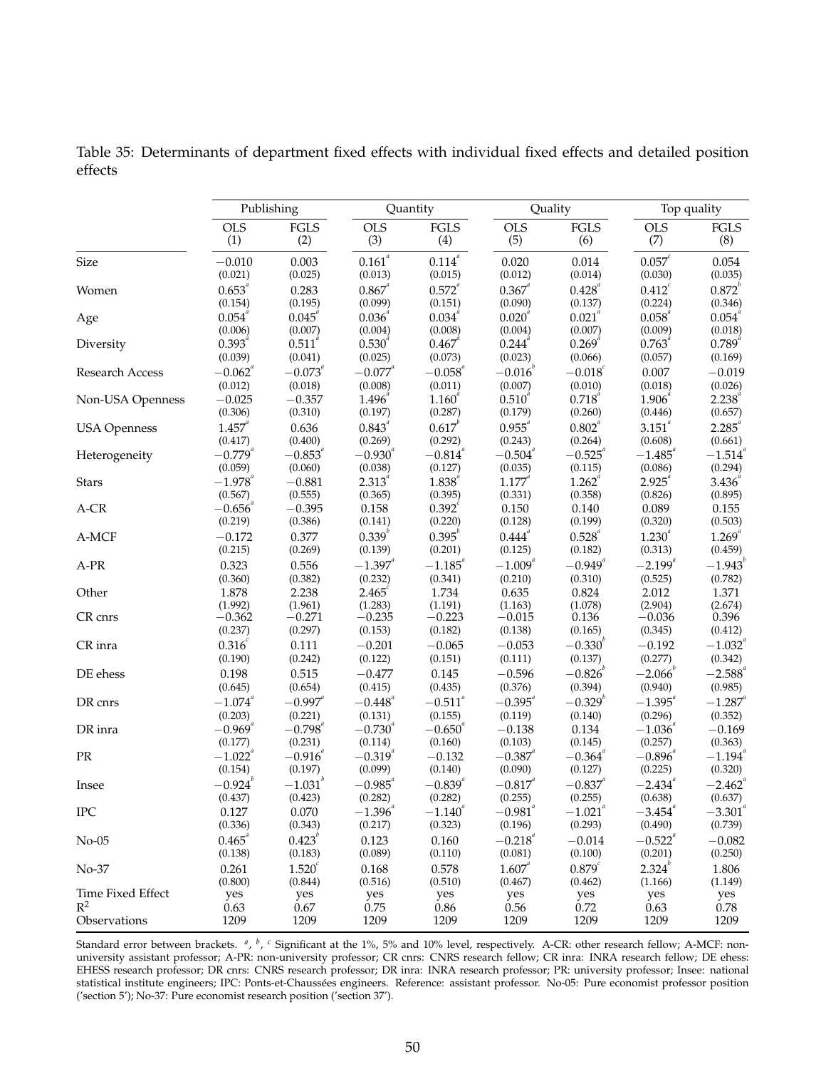Table 35: Determinants of department fixed effects with individual fixed effects and detailed position effects

| | Publishing | | Quantity | | Quality | | Top quality | |
|---|---|---|---|---|---|---|---|---|
| | OLS (1) | FGLS (2) | OLS (3) | FGLS (4) | OLS (5) | FGLS (6) | OLS (7) | FGLS (8) |
| Size | −0.010 | 0.003 | 0.161[a] | 0.114[a] | 0.020 | 0.014 | 0.057[c] | 0.054 |
| | (0.021) | (0.025) | (0.013) | (0.015) | (0.012) | (0.014) | (0.030) | (0.035) |
| Women | 0.653[a] | 0.283 | 0.867[a] | 0.572[a] | 0.367[a] | 0.428[a] | 0.412[c] | 0.872[b] |
| | (0.154) | (0.195) | (0.099) | (0.151) | (0.090) | (0.137) | (0.224) | (0.346) |
| Age | 0.054[a] | 0.045[a] | 0.036[a] | 0.034[a] | 0.020[a] | 0.021[a] | 0.058[a] | 0.054[a] |
| | (0.006) | (0.007) | (0.004) | (0.008) | (0.004) | (0.007) | (0.009) | (0.018) |
| Diversity | 0.393[a] | 0.511[a] | 0.530[a] | 0.467[a] | 0.244[a] | 0.269[a] | 0.763[a] | 0.789[a] |
| | (0.039) | (0.041) | (0.025) | (0.073) | (0.023) | (0.066) | (0.057) | (0.169) |
| Research Access | −0.062[a] | −0.073[a] | −0.077[a] | −0.058[a] | −0.016[b] | −0.018[c] | 0.007 | −0.019 |
| | (0.012) | (0.018) | (0.008) | (0.011) | (0.007) | (0.010) | (0.018) | (0.026) |
| Non-USA Openness | −0.025 | −0.357 | 1.496[a] | 1.160[a] | 0.510[a] | 0.718[a] | 1.906[a] | 2.238[a] |
| | (0.306) | (0.310) | (0.197) | (0.287) | (0.179) | (0.260) | (0.446) | (0.657) |
| USA Openness | 1.457[a] | 0.636 | 0.843[a] | 0.617[b] | 0.955[a] | 0.802[a] | 3.151[a] | 2.285[a] |
| | (0.417) | (0.400) | (0.269) | (0.292) | (0.243) | (0.264) | (0.608) | (0.661) |
| Heterogeneity | −0.779[a] | −0.853[a] | −0.930[a] | −0.814[a] | −0.504[a] | −0.525[a] | −1.485[a] | −1.514[a] |
| | (0.059) | (0.060) | (0.038) | (0.127) | (0.035) | (0.115) | (0.086) | (0.294) |
| Stars | −1.978[a] | −0.881 | 2.313[a] | 1.838[a] | 1.177[a] | 1.262[a] | 2.925[a] | 3.436[a] |
| | (0.567) | (0.555) | (0.365) | (0.395) | (0.331) | (0.358) | (0.826) | (0.895) |
| A-CR | −0.656[a] | −0.395 | 0.158 | 0.392[c] | 0.150 | 0.140 | 0.089 | 0.155 |
| | (0.219) | (0.386) | (0.141) | (0.220) | (0.128) | (0.199) | (0.320) | (0.503) |
| A-MCF | −0.172 | 0.377 | 0.339[b] | 0.395[b] | 0.444[a] | 0.528[a] | 1.230[a] | 1.269[a] |
| | (0.215) | (0.269) | (0.139) | (0.201) | (0.125) | (0.182) | (0.313) | (0.459) |
| A-PR | 0.323 | 0.556 | −1.397[a] | −1.185[a] | −1.009[a] | −0.949[a] | −2.199[a] | −1.943[b] |
| | (0.360) | (0.382) | (0.232) | (0.341) | (0.210) | (0.310) | (0.525) | (0.782) |
| Other | 1.878 | 2.238 | 2.465[c] | 1.734 | 0.635 | 0.824 | 2.012 | 1.371 |
| | (1.992) | (1.961) | (1.283) | (1.191) | (1.163) | (1.078) | (2.904) | (2.674) |
| CR cnrs | −0.362 | −0.271 | −0.235 | −0.223 | −0.015 | 0.136 | −0.036 | 0.396 |
| | (0.237) | (0.297) | (0.153) | (0.182) | (0.138) | (0.165) | (0.345) | (0.412) |
| CR inra | 0.316[c] | 0.111 | −0.201 | −0.065 | −0.053 | −0.330[b] | −0.192 | −1.032[a] |
| | (0.190) | (0.242) | (0.122) | (0.151) | (0.111) | (0.137) | (0.277) | (0.342) |
| DE ehess | 0.198 | 0.515 | −0.477 | 0.145 | −0.596 | −0.826[b] | −2.066[b] | −2.588[a] |
| | (0.645) | (0.654) | (0.415) | (0.435) | (0.376) | (0.394) | (0.940) | (0.985) |
| DR cnrs | −1.074[a] | −0.997[a] | −0.448[a] | −0.511[a] | −0.395[a] | −0.329[b] | −1.395[a] | −1.287[a] |
| | (0.203) | (0.221) | (0.131) | (0.155) | (0.119) | (0.140) | (0.296) | (0.352) |
| DR inra | −0.969[a] | −0.798[a] | −0.730[a] | −0.650[a] | −0.138 | 0.134 | −1.036[a] | −0.169 |
| | (0.177) | (0.231) | (0.114) | (0.160) | (0.103) | (0.145) | (0.257) | (0.363) |
| PR | −1.022[a] | −0.916[a] | −0.319[a] | −0.132 | −0.387[a] | −0.364[a] | −0.896[a] | −1.194[a] |
| | (0.154) | (0.197) | (0.099) | (0.140) | (0.090) | (0.127) | (0.225) | (0.320) |
| Insee | −0.924[b] | −1.031[b] | −0.985[a] | −0.839[a] | −0.817[a] | −0.837[a] | −2.434[a] | −2.462[a] |
| | (0.437) | (0.423) | (0.282) | (0.282) | (0.255) | (0.255) | (0.638) | (0.637) |
| IPC | 0.127 | 0.070 | −1.396[a] | −1.140[a] | −0.981[a] | −1.021[a] | −3.454[a] | −3.301[a] |
| | (0.336) | (0.343) | (0.217) | (0.323) | (0.196) | (0.293) | (0.490) | (0.739) |
| No-05 | 0.465[a] | 0.423[b] | 0.123 | 0.160 | −0.218[a] | −0.014 | −0.522[a] | −0.082 |
| | (0.138) | (0.183) | (0.089) | (0.110) | (0.081) | (0.100) | (0.201) | (0.250) |
| No-37 | 0.261 | 1.520[c] | 0.168 | 0.578 | 1.607[a] | 0.879[c] | 2.324[b] | 1.806 |
| | (0.800) | (0.844) | (0.516) | (0.510) | (0.467) | (0.462) | (1.166) | (1.149) |
| Time Fixed Effect | yes | yes | yes | yes | yes | yes | yes | yes |
| $R^2$ | 0.63 | 0.67 | 0.75 | 0.86 | 0.56 | 0.72 | 0.63 | 0.78 |
| Observations | 1209 | 1209 | 1209 | 1209 | 1209 | 1209 | 1209 | 1209 |

Standard error between brackets. [a], [b], [c] Significant at the 1%, 5% and 10% level, respectively. A-CR: other research fellow; A-MCF: non-university assistant professor; A-PR: non-university professor; CR cnrs: CNRS research fellow; CR inra: INRA research fellow; DE ehess: EHESS research professor; DR cnrs: CNRS research professor; DR inra: INRA research professor; PR: university professor; Insee: national statistical institute engineers; IPC: Ponts-et-Chaussées engineers. Reference: assistant professor. No-05: Pure economist professor position ('section 5'); No-37: Pure economist research position ('section 37').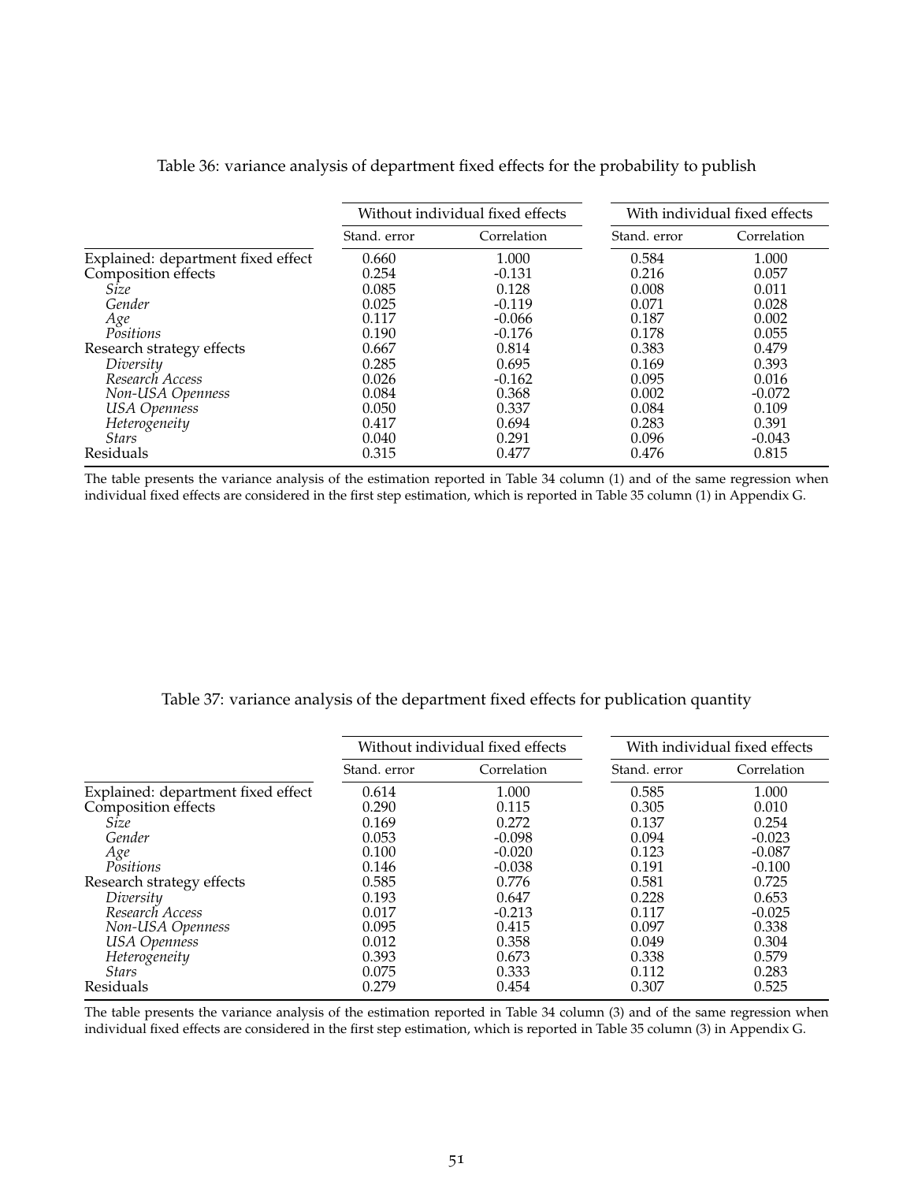Table 36: variance analysis of department fixed effects for the probability to publish

| | Without individual fixed effects | | With individual fixed effects | |
|---|---|---|---|---|
| | Stand. error | Correlation | Stand. error | Correlation |
| Explained: department fixed effect | 0.660 | 1.000 | 0.584 | 1.000 |
| Composition effects | 0.254 | -0.131 | 0.216 | 0.057 |
| *Size* | 0.085 | 0.128 | 0.008 | 0.011 |
| *Gender* | 0.025 | -0.119 | 0.071 | 0.028 |
| *Age* | 0.117 | -0.066 | 0.187 | 0.002 |
| *Positions* | 0.190 | -0.176 | 0.178 | 0.055 |
| Research strategy effects | 0.667 | 0.814 | 0.383 | 0.479 |
| *Diversity* | 0.285 | 0.695 | 0.169 | 0.393 |
| *Research Access* | 0.026 | -0.162 | 0.095 | 0.016 |
| *Non-USA Openness* | 0.084 | 0.368 | 0.002 | -0.072 |
| *USA Openness* | 0.050 | 0.337 | 0.084 | 0.109 |
| *Heterogeneity* | 0.417 | 0.694 | 0.283 | 0.391 |
| *Stars* | 0.040 | 0.291 | 0.096 | -0.043 |
| Residuals | 0.315 | 0.477 | 0.476 | 0.815 |

The table presents the variance analysis of the estimation reported in Table 34 column (1) and of the same regression when individual fixed effects are considered in the first step estimation, which is reported in Table 35 column (1) in Appendix G.

Table 37: variance analysis of the department fixed effects for publication quantity

| | Without individual fixed effects | | With individual fixed effects | |
|---|---|---|---|---|
| | Stand. error | Correlation | Stand. error | Correlation |
| Explained: department fixed effect | 0.614 | 1.000 | 0.585 | 1.000 |
| Composition effects | 0.290 | 0.115 | 0.305 | 0.010 |
| *Size* | 0.169 | 0.272 | 0.137 | 0.254 |
| *Gender* | 0.053 | -0.098 | 0.094 | -0.023 |
| *Age* | 0.100 | -0.020 | 0.123 | -0.087 |
| *Positions* | 0.146 | -0.038 | 0.191 | -0.100 |
| Research strategy effects | 0.585 | 0.776 | 0.581 | 0.725 |
| *Diversity* | 0.193 | 0.647 | 0.228 | 0.653 |
| *Research Access* | 0.017 | -0.213 | 0.117 | -0.025 |
| *Non-USA Openness* | 0.095 | 0.415 | 0.097 | 0.338 |
| *USA Openness* | 0.012 | 0.358 | 0.049 | 0.304 |
| *Heterogeneity* | 0.393 | 0.673 | 0.338 | 0.579 |
| *Stars* | 0.075 | 0.333 | 0.112 | 0.283 |
| Residuals | 0.279 | 0.454 | 0.307 | 0.525 |

The table presents the variance analysis of the estimation reported in Table 34 column (3) and of the same regression when individual fixed effects are considered in the first step estimation, which is reported in Table 35 column (3) in Appendix G.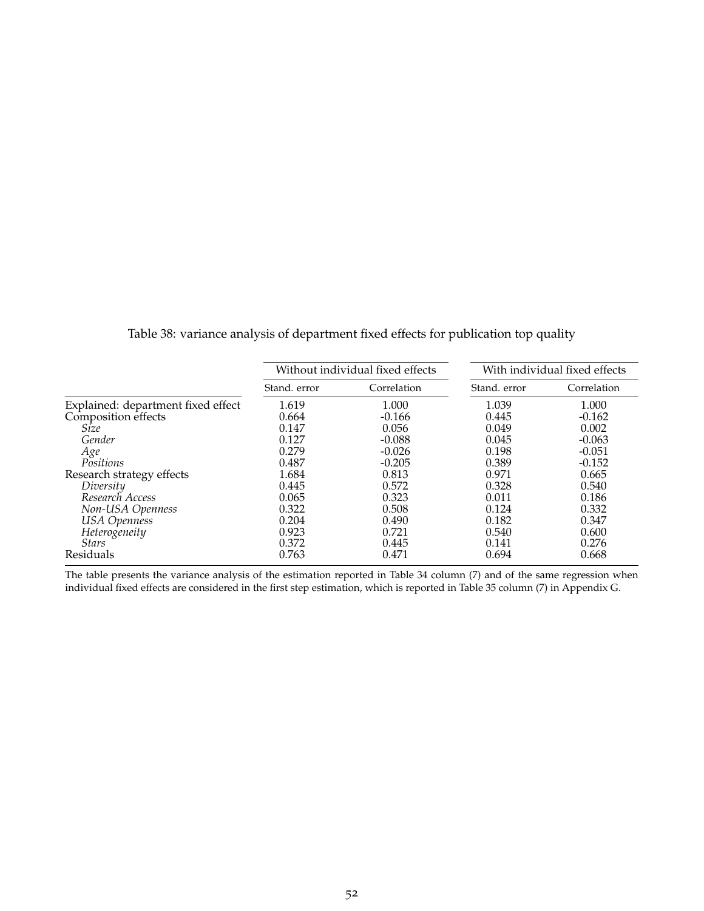Table 38: variance analysis of department fixed effects for publication top quality

| | Without individual fixed effects | | With individual fixed effects | |
|---|---|---|---|---|
| | Stand. error | Correlation | Stand. error | Correlation |
| Explained: department fixed effect | 1.619 | 1.000 | 1.039 | 1.000 |
| Composition effects | 0.664 | -0.166 | 0.445 | -0.162 |
| *Size* | 0.147 | 0.056 | 0.049 | 0.002 |
| *Gender* | 0.127 | -0.088 | 0.045 | -0.063 |
| *Age* | 0.279 | -0.026 | 0.198 | -0.051 |
| *Positions* | 0.487 | -0.205 | 0.389 | -0.152 |
| Research strategy effects | 1.684 | 0.813 | 0.971 | 0.665 |
| *Diversity* | 0.445 | 0.572 | 0.328 | 0.540 |
| *Research Access* | 0.065 | 0.323 | 0.011 | 0.186 |
| *Non-USA Openness* | 0.322 | 0.508 | 0.124 | 0.332 |
| *USA Openness* | 0.204 | 0.490 | 0.182 | 0.347 |
| *Heterogeneity* | 0.923 | 0.721 | 0.540 | 0.600 |
| *Stars* | 0.372 | 0.445 | 0.141 | 0.276 |
| Residuals | 0.763 | 0.471 | 0.694 | 0.668 |

The table presents the variance analysis of the estimation reported in Table 34 column (7) and of the same regression when individual fixed effects are considered in the first step estimation, which is reported in Table 35 column (7) in Appendix G.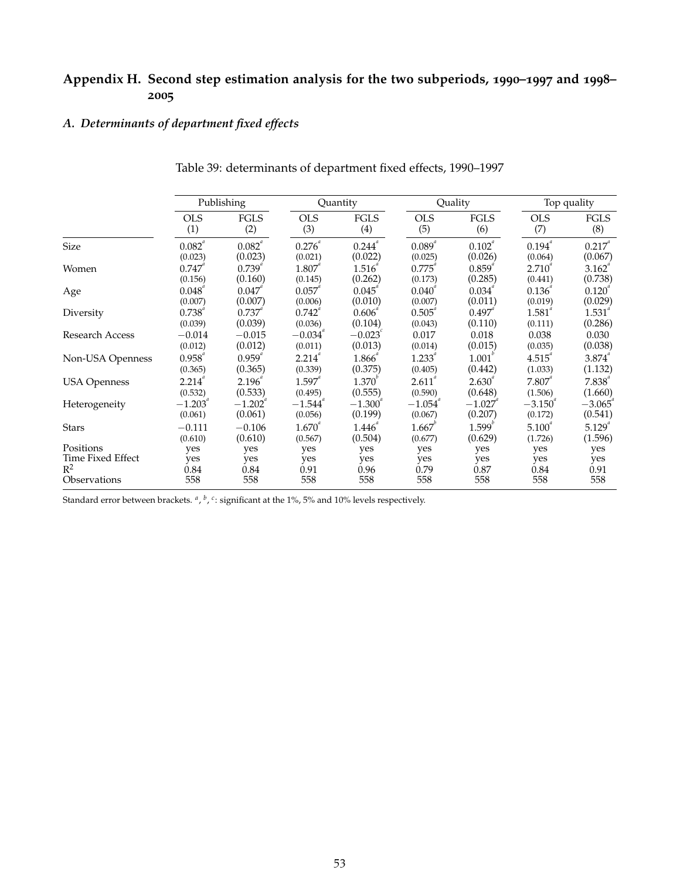## Appendix H. Second step estimation analysis for the two subperiods, 1990–1997 and 1998–2005

### *A. Determinants of department fixed effects*

Table 39: determinants of department fixed effects, 1990–1997

| | Publishing | | Quantity | | Quality | | Top quality | |
|---|---|---|---|---|---|---|---|---|
| | OLS (1) | FGLS (2) | OLS (3) | FGLS (4) | OLS (5) | FGLS (6) | OLS (7) | FGLS (8) |
| Size | 0.082[a] | 0.082[a] | 0.276[a] | 0.244[a] | 0.089[a] | 0.102[a] | 0.194[a] | 0.217[a] |
| | (0.023) | (0.023) | (0.021) | (0.022) | (0.025) | (0.026) | (0.064) | (0.067) |
| Women | 0.747[a] | 0.739[a] | 1.807[a] | 1.516[a] | 0.775[a] | 0.859[a] | 2.710[a] | 3.162[a] |
| | (0.156) | (0.160) | (0.145) | (0.262) | (0.173) | (0.285) | (0.441) | (0.738) |
| Age | 0.048[a] | 0.047[a] | 0.057[a] | 0.045[a] | 0.040[a] | 0.034[a] | 0.136[a] | 0.120[a] |
| | (0.007) | (0.007) | (0.006) | (0.010) | (0.007) | (0.011) | (0.019) | (0.029) |
| Diversity | 0.738[a] | 0.737[a] | 0.742[a] | 0.606[a] | 0.505[a] | 0.497[a] | 1.581[a] | 1.531[a] |
| | (0.039) | (0.039) | (0.036) | (0.104) | (0.043) | (0.110) | (0.111) | (0.286) |
| Research Access | −0.014 | −0.015 | −0.034[a] | −0.023[c] | 0.017 | 0.018 | 0.038 | 0.030 |
| | (0.012) | (0.012) | (0.011) | (0.013) | (0.014) | (0.015) | (0.035) | (0.038) |
| Non-USA Openness | 0.958[a] | 0.959[a] | 2.214[a] | 1.866[a] | 1.233[a] | 1.001[b] | 4.515[a] | 3.874[a] |
| | (0.365) | (0.365) | (0.339) | (0.375) | (0.405) | (0.442) | (1.033) | (1.132) |
| USA Openness | 2.214[a] | 2.196[a] | 1.597[a] | 1.370[b] | 2.611[a] | 2.630[a] | 7.807[a] | 7.838[a] |
| | (0.532) | (0.533) | (0.495) | (0.555) | (0.590) | (0.648) | (1.506) | (1.660) |
| Heterogeneity | −1.203[a] | −1.202[a] | −1.544[a] | −1.300[a] | −1.054[a] | −1.027[a] | −3.150[a] | −3.065[a] |
| | (0.061) | (0.061) | (0.056) | (0.199) | (0.067) | (0.207) | (0.172) | (0.541) |
| Stars | −0.111 | −0.106 | 1.670[a] | 1.446[a] | 1.667[b] | 1.599[b] | 5.100[a] | 5.129[a] |
| | (0.610) | (0.610) | (0.567) | (0.504) | (0.677) | (0.629) | (1.726) | (1.596) |
| Positions | yes | yes | yes | yes | yes | yes | yes | yes |
| Time Fixed Effect | yes | yes | yes | yes | yes | yes | yes | yes |
| $R^2$ | 0.84 | 0.84 | 0.91 | 0.96 | 0.79 | 0.87 | 0.84 | 0.91 |
| Observations | 558 | 558 | 558 | 558 | 558 | 558 | 558 | 558 |

Standard error between brackets. [a], [b], [c]: significant at the 1%, 5% and 10% levels respectively.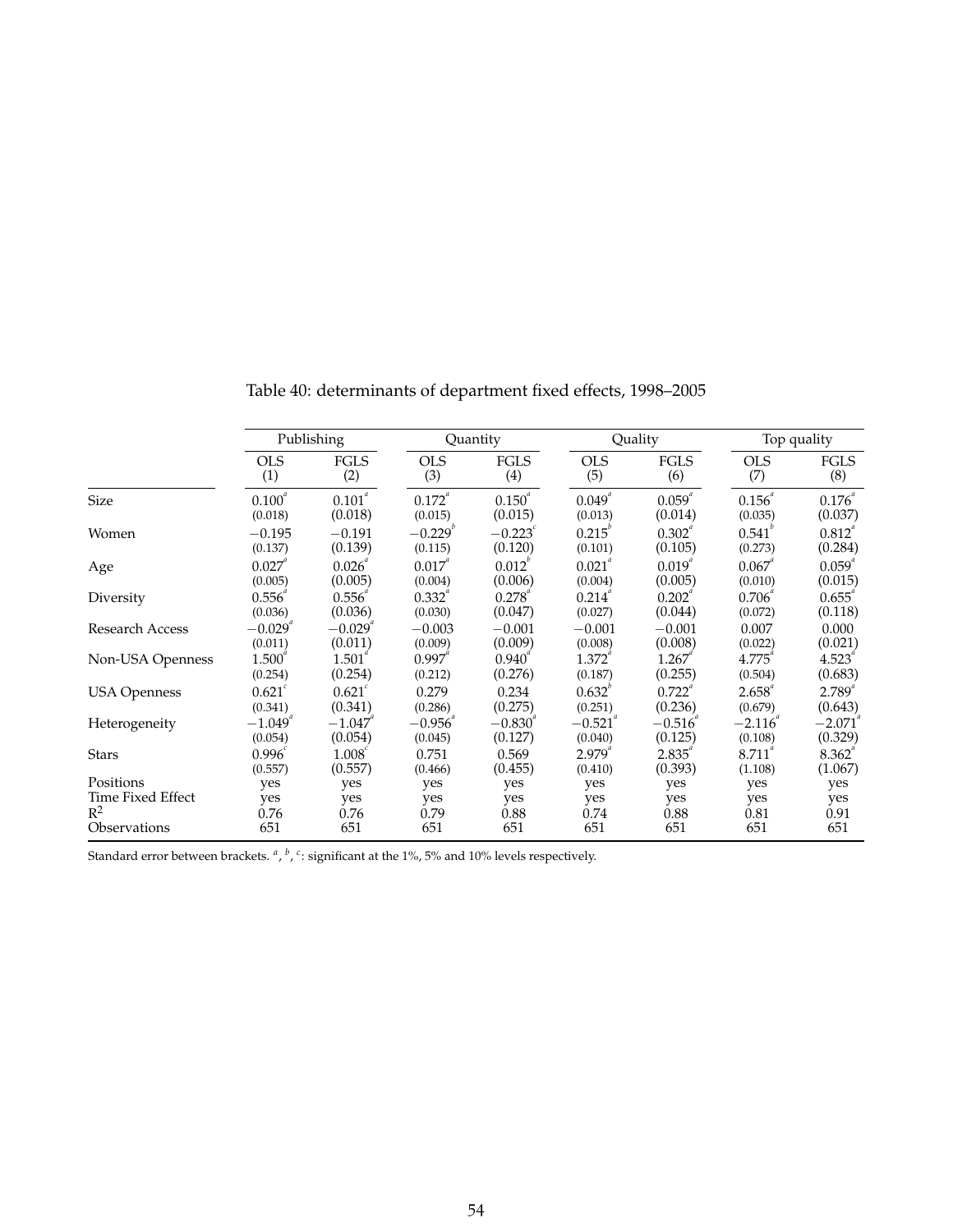Table 40: determinants of department fixed effects, 1998–2005

| | Publishing | | Quantity | | Quality | | Top quality | |
|---|---|---|---|---|---|---|---|---|
| | OLS (1) | FGLS (2) | OLS (3) | FGLS (4) | OLS (5) | FGLS (6) | OLS (7) | FGLS (8) |
| Size | 0.100[a] | 0.101[a] | 0.172[a] | 0.150[a] | 0.049[a] | 0.059[a] | 0.156[a] | 0.176[a] |
| | (0.018) | (0.018) | (0.015) | (0.015) | (0.013) | (0.014) | (0.035) | (0.037) |
| Women | −0.195 | −0.191 | −0.229[b] | −0.223[c] | 0.215[b] | 0.302[a] | 0.541[b] | 0.812[a] |
| | (0.137) | (0.139) | (0.115) | (0.120) | (0.101) | (0.105) | (0.273) | (0.284) |
| Age | 0.027[a] | 0.026[a] | 0.017[a] | 0.012[b] | 0.021[a] | 0.019[a] | 0.067[a] | 0.059[a] |
| | (0.005) | (0.005) | (0.004) | (0.006) | (0.004) | (0.005) | (0.010) | (0.015) |
| Diversity | 0.556[a] | 0.556[a] | 0.332[a] | 0.278[a] | 0.214[a] | 0.202[a] | 0.706[a] | 0.655[a] |
| | (0.036) | (0.036) | (0.030) | (0.047) | (0.027) | (0.044) | (0.072) | (0.118) |
| Research Access | −0.029[a] | −0.029[a] | −0.003 | −0.001 | −0.001 | −0.001 | 0.007 | 0.000 |
| | (0.011) | (0.011) | (0.009) | (0.009) | (0.008) | (0.008) | (0.022) | (0.021) |
| Non-USA Openness | 1.500[a] | 1.501[a] | 0.997[a] | 0.940[a] | 1.372[a] | 1.267[a] | 4.775[a] | 4.523[a] |
| | (0.254) | (0.254) | (0.212) | (0.276) | (0.187) | (0.255) | (0.504) | (0.683) |
| USA Openness | 0.621[c] | 0.621[c] | 0.279 | 0.234 | 0.632[b] | 0.722[a] | 2.658[a] | 2.789[a] |
| | (0.341) | (0.341) | (0.286) | (0.275) | (0.251) | (0.236) | (0.679) | (0.643) |
| Heterogeneity | −1.049[a] | −1.047[a] | −0.956[a] | −0.830[a] | −0.521[a] | −0.516[a] | −2.116[a] | −2.071[a] |
| | (0.054) | (0.054) | (0.045) | (0.127) | (0.040) | (0.125) | (0.108) | (0.329) |
| Stars | 0.996[c] | 1.008[c] | 0.751 | 0.569 | 2.979[a] | 2.835[a] | 8.711[a] | 8.362[a] |
| | (0.557) | (0.557) | (0.466) | (0.455) | (0.410) | (0.393) | (1.108) | (1.067) |
| Positions | yes | yes | yes | yes | yes | yes | yes | yes |
| Time Fixed Effect | yes | yes | yes | yes | yes | yes | yes | yes |
| $R^2$ | 0.76 | 0.76 | 0.79 | 0.88 | 0.74 | 0.88 | 0.81 | 0.91 |
| Observations | 651 | 651 | 651 | 651 | 651 | 651 | 651 | 651 |

Standard error between brackets. [a], [b], [c]: significant at the 1%, 5% and 10% levels respectively.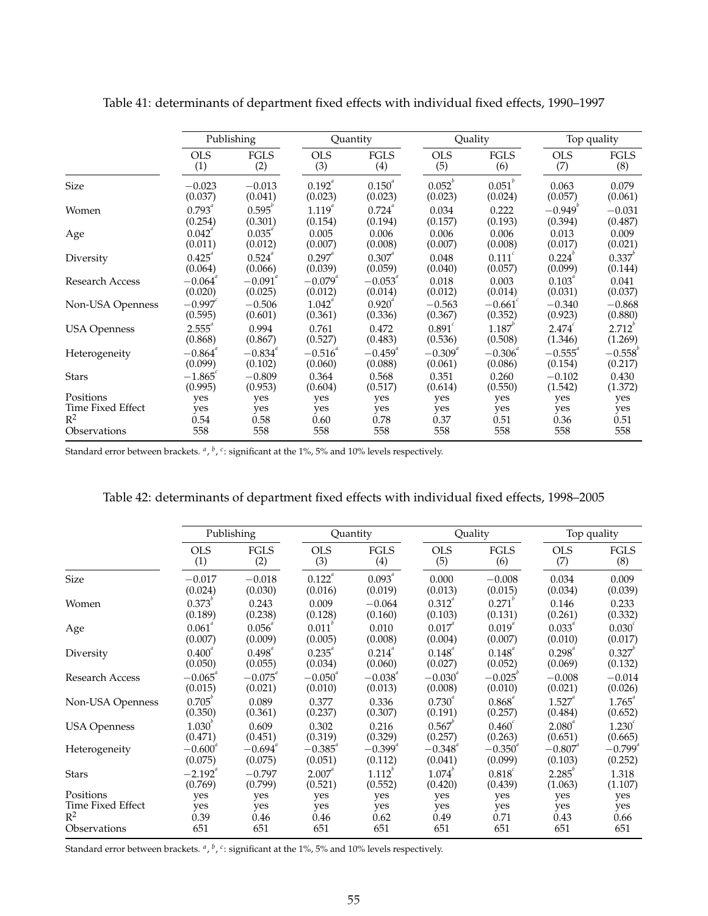Table 41: determinants of department fixed effects with individual fixed effects, 1990–1997

| | Publishing | | Quantity | | Quality | | Top quality | |
|---|---|---|---|---|---|---|---|---|
| | OLS (1) | FGLS (2) | OLS (3) | FGLS (4) | OLS (5) | FGLS (6) | OLS (7) | FGLS (8) |
| Size | −0.023 | −0.013 | 0.192[a] | 0.150[a] | 0.052[b] | 0.051[b] | 0.063 | 0.079 |
| | (0.037) | (0.041) | (0.023) | (0.023) | (0.023) | (0.024) | (0.057) | (0.061) |
| Women | 0.793[a] | 0.595[b] | 1.119[a] | 0.724[a] | 0.034 | 0.222 | −0.949[b] | −0.031 |
| | (0.254) | (0.301) | (0.154) | (0.194) | (0.157) | (0.193) | (0.394) | (0.487) |
| Age | 0.042[a] | 0.035[a] | 0.005 | 0.006 | 0.006 | 0.006 | 0.013 | 0.009 |
| | (0.011) | (0.012) | (0.007) | (0.008) | (0.007) | (0.008) | (0.017) | (0.021) |
| Diversity | 0.425[a] | 0.524[a] | 0.297[a] | 0.307[a] | 0.048 | 0.111[c] | 0.224[b] | 0.337[b] |
| | (0.064) | (0.066) | (0.039) | (0.059) | (0.040) | (0.057) | (0.099) | (0.144) |
| Research Access | −0.064[a] | −0.091[a] | −0.079[a] | −0.053[a] | 0.018 | 0.003 | 0.103[a] | 0.041 |
| | (0.020) | (0.025) | (0.012) | (0.014) | (0.012) | (0.014) | (0.031) | (0.037) |
| Non-USA Openness | −0.997[c] | −0.506 | 1.042[a] | 0.920[a] | −0.563 | −0.661[c] | −0.340 | −0.868 |
| | (0.595) | (0.601) | (0.361) | (0.336) | (0.367) | (0.352) | (0.923) | (0.880) |
| USA Openness | 2.555[a] | 0.994 | 0.761 | 0.472 | 0.891[c] | 1.187[b] | 2.474[c] | 2.712[b] |
| | (0.868) | (0.867) | (0.527) | (0.483) | (0.536) | (0.508) | (1.346) | (1.269) |
| Heterogeneity | −0.864[a] | −0.834[a] | −0.516[a] | −0.459[a] | −0.309[a] | −0.306[a] | −0.555[a] | −0.558[b] |
| | (0.099) | (0.102) | (0.060) | (0.088) | (0.061) | (0.086) | (0.154) | (0.217) |
| Stars | −1.865[c] | −0.809 | 0.364 | 0.568 | 0.351 | 0.260 | −0.102 | 0.430 |
| | (0.995) | (0.953) | (0.604) | (0.517) | (0.614) | (0.550) | (1.542) | (1.372) |
| Positions | yes | yes | yes | yes | yes | yes | yes | yes |
| Time Fixed Effect | yes | yes | yes | yes | yes | yes | yes | yes |
| $R^2$ | 0.54 | 0.58 | 0.60 | 0.78 | 0.37 | 0.51 | 0.36 | 0.51 |
| Observations | 558 | 558 | 558 | 558 | 558 | 558 | 558 | 558 |

Standard error between brackets. [a], [b], [c]: significant at the 1%, 5% and 10% levels respectively.

Table 42: determinants of department fixed effects with individual fixed effects, 1998–2005

| | Publishing | | Quantity | | Quality | | Top quality | |
|---|---|---|---|---|---|---|---|---|
| | OLS (1) | FGLS (2) | OLS (3) | FGLS (4) | OLS (5) | FGLS (6) | OLS (7) | FGLS (8) |
| Size | −0.017 | −0.018 | 0.122[a] | 0.093[a] | 0.000 | −0.008 | 0.034 | 0.009 |
| | (0.024) | (0.030) | (0.016) | (0.019) | (0.013) | (0.015) | (0.034) | (0.039) |
| Women | 0.373[b] | 0.243 | 0.009 | −0.064 | 0.312[a] | 0.271[b] | 0.146 | 0.233 |
| | (0.189) | (0.238) | (0.128) | (0.160) | (0.103) | (0.131) | (0.261) | (0.332) |
| Age | 0.061[a] | 0.056[a] | 0.011[b] | 0.010 | 0.017[a] | 0.019[a] | 0.033[a] | 0.030[c] |
| | (0.007) | (0.009) | (0.005) | (0.008) | (0.004) | (0.007) | (0.010) | (0.017) |
| Diversity | 0.400[a] | 0.498[a] | 0.235[a] | 0.214[a] | 0.148[a] | 0.148[a] | 0.298[a] | 0.327[b] |
| | (0.050) | (0.055) | (0.034) | (0.060) | (0.027) | (0.052) | (0.069) | (0.132) |
| Research Access | −0.065[a] | −0.075[a] | −0.050[a] | −0.038[a] | −0.030[a] | −0.025[b] | −0.008 | −0.014 |
| | (0.015) | (0.021) | (0.010) | (0.013) | (0.008) | (0.010) | (0.021) | (0.026) |
| Non-USA Openness | 0.705[b] | 0.089 | 0.377 | 0.336 | 0.730[a] | 0.868[a] | 1.527[a] | 1.765[a] |
| | (0.350) | (0.361) | (0.237) | (0.307) | (0.191) | (0.257) | (0.484) | (0.652) |
| USA Openness | 1.030[b] | 0.609 | 0.302 | 0.216 | 0.567[b] | 0.460[c] | 2.080[a] | 1.230[c] |
| | (0.471) | (0.451) | (0.319) | (0.329) | (0.257) | (0.263) | (0.651) | (0.665) |
| Heterogeneity | −0.600[a] | −0.694[a] | −0.385[a] | −0.399[a] | −0.348[a] | −0.350[a] | −0.807[a] | −0.799[a] |
| | (0.075) | (0.075) | (0.051) | (0.112) | (0.041) | (0.099) | (0.103) | (0.252) |
| Stars | −2.192[a] | −0.797 | 2.007[a] | 1.112[b] | 1.074[b] | 0.818[c] | 2.285[b] | 1.318 |
| | (0.769) | (0.799) | (0.521) | (0.552) | (0.420) | (0.439) | (1.063) | (1.107) |
| Positions | yes | yes | yes | yes | yes | yes | yes | yes |
| Time Fixed Effect | yes | yes | yes | yes | yes | yes | yes | yes |
| $R^2$ | 0.39 | 0.46 | 0.46 | 0.62 | 0.49 | 0.71 | 0.43 | 0.66 |
| Observations | 651 | 651 | 651 | 651 | 651 | 651 | 651 | 651 |

Standard error between brackets. [a], [b], [c]: significant at the 1%, 5% and 10% levels respectively.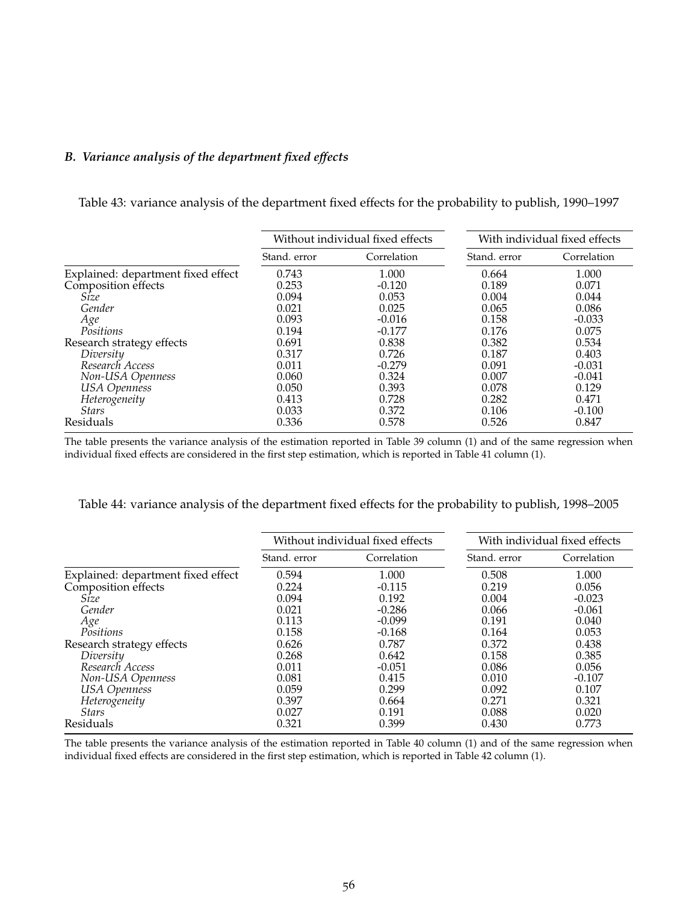### *B. Variance analysis of the department fixed effects*

Table 43: variance analysis of the department fixed effects for the probability to publish, 1990–1997

| | Without individual fixed effects | | With individual fixed effects | |
|---|---|---|---|---|
| | Stand. error | Correlation | Stand. error | Correlation |
| Explained: department fixed effect | 0.743 | 1.000 | 0.664 | 1.000 |
| Composition effects | 0.253 | -0.120 | 0.189 | 0.071 |
| *Size* | 0.094 | 0.053 | 0.004 | 0.044 |
| *Gender* | 0.021 | 0.025 | 0.065 | 0.086 |
| *Age* | 0.093 | -0.016 | 0.158 | -0.033 |
| *Positions* | 0.194 | -0.177 | 0.176 | 0.075 |
| Research strategy effects | 0.691 | 0.838 | 0.382 | 0.534 |
| *Diversity* | 0.317 | 0.726 | 0.187 | 0.403 |
| *Research Access* | 0.011 | -0.279 | 0.091 | -0.031 |
| *Non-USA Openness* | 0.060 | 0.324 | 0.007 | -0.041 |
| *USA Openness* | 0.050 | 0.393 | 0.078 | 0.129 |
| *Heterogeneity* | 0.413 | 0.728 | 0.282 | 0.471 |
| *Stars* | 0.033 | 0.372 | 0.106 | -0.100 |
| Residuals | 0.336 | 0.578 | 0.526 | 0.847 |

The table presents the variance analysis of the estimation reported in Table 39 column (1) and of the same regression when individual fixed effects are considered in the first step estimation, which is reported in Table 41 column (1).

Table 44: variance analysis of the department fixed effects for the probability to publish, 1998–2005

| | Without individual fixed effects | | With individual fixed effects | |
|---|---|---|---|---|
| | Stand. error | Correlation | Stand. error | Correlation |
| Explained: department fixed effect | 0.594 | 1.000 | 0.508 | 1.000 |
| Composition effects | 0.224 | -0.115 | 0.219 | 0.056 |
| *Size* | 0.094 | 0.192 | 0.004 | -0.023 |
| *Gender* | 0.021 | -0.286 | 0.066 | -0.061 |
| *Age* | 0.113 | -0.099 | 0.191 | 0.040 |
| *Positions* | 0.158 | -0.168 | 0.164 | 0.053 |
| Research strategy effects | 0.626 | 0.787 | 0.372 | 0.438 |
| *Diversity* | 0.268 | 0.642 | 0.158 | 0.385 |
| *Research Access* | 0.011 | -0.051 | 0.086 | 0.056 |
| *Non-USA Openness* | 0.081 | 0.415 | 0.010 | -0.107 |
| *USA Openness* | 0.059 | 0.299 | 0.092 | 0.107 |
| *Heterogeneity* | 0.397 | 0.664 | 0.271 | 0.321 |
| *Stars* | 0.027 | 0.191 | 0.088 | 0.020 |
| Residuals | 0.321 | 0.399 | 0.430 | 0.773 |

The table presents the variance analysis of the estimation reported in Table 40 column (1) and of the same regression when individual fixed effects are considered in the first step estimation, which is reported in Table 42 column (1).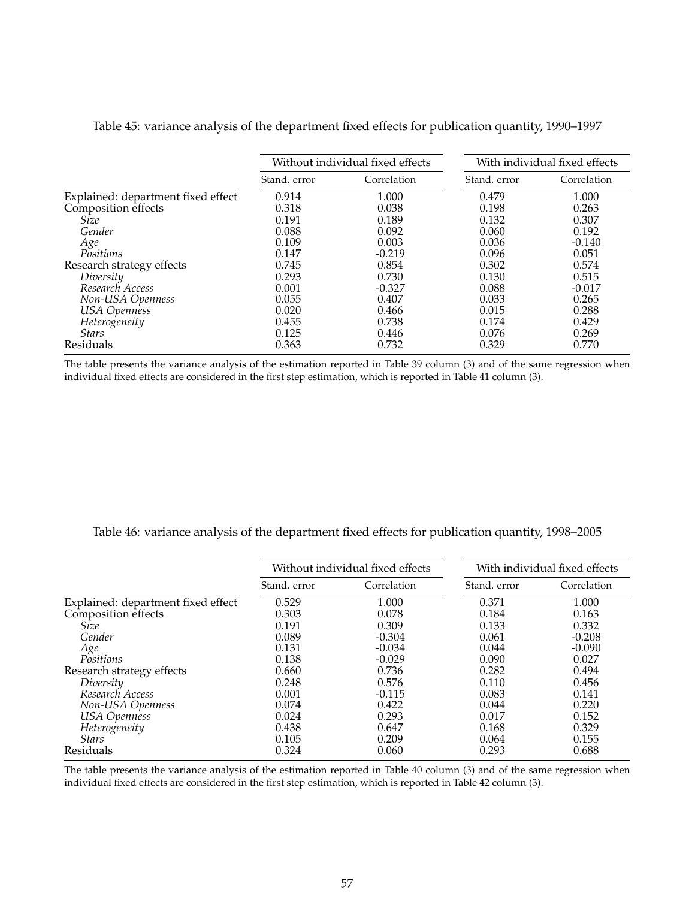Table 45: variance analysis of the department fixed effects for publication quantity, 1990–1997

| | Without individual fixed effects | | With individual fixed effects | |
|---|---|---|---|---|
| | Stand. error | Correlation | Stand. error | Correlation |
| Explained: department fixed effect | 0.914 | 1.000 | 0.479 | 1.000 |
| Composition effects | 0.318 | 0.038 | 0.198 | 0.263 |
| *Size* | 0.191 | 0.189 | 0.132 | 0.307 |
| *Gender* | 0.088 | 0.092 | 0.060 | 0.192 |
| *Age* | 0.109 | 0.003 | 0.036 | -0.140 |
| *Positions* | 0.147 | -0.219 | 0.096 | 0.051 |
| Research strategy effects | 0.745 | 0.854 | 0.302 | 0.574 |
| *Diversity* | 0.293 | 0.730 | 0.130 | 0.515 |
| *Research Access* | 0.001 | -0.327 | 0.088 | -0.017 |
| *Non-USA Openness* | 0.055 | 0.407 | 0.033 | 0.265 |
| *USA Openness* | 0.020 | 0.466 | 0.015 | 0.288 |
| *Heterogeneity* | 0.455 | 0.738 | 0.174 | 0.429 |
| *Stars* | 0.125 | 0.446 | 0.076 | 0.269 |
| Residuals | 0.363 | 0.732 | 0.329 | 0.770 |

The table presents the variance analysis of the estimation reported in Table 39 column (3) and of the same regression when individual fixed effects are considered in the first step estimation, which is reported in Table 41 column (3).

Table 46: variance analysis of the department fixed effects for publication quantity, 1998–2005

| | Without individual fixed effects | | With individual fixed effects | |
|---|---|---|---|---|
| | Stand. error | Correlation | Stand. error | Correlation |
| Explained: department fixed effect | 0.529 | 1.000 | 0.371 | 1.000 |
| Composition effects | 0.303 | 0.078 | 0.184 | 0.163 |
| *Size* | 0.191 | 0.309 | 0.133 | 0.332 |
| *Gender* | 0.089 | -0.304 | 0.061 | -0.208 |
| *Age* | 0.131 | -0.034 | 0.044 | -0.090 |
| *Positions* | 0.138 | -0.029 | 0.090 | 0.027 |
| Research strategy effects | 0.660 | 0.736 | 0.282 | 0.494 |
| *Diversity* | 0.248 | 0.576 | 0.110 | 0.456 |
| *Research Access* | 0.001 | -0.115 | 0.083 | 0.141 |
| *Non-USA Openness* | 0.074 | 0.422 | 0.044 | 0.220 |
| *USA Openness* | 0.024 | 0.293 | 0.017 | 0.152 |
| *Heterogeneity* | 0.438 | 0.647 | 0.168 | 0.329 |
| *Stars* | 0.105 | 0.209 | 0.064 | 0.155 |
| Residuals | 0.324 | 0.060 | 0.293 | 0.688 |

The table presents the variance analysis of the estimation reported in Table 40 column (3) and of the same regression when individual fixed effects are considered in the first step estimation, which is reported in Table 42 column (3).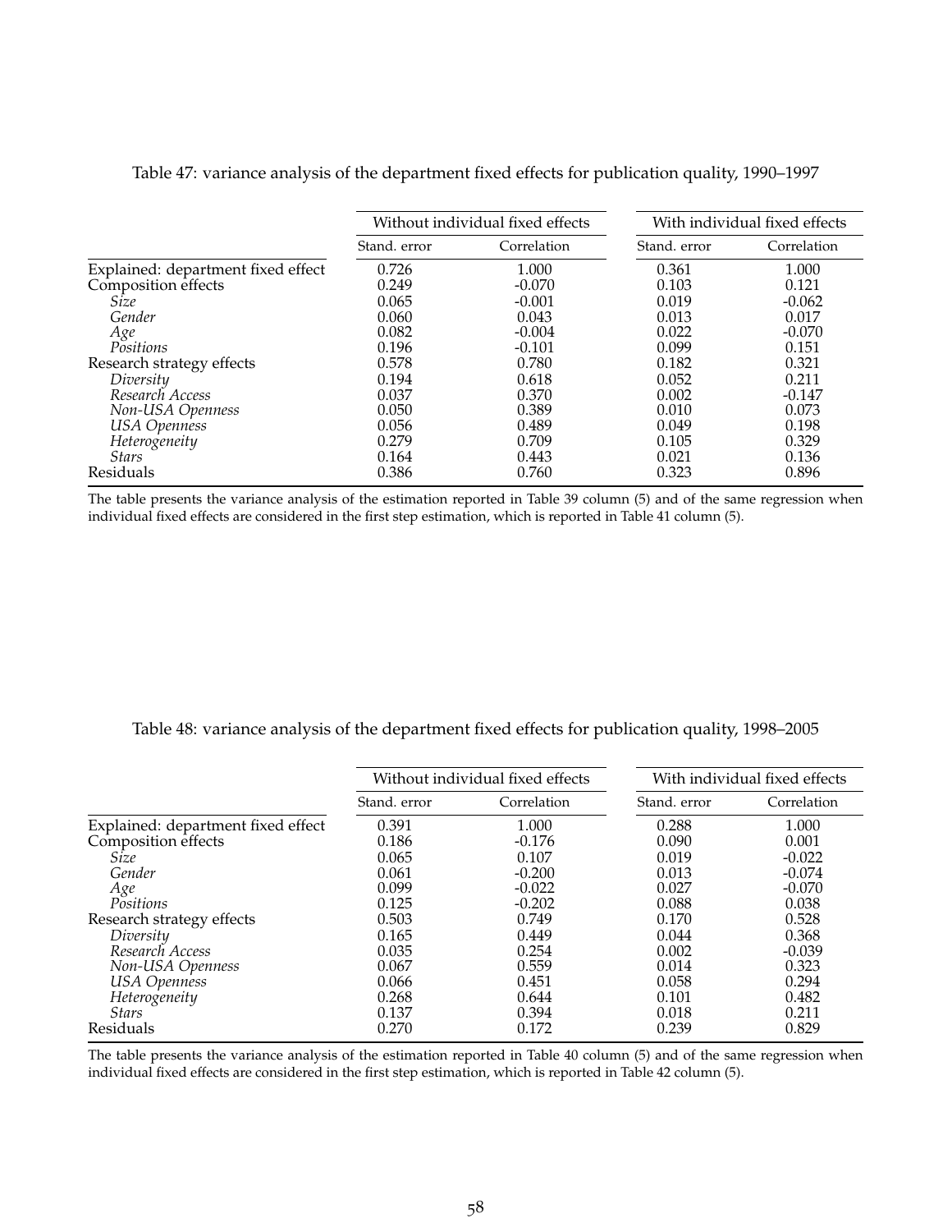Table 47: variance analysis of the department fixed effects for publication quality, 1990–1997

| | Without individual fixed effects | | With individual fixed effects | |
|---|---|---|---|---|
| | Stand. error | Correlation | Stand. error | Correlation |
| Explained: department fixed effect | 0.726 | 1.000 | 0.361 | 1.000 |
| Composition effects | 0.249 | -0.070 | 0.103 | 0.121 |
| *Size* | 0.065 | -0.001 | 0.019 | -0.062 |
| *Gender* | 0.060 | 0.043 | 0.013 | 0.017 |
| *Age* | 0.082 | -0.004 | 0.022 | -0.070 |
| *Positions* | 0.196 | -0.101 | 0.099 | 0.151 |
| Research strategy effects | 0.578 | 0.780 | 0.182 | 0.321 |
| *Diversity* | 0.194 | 0.618 | 0.052 | 0.211 |
| *Research Access* | 0.037 | 0.370 | 0.002 | -0.147 |
| *Non-USA Openness* | 0.050 | 0.389 | 0.010 | 0.073 |
| *USA Openness* | 0.056 | 0.489 | 0.049 | 0.198 |
| *Heterogeneity* | 0.279 | 0.709 | 0.105 | 0.329 |
| *Stars* | 0.164 | 0.443 | 0.021 | 0.136 |
| Residuals | 0.386 | 0.760 | 0.323 | 0.896 |

The table presents the variance analysis of the estimation reported in Table 39 column (5) and of the same regression when individual fixed effects are considered in the first step estimation, which is reported in Table 41 column (5).

Table 48: variance analysis of the department fixed effects for publication quality, 1998–2005

| | Without individual fixed effects | | With individual fixed effects | |
|---|---|---|---|---|
| | Stand. error | Correlation | Stand. error | Correlation |
| Explained: department fixed effect | 0.391 | 1.000 | 0.288 | 1.000 |
| Composition effects | 0.186 | -0.176 | 0.090 | 0.001 |
| *Size* | 0.065 | 0.107 | 0.019 | -0.022 |
| *Gender* | 0.061 | -0.200 | 0.013 | -0.074 |
| *Age* | 0.099 | -0.022 | 0.027 | -0.070 |
| *Positions* | 0.125 | -0.202 | 0.088 | 0.038 |
| Research strategy effects | 0.503 | 0.749 | 0.170 | 0.528 |
| *Diversity* | 0.165 | 0.449 | 0.044 | 0.368 |
| *Research Access* | 0.035 | 0.254 | 0.002 | -0.039 |
| *Non-USA Openness* | 0.067 | 0.559 | 0.014 | 0.323 |
| *USA Openness* | 0.066 | 0.451 | 0.058 | 0.294 |
| *Heterogeneity* | 0.268 | 0.644 | 0.101 | 0.482 |
| *Stars* | 0.137 | 0.394 | 0.018 | 0.211 |
| Residuals | 0.270 | 0.172 | 0.239 | 0.829 |

The table presents the variance analysis of the estimation reported in Table 40 column (5) and of the same regression when individual fixed effects are considered in the first step estimation, which is reported in Table 42 column (5).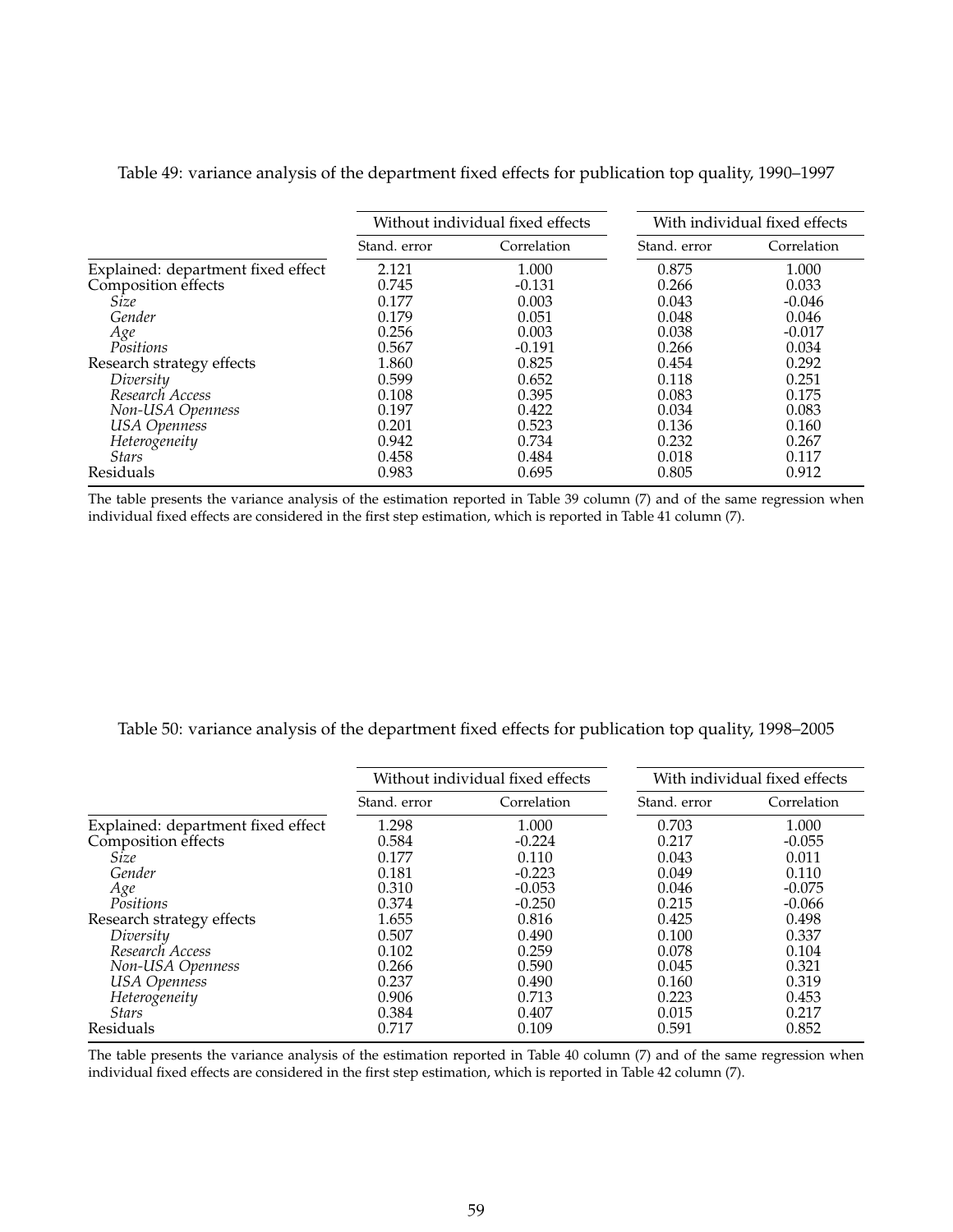Table 49: variance analysis of the department fixed effects for publication top quality, 1990–1997

| | Without individual fixed effects | | With individual fixed effects | |
|---|---|---|---|---|
| | Stand. error | Correlation | Stand. error | Correlation |
| Explained: department fixed effect | 2.121 | 1.000 | 0.875 | 1.000 |
| Composition effects | 0.745 | -0.131 | 0.266 | 0.033 |
| *Size* | 0.177 | 0.003 | 0.043 | -0.046 |
| *Gender* | 0.179 | 0.051 | 0.048 | 0.046 |
| *Age* | 0.256 | 0.003 | 0.038 | -0.017 |
| *Positions* | 0.567 | -0.191 | 0.266 | 0.034 |
| Research strategy effects | 1.860 | 0.825 | 0.454 | 0.292 |
| *Diversity* | 0.599 | 0.652 | 0.118 | 0.251 |
| *Research Access* | 0.108 | 0.395 | 0.083 | 0.175 |
| *Non-USA Openness* | 0.197 | 0.422 | 0.034 | 0.083 |
| *USA Openness* | 0.201 | 0.523 | 0.136 | 0.160 |
| *Heterogeneity* | 0.942 | 0.734 | 0.232 | 0.267 |
| *Stars* | 0.458 | 0.484 | 0.018 | 0.117 |
| Residuals | 0.983 | 0.695 | 0.805 | 0.912 |

The table presents the variance analysis of the estimation reported in Table 39 column (7) and of the same regression when individual fixed effects are considered in the first step estimation, which is reported in Table 41 column (7).

Table 50: variance analysis of the department fixed effects for publication top quality, 1998–2005

| | Without individual fixed effects | | With individual fixed effects | |
|---|---|---|---|---|
| | Stand. error | Correlation | Stand. error | Correlation |
| Explained: department fixed effect | 1.298 | 1.000 | 0.703 | 1.000 |
| Composition effects | 0.584 | -0.224 | 0.217 | -0.055 |
| *Size* | 0.177 | 0.110 | 0.043 | 0.011 |
| *Gender* | 0.181 | -0.223 | 0.049 | 0.110 |
| *Age* | 0.310 | -0.053 | 0.046 | -0.075 |
| *Positions* | 0.374 | -0.250 | 0.215 | -0.066 |
| Research strategy effects | 1.655 | 0.816 | 0.425 | 0.498 |
| *Diversity* | 0.507 | 0.490 | 0.100 | 0.337 |
| *Research Access* | 0.102 | 0.259 | 0.078 | 0.104 |
| *Non-USA Openness* | 0.266 | 0.590 | 0.045 | 0.321 |
| *USA Openness* | 0.237 | 0.490 | 0.160 | 0.319 |
| *Heterogeneity* | 0.906 | 0.713 | 0.223 | 0.453 |
| *Stars* | 0.384 | 0.407 | 0.015 | 0.217 |
| Residuals | 0.717 | 0.109 | 0.591 | 0.852 |

The table presents the variance analysis of the estimation reported in Table 40 column (7) and of the same regression when individual fixed effects are considered in the first step estimation, which is reported in Table 42 column (7).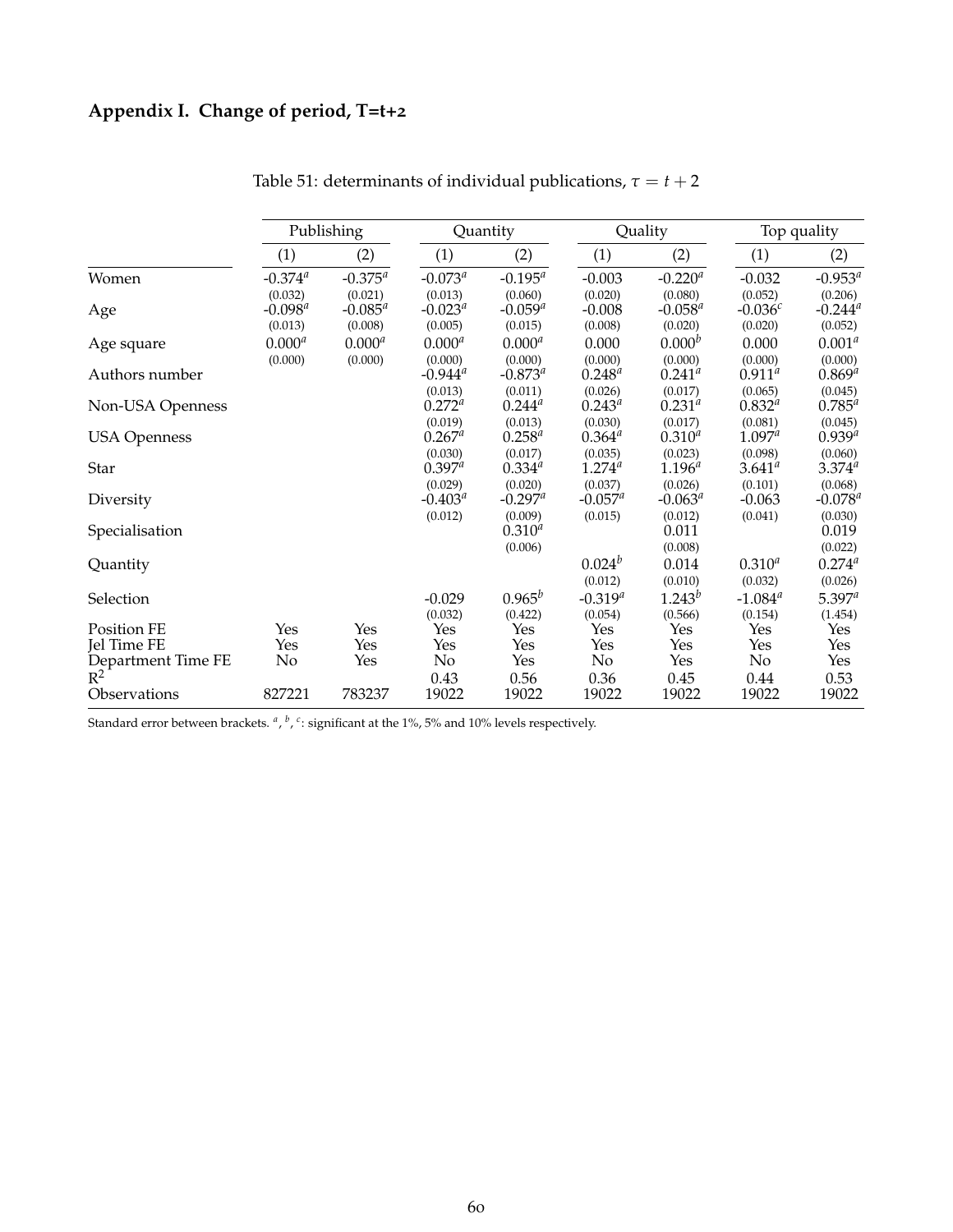## Appendix I. Change of period, T=t+2

Table 51: determinants of individual publications, $\tau = t + 2$

| | Publishing | | Quantity | | Quality | | Top quality | |
|---|---|---|---|---|---|---|---|---|
| | (1) | (2) | (1) | (2) | (1) | (2) | (1) | (2) |
| Women | -0.374[a] | -0.375[a] | -0.073[a] | -0.195[a] | -0.003 | -0.220[a] | -0.032 | -0.953[a] |
| | (0.032) | (0.021) | (0.013) | (0.060) | (0.020) | (0.080) | (0.052) | (0.206) |
| Age | -0.098[a] | -0.085[a] | -0.023[a] | -0.059[a] | -0.008 | -0.058[a] | -0.036[c] | -0.244[a] |
| | (0.013) | (0.008) | (0.005) | (0.015) | (0.008) | (0.020) | (0.020) | (0.052) |
| Age square | 0.000[a] | 0.000[a] | 0.000[a] | 0.000[a] | 0.000 | 0.000[b] | 0.000 | 0.001[a] |
| | (0.000) | (0.000) | (0.000) | (0.000) | (0.000) | (0.000) | (0.000) | (0.000) |
| Authors number | | | -0.944[a] | -0.873[a] | 0.248[a] | 0.241[a] | 0.911[a] | 0.869[a] |
| | | | (0.013) | (0.011) | (0.026) | (0.017) | (0.065) | (0.045) |
| Non-USA Openness | | | 0.272[a] | 0.244[a] | 0.243[a] | 0.231[a] | 0.832[a] | 0.785[a] |
| | | | (0.019) | (0.013) | (0.030) | (0.017) | (0.081) | (0.045) |
| USA Openness | | | 0.267[a] | 0.258[a] | 0.364[a] | 0.310[a] | 1.097[a] | 0.939[a] |
| | | | (0.030) | (0.017) | (0.035) | (0.023) | (0.098) | (0.060) |
| Star | | | 0.397[a] | 0.334[a] | 1.274[a] | 1.196[a] | 3.641[a] | 3.374[a] |
| | | | (0.029) | (0.020) | (0.037) | (0.026) | (0.101) | (0.068) |
| Diversity | | | -0.403[a] | -0.297[a] | -0.057[a] | -0.063[a] | -0.063 | -0.078[a] |
| | | | (0.012) | (0.009) | (0.015) | (0.012) | (0.041) | (0.030) |
| Specialisation | | | | 0.310[a] | | 0.011 | | 0.019 |
| | | | | (0.006) | | (0.008) | | (0.022) |
| Quantity | | | | | 0.024[b] | 0.014 | 0.310[a] | 0.274[a] |
| | | | | | (0.012) | (0.010) | (0.032) | (0.026) |
| Selection | | | -0.029 | 0.965[b] | -0.319[a] | 1.243[b] | -1.084[a] | 5.397[a] |
| | | | (0.032) | (0.422) | (0.054) | (0.566) | (0.154) | (1.454) |
| Position FE | Yes | Yes | Yes | Yes | Yes | Yes | Yes | Yes |
| Jel Time FE | Yes | Yes | Yes | Yes | Yes | Yes | Yes | Yes |
| Department Time FE | No | Yes | No | Yes | No | Yes | No | Yes |
| $R^2$ | | | 0.43 | 0.56 | 0.36 | 0.45 | 0.44 | 0.53 |
| Observations | 827221 | 783237 | 19022 | 19022 | 19022 | 19022 | 19022 | 19022 |

Standard error between brackets. [a], [b], [c]: significant at the 1%, 5% and 10% levels respectively.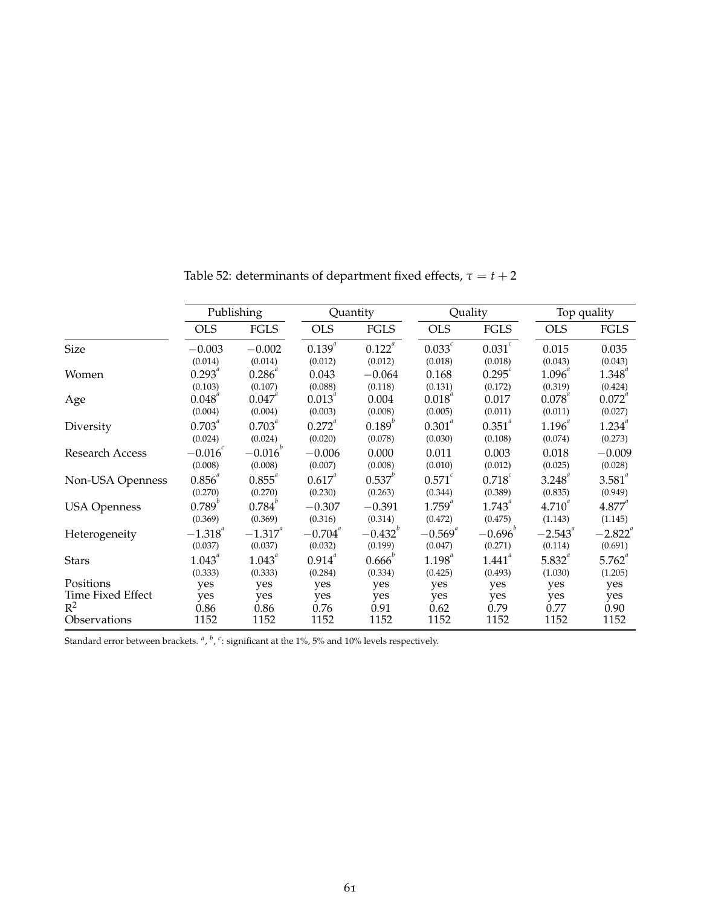Table 52: determinants of department fixed effects, $\tau = t + 2$

| | Publishing | | Quantity | | Quality | | Top quality | |
|---|---|---|---|---|---|---|---|---|
| | OLS | FGLS | OLS | FGLS | OLS | FGLS | OLS | FGLS |
| Size | $-0.003$ | $-0.002$ | $0.139^{a}$ | $0.122^{a}$ | $0.033^{c}$ | $0.031^{c}$ | 0.015 | 0.035 |
| | (0.014) | (0.014) | (0.012) | (0.012) | (0.018) | (0.018) | (0.043) | (0.043) |
| Women | $0.293^{a}$ | $0.286^{a}$ | 0.043 | $-0.064$ | 0.168 | $0.295^{c}$ | $1.096^{a}$ | $1.348^{a}$ |
| | (0.103) | (0.107) | (0.088) | (0.118) | (0.131) | (0.172) | (0.319) | (0.424) |
| Age | $0.048^{a}$ | $0.047^{a}$ | $0.013^{a}$ | 0.004 | $0.018^{a}$ | 0.017 | $0.078^{a}$ | $0.072^{a}$ |
| | (0.004) | (0.004) | (0.003) | (0.008) | (0.005) | (0.011) | (0.011) | (0.027) |
| Diversity | $0.703^{a}$ | $0.703^{a}$ | $0.272^{a}$ | $0.189^{b}$ | $0.301^{a}$ | $0.351^{a}$ | $1.196^{a}$ | $1.234^{a}$ |
| | (0.024) | (0.024) | (0.020) | (0.078) | (0.030) | (0.108) | (0.074) | (0.273) |
| Research Access | $-0.016^{c}$ | $-0.016^{b}$ | $-0.006$ | 0.000 | 0.011 | 0.003 | 0.018 | $-0.009$ |
| | (0.008) | (0.008) | (0.007) | (0.008) | (0.010) | (0.012) | (0.025) | (0.028) |
| Non-USA Openness | $0.856^{a}$ | $0.855^{a}$ | $0.617^{a}$ | $0.537^{b}$ | $0.571^{c}$ | $0.718^{c}$ | $3.248^{a}$ | $3.581^{a}$ |
| | (0.270) | (0.270) | (0.230) | (0.263) | (0.344) | (0.389) | (0.835) | (0.949) |
| USA Openness | $0.789^{b}$ | $0.784^{b}$ | $-0.307$ | $-0.391$ | $1.759^{a}$ | $1.743^{a}$ | $4.710^{a}$ | $4.877^{a}$ |
| | (0.369) | (0.369) | (0.316) | (0.314) | (0.472) | (0.475) | (1.143) | (1.145) |
| Heterogeneity | $-1.318^{a}$ | $-1.317^{a}$ | $-0.704^{a}$ | $-0.432^{b}$ | $-0.569^{a}$ | $-0.696^{b}$ | $-2.543^{a}$ | $-2.822^{a}$ |
| | (0.037) | (0.037) | (0.032) | (0.199) | (0.047) | (0.271) | (0.114) | (0.691) |
| Stars | $1.043^{a}$ | $1.043^{a}$ | $0.914^{a}$ | $0.666^{b}$ | $1.198^{a}$ | $1.441^{a}$ | $5.832^{a}$ | $5.762^{a}$ |
| | (0.333) | (0.333) | (0.284) | (0.334) | (0.425) | (0.493) | (1.030) | (1.205) |
| Positions | yes | yes | yes | yes | yes | yes | yes | yes |
| Time Fixed Effect | yes | yes | yes | yes | yes | yes | yes | yes |
| $R^2$ | 0.86 | 0.86 | 0.76 | 0.91 | 0.62 | 0.79 | 0.77 | 0.90 |
| Observations | 1152 | 1152 | 1152 | 1152 | 1152 | 1152 | 1152 | 1152 |

Standard error between brackets. [a], [b], [c]: significant at the 1%, 5% and 10% levels respectively.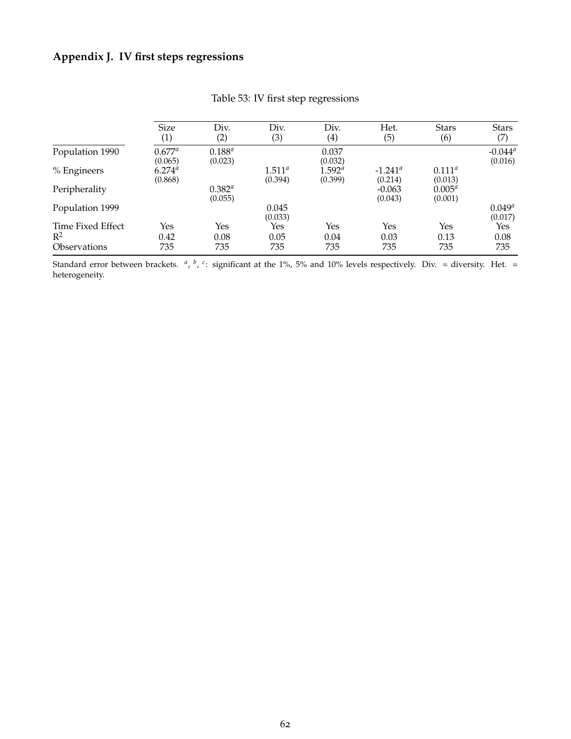## Appendix J. IV first steps regressions

Table 53: IV first step regressions

| | Size (1) | Div. (2) | Div. (3) | Div. (4) | Het. (5) | Stars (6) | Stars (7) |
|---|---|---|---|---|---|---|---|
| Population 1990 | 0.677[a] (0.065) | 0.188[a] (0.023) | | 0.037 (0.032) | | | -0.044[a] (0.016) |
| % Engineers | 6.274[a] (0.868) | | 1.511[a] (0.394) | 1.592[a] (0.399) | -1.241[a] (0.214) | 0.111[a] (0.013) | |
| Peripherality | | 0.382[a] (0.055) | | | -0.063 (0.043) | 0.005[a] (0.001) | |
| Population 1999 | | | 0.045 (0.033) | | | | 0.049[a] (0.017) |
| Time Fixed Effect | Yes | Yes | Yes | Yes | Yes | Yes | Yes |
| $R^2$ | 0.42 | 0.08 | 0.05 | 0.04 | 0.03 | 0.13 | 0.08 |
| Observations | 735 | 735 | 735 | 735 | 735 | 735 | 735 |

Standard error between brackets. [a], [b], [c]: significant at the 1%, 5% and 10% levels respectively. Div. = diversity. Het. = heterogeneity.